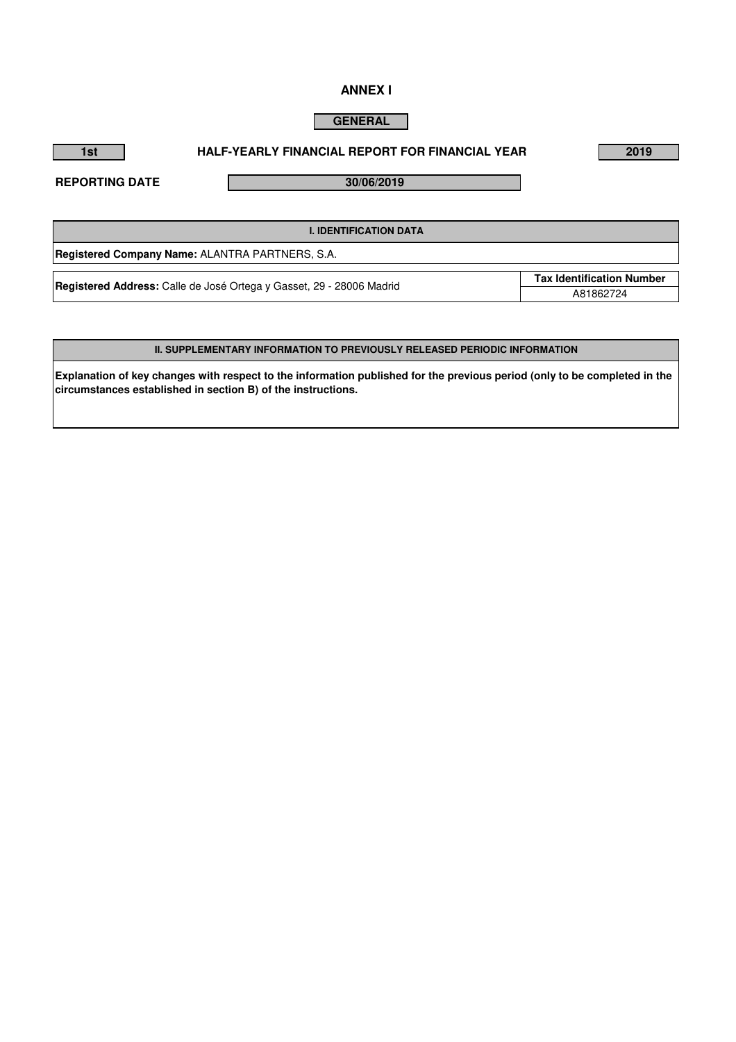# ANNEX I

## GENERAL

| 1st | HALF-YEARLY FINANCIAL REPORT FOR FINANCIAL YEAR | 2019 |
|---|---|---|

**REPORTING DATE** 30/06/2019

| I. IDENTIFICATION DATA | |
|---|---|
| **Registered Company Name:** ALANTRA PARTNERS, S.A. | |
| **Registered Address:** Calle de José Ortega y Gasset, 29 - 28006 Madrid | **Tax Identification Number** |
| | A81862724 |

| II. SUPPLEMENTARY INFORMATION TO PREVIOUSLY RELEASED PERIODIC INFORMATION |
|---|
| **Explanation of key changes with respect to the information published for the previous period (only to be completed in the circumstances established in section B) of the instructions.** |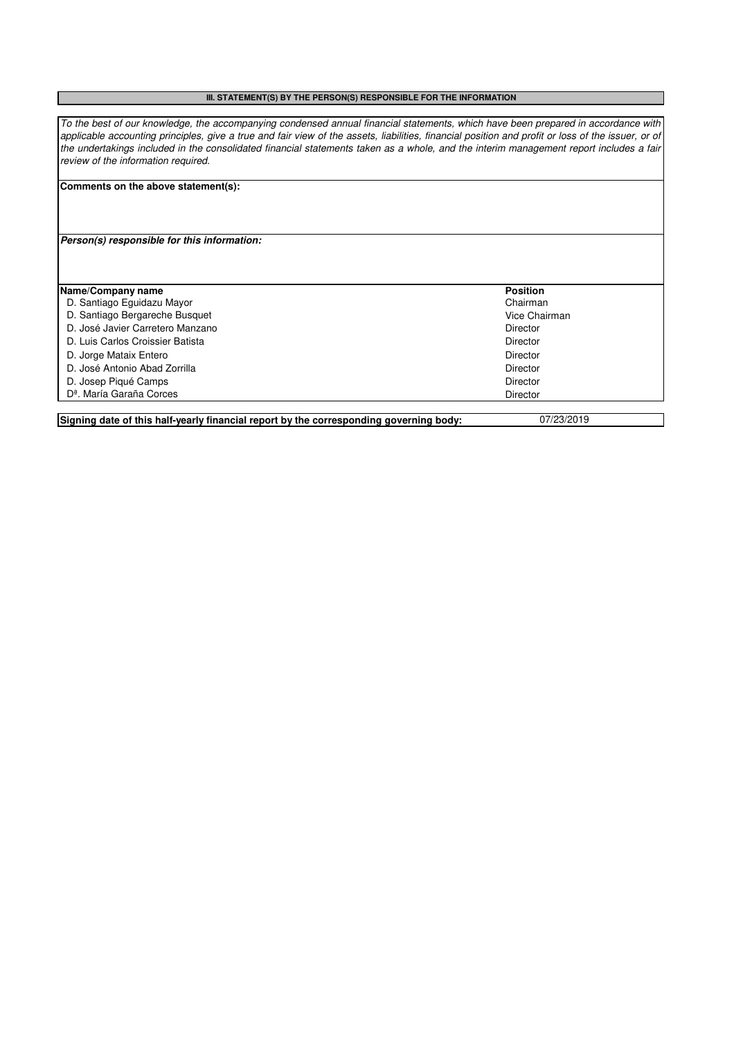## III. STATEMENT(S) BY THE PERSON(S) RESPONSIBLE FOR THE INFORMATION

*To the best of our knowledge, the accompanying condensed annual financial statements, which have been prepared in accordance with applicable accounting principles, give a true and fair view of the assets, liabilities, financial position and profit or loss of the issuer, or of the undertakings included in the consolidated financial statements taken as a whole, and the interim management report includes a fair review of the information required.*

**Comments on the above statement(s):**

***Person(s) responsible for this information:***

| Name/Company name | Position |
|---|---|
| D. Santiago Eguidazu Mayor | Chairman |
| D. Santiago Bergareche Busquet | Vice Chairman |
| D. José Javier Carretero Manzano | Director |
| D. Luis Carlos Croissier Batista | Director |
| D. Jorge Mataix Entero | Director |
| D. José Antonio Abad Zorrilla | Director |
| D. Josep Piqué Camps | Director |
| Dª. María Garaña Corces | Director |

**Signing date of this half-yearly financial report by the corresponding governing body:** 07/23/2019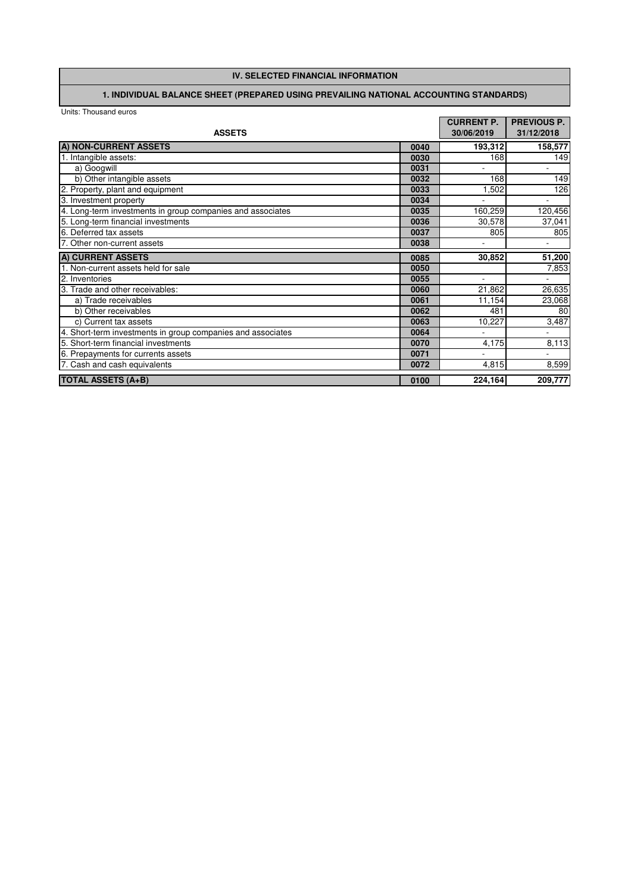## IV. SELECTED FINANCIAL INFORMATION

### 1. INDIVIDUAL BALANCE SHEET (PREPARED USING PREVAILING NATIONAL ACCOUNTING STANDARDS)

Units: Thousand euros

| ASSETS | | CURRENT P. 30/06/2019 | PREVIOUS P. 31/12/2018 |
|---|---|---|---|
| **A) NON-CURRENT ASSETS** | **0040** | **193,312** | **158,577** |
| 1. Intangible assets: | **0030** | 168 | 149 |
| a) Googwill | **0031** | - | - |
| b) Other intangible assets | **0032** | 168 | 149 |
| 2. Property, plant and equipment | **0033** | 1,502 | 126 |
| 3. Investment property | **0034** | - | - |
| 4. Long-term investments in group companies and associates | **0035** | 160,259 | 120,456 |
| 5. Long-term financial investments | **0036** | 30,578 | 37,041 |
| 6. Deferred tax assets | **0037** | 805 | 805 |
| 7. Other non-current assets | **0038** | - | - |
| **A) CURRENT ASSETS** | **0085** | **30,852** | **51,200** |
| 1. Non-current assets held for sale | **0050** | | 7,853 |
| 2. Inventories | **0055** | - | - |
| 3. Trade and other receivables: | **0060** | 21,862 | 26,635 |
| a) Trade receivables | **0061** | 11,154 | 23,068 |
| b) Other receivables | **0062** | 481 | 80 |
| c) Current tax assets | **0063** | 10,227 | 3,487 |
| 4. Short-term investments in group companies and associates | **0064** | - | - |
| 5. Short-term financial investments | **0070** | 4,175 | 8,113 |
| 6. Prepayments for currents assets | **0071** | - | - |
| 7. Cash and cash equivalents | **0072** | 4,815 | 8,599 |
| **TOTAL ASSETS (A+B)** | **0100** | **224,164** | **209,777** |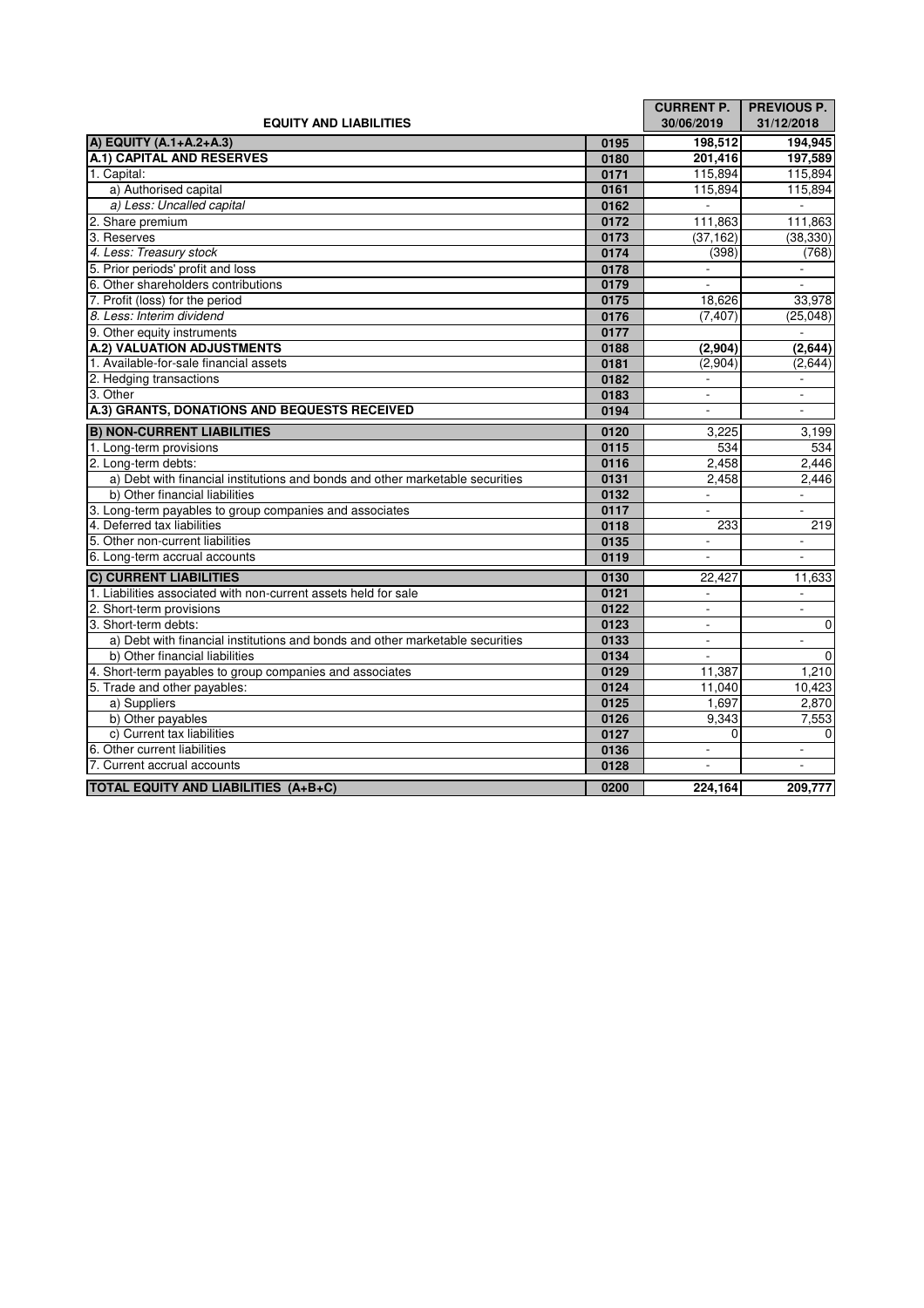| EQUITY AND LIABILITIES | | CURRENT P. 30/06/2019 | PREVIOUS P. 31/12/2018 |
|---|---|---|---|
| **A) EQUITY (A.1+A.2+A.3)** | **0195** | **198,512** | **194,945** |
| **A.1) CAPITAL AND RESERVES** | **0180** | **201,416** | **197,589** |
| 1. Capital: | **0171** | 115,894 | 115,894 |
| a) Authorised capital | **0161** | 115,894 | 115,894 |
| *a) Less: Uncalled capital* | **0162** | - | - |
| 2. Share premium | **0172** | 111,863 | 111,863 |
| 3. Reserves | **0173** | (37,162) | (38,330) |
| *4. Less: Treasury stock* | **0174** | (398) | (768) |
| 5. Prior periods' profit and loss | **0178** | - | - |
| 6. Other shareholders contributions | **0179** | - | - |
| 7. Profit (loss) for the period | **0175** | 18,626 | 33,978 |
| *8. Less: Interim dividend* | **0176** | (7,407) | (25,048) |
| 9. Other equity instruments | **0177** | | - |
| **A.2) VALUATION ADJUSTMENTS** | **0188** | **(2,904)** | **(2,644)** |
| 1. Available-for-sale financial assets | **0181** | (2,904) | (2,644) |
| 2. Hedging transactions | **0182** | - | - |
| 3. Other | **0183** | - | - |
| **A.3) GRANTS, DONATIONS AND BEQUESTS RECEIVED** | **0194** | - | - |
| **B) NON-CURRENT LIABILITIES** | **0120** | 3,225 | 3,199 |
| 1. Long-term provisions | **0115** | 534 | 534 |
| 2. Long-term debts: | **0116** | 2,458 | 2,446 |
| a) Debt with financial institutions and bonds and other marketable securities | **0131** | 2,458 | 2,446 |
| b) Other financial liabilities | **0132** | - | - |
| 3. Long-term payables to group companies and associates | **0117** | - | - |
| 4. Deferred tax liabilities | **0118** | 233 | 219 |
| 5. Other non-current liabilities | **0135** | - | - |
| 6. Long-term accrual accounts | **0119** | - | - |
| **C) CURRENT LIABILITIES** | **0130** | 22,427 | 11,633 |
| 1. Liabilities associated with non-current assets held for sale | **0121** | - | - |
| 2. Short-term provisions | **0122** | - | - |
| 3. Short-term debts: | **0123** | - | 0 |
| a) Debt with financial institutions and bonds and other marketable securities | **0133** | - | - |
| b) Other financial liabilities | **0134** | - | 0 |
| 4. Short-term payables to group companies and associates | **0129** | 11,387 | 1,210 |
| 5. Trade and other payables: | **0124** | 11,040 | 10,423 |
| a) Suppliers | **0125** | 1,697 | 2,870 |
| b) Other payables | **0126** | 9,343 | 7,553 |
| c) Current tax liabilities | **0127** | 0 | 0 |
| 6. Other current liabilities | **0136** | - | - |
| 7. Current accrual accounts | **0128** | - | - |
| **TOTAL EQUITY AND LIABILITIES (A+B+C)** | **0200** | **224,164** | **209,777** |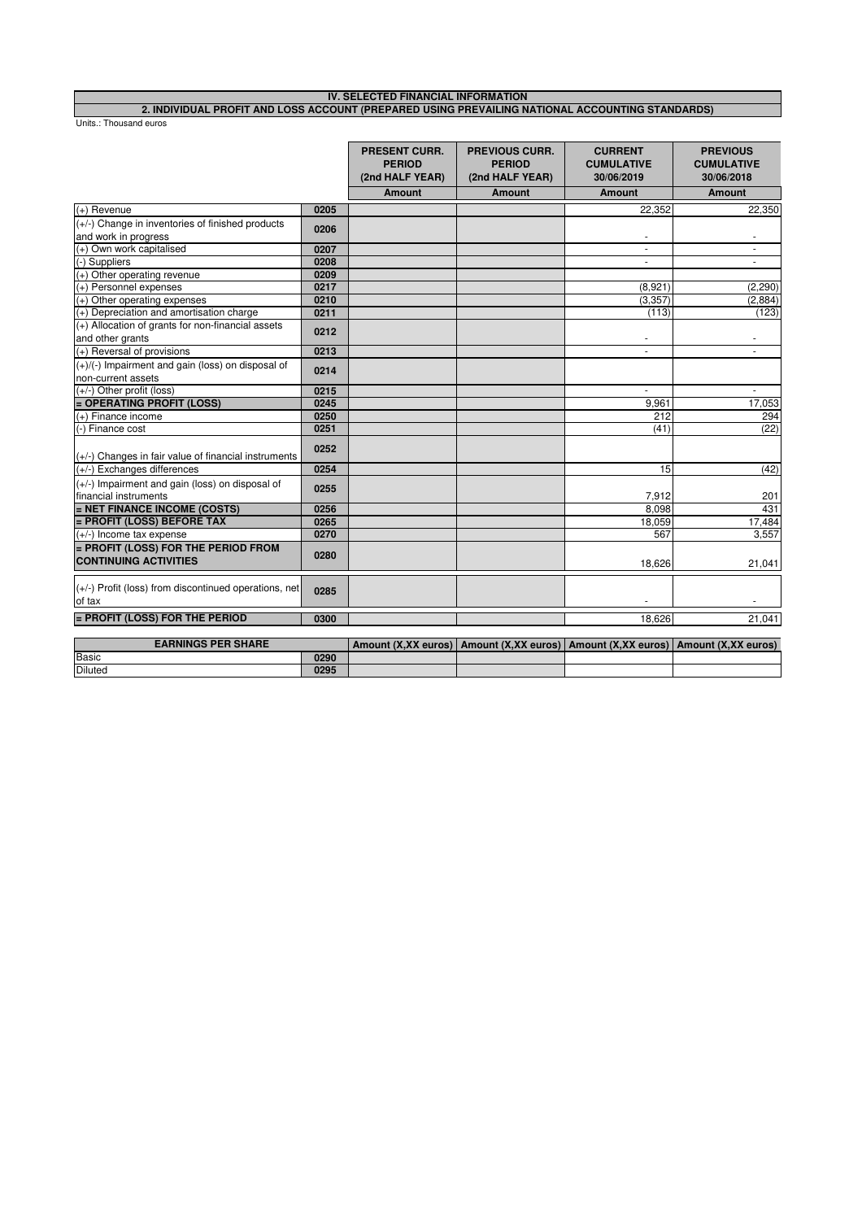# IV. SELECTED FINANCIAL INFORMATION

## 2. INDIVIDUAL PROFIT AND LOSS ACCOUNT (PREPARED USING PREVAILING NATIONAL ACCOUNTING STANDARDS)

Units.: Thousand euros

| | | PRESENT CURR. PERIOD (2nd HALF YEAR) | PREVIOUS CURR. PERIOD (2nd HALF YEAR) | CURRENT CUMULATIVE 30/06/2019 | PREVIOUS CUMULATIVE 30/06/2018 |
|---|---|---|---|---|---|
| | | Amount | Amount | Amount | Amount |
| (+) Revenue | 0205 | | | 22,352 | 22,350 |
| (+/-) Change in inventories of finished products and work in progress | 0206 | | | - | - |
| (+) Own work capitalised | 0207 | | | - | - |
| (-) Suppliers | 0208 | | | - | - |
| (+) Other operating revenue | 0209 | | | | |
| (+) Personnel expenses | 0217 | | | (8,921) | (2,290) |
| (+) Other operating expenses | 0210 | | | (3,357) | (2,884) |
| (+) Depreciation and amortisation charge | 0211 | | | (113) | (123) |
| (+) Allocation of grants for non-financial assets and other grants | 0212 | | | - | - |
| (+) Reversal of provisions | 0213 | | | - | - |
| (+)/(-) Impairment and gain (loss) on disposal of non-current assets | 0214 | | | | |
| (+/-) Other profit (loss) | 0215 | | | - | - |
| **= OPERATING PROFIT (LOSS)** | 0245 | | | 9,961 | 17,053 |
| (+) Finance income | 0250 | | | 212 | 294 |
| (-) Finance cost | 0251 | | | (41) | (22) |
| (+/-) Changes in fair value of financial instruments | 0252 | | | | |
| (+/-) Exchanges differences | 0254 | | | 15 | (42) |
| (+/-) Impairment and gain (loss) on disposal of financial instruments | 0255 | | | 7,912 | 201 |
| **= NET FINANCE INCOME (COSTS)** | 0256 | | | 8,098 | 431 |
| **= PROFIT (LOSS) BEFORE TAX** | 0265 | | | 18,059 | 17,484 |
| (+/-) Income tax expense | 0270 | | | 567 | 3,557 |
| **= PROFIT (LOSS) FOR THE PERIOD FROM CONTINUING ACTIVITIES** | 0280 | | | 18,626 | 21,041 |
| (+/-) Profit (loss) from discontinued operations, net of tax | 0285 | | | - | - |
| **= PROFIT (LOSS) FOR THE PERIOD** | 0300 | | | 18,626 | 21,041 |

| EARNINGS PER SHARE | | Amount (X,XX euros) | Amount (X,XX euros) | Amount (X,XX euros) | Amount (X,XX euros) |
|---|---|---|---|---|---|
| Basic | 0290 | | | | |
| Diluted | 0295 | | | | |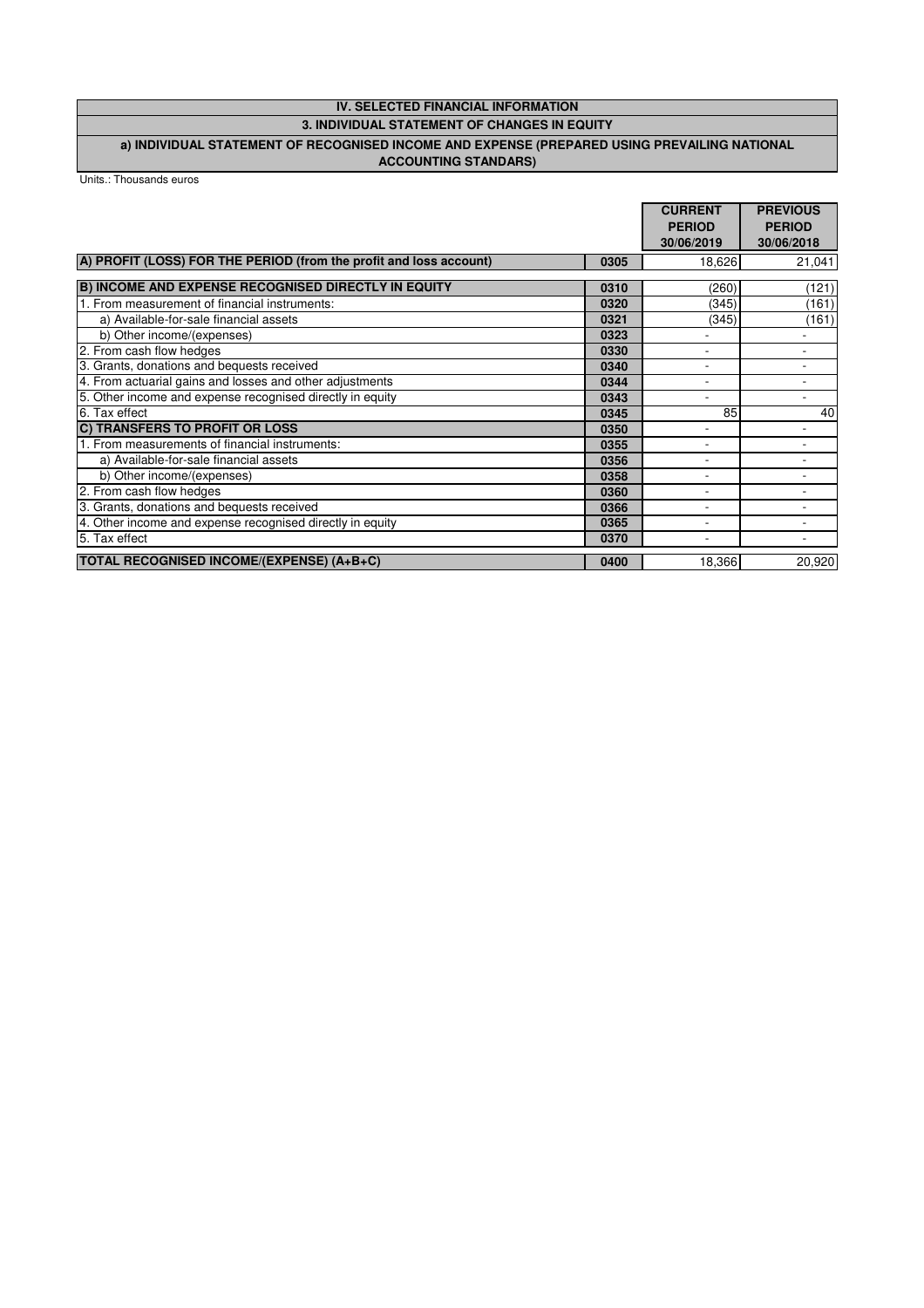# IV. SELECTED FINANCIAL INFORMATION

## 3. INDIVIDUAL STATEMENT OF CHANGES IN EQUITY

### a) INDIVIDUAL STATEMENT OF RECOGNISED INCOME AND EXPENSE (PREPARED USING PREVAILING NATIONAL ACCOUNTING STANDARDS)

Units.: Thousands euros

| | | CURRENT PERIOD 30/06/2019 | PREVIOUS PERIOD 30/06/2018 |
|---|---|---|---|
| **A) PROFIT (LOSS) FOR THE PERIOD (from the profit and loss account)** | 0305 | 18,626 | 21,041 |
| **B) INCOME AND EXPENSE RECOGNISED DIRECTLY IN EQUITY** | 0310 | (260) | (121) |
| 1. From measurement of financial instruments: | 0320 | (345) | (161) |
| a) Available-for-sale financial assets | 0321 | (345) | (161) |
| b) Other income/(expenses) | 0323 | - | - |
| 2. From cash flow hedges | 0330 | - | - |
| 3. Grants, donations and bequests received | 0340 | - | - |
| 4. From actuarial gains and losses and other adjustments | 0344 | - | - |
| 5. Other income and expense recognised directly in equity | 0343 | - | - |
| 6. Tax effect | 0345 | 85 | 40 |
| **C) TRANSFERS TO PROFIT OR LOSS** | 0350 | - | - |
| 1. From measurements of financial instruments: | 0355 | - | - |
| a) Available-for-sale financial assets | 0356 | - | - |
| b) Other income/(expenses) | 0358 | - | - |
| 2. From cash flow hedges | 0360 | - | - |
| 3. Grants, donations and bequests received | 0366 | - | - |
| 4. Other income and expense recognised directly in equity | 0365 | - | - |
| 5. Tax effect | 0370 | - | - |
| **TOTAL RECOGNISED INCOME/(EXPENSE) (A+B+C)** | 0400 | 18,366 | 20,920 |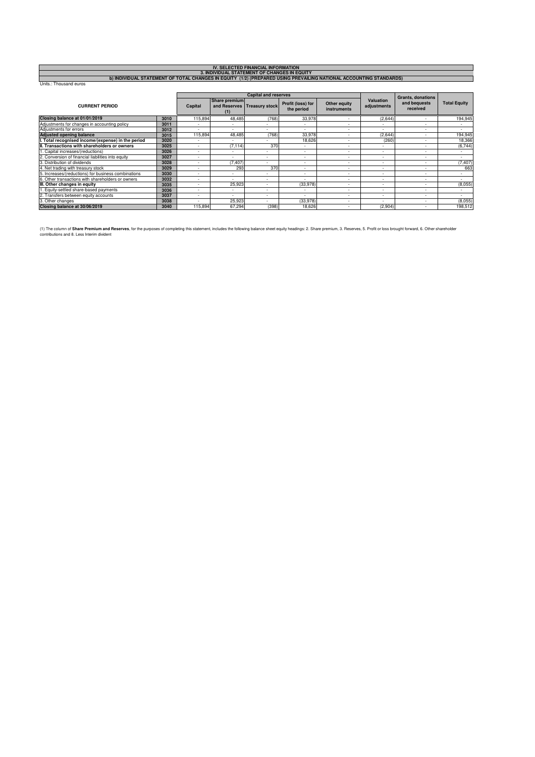# IV. SELECTED FINANCIAL INFORMATION

## 3. INDIVIDUAL STATEMENT OF CHANGES IN EQUITY

### b) INDIVIDUAL STATEMENT OF TOTAL CHANGES IN EQUITY (1/2) (PREPARED USING PREVAILING NATIONAL ACCOUNTING STANDARDS)

Units.: Thousand euros

| CURRENT PERIOD | | Capital and reserves | | | | | Valuation adjustments | Grants, donations and bequests received | Total Equity |
|---|---|---|---|---|---|---|---|---|---|
| | | Capital | Share premium and Reserves (1) | Treasury stock | Profit (loss) for the period | Other equity instruments | | | |
| **Closing balance at 01/01/2019** | 3010 | 115,894 | 48,485 | (768) | 33,978 | - | (2,644) | - | 194,945 |
| Adjustments for changes in accounting policy | 3011 | - | - | - | - | - | - | - | - |
| Adjustments for errors | 3012 | - | - | - | - | - | - | - | - |
| **Adjusted opening balance** | 3015 | 115,894 | 48,485 | (768) | 33,978 | - | (2,644) | - | 194,945 |
| **I. Total recognised income/(expense) in the period** | 3020 | - | - | - | 18,626 | - | (260) | - | 18,366 |
| **II. Transactions with shareholders or owners** | 3025 | - | (7,114) | 370 | - | - | - | - | (6,744) |
| 1. Capital increases/(reductions) | 3026 | - | - | - | - | - | - | - | - |
| 2. Conversion of financial liabilities into equity | 3027 | - | - | - | - | - | - | - | - |
| 3. Distribution of dividends | 3028 | - | (7,407) | - | - | - | - | - | (7,407) |
| 4. Net trading with treasury stock | 3029 | - | 293 | 370 | - | - | - | - | 663 |
| 5. Increases/(reductions) for business combinations | 3030 | - | - | - | - | - | - | - | - |
| 6. Other transactions with shareholders or owners | 3032 | - | - | - | - | - | - | - | - |
| **III. Other changes in equity** | 3035 | - | 25,923 | - | (33,978) | - | - | - | (8,055) |
| 1. Equity-settled share-based payments | 3036 | - | - | - | - | - | - | - | - |
| 2. Transfers between equity accounts | 3037 | - | - | - | - | - | - | - | - |
| 3. Other changes | 3038 | - | 25,923 | - | (33,978) | - | - | - | (8,055) |
| **Closing balance at 30/06/2019** | 3040 | 115,894 | 67,294 | (398) | 18,626 | - | (2,904) | - | 198,512 |

(1) The column of **Share Premium and Reserves**, for the purposes of completing this statement, includes the following balance sheet equity headings: 2. Share premium, 3. Reserves, 5. Profit or loss brought forward, 6. Other shareholder contributions and 8. Less Interim divident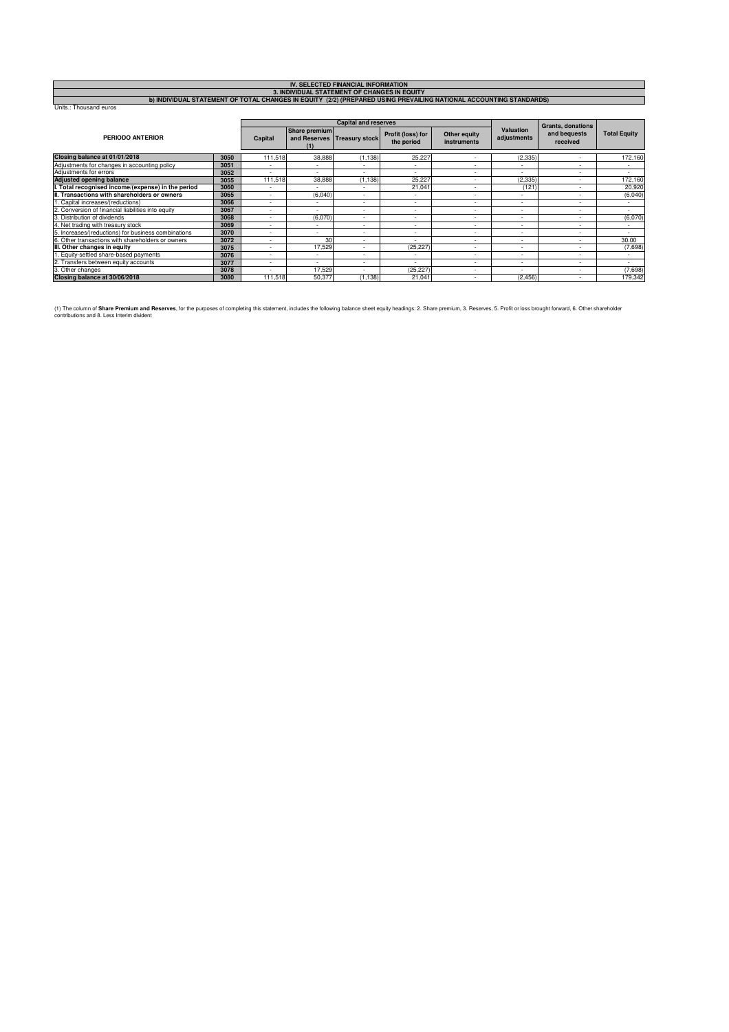# IV. SELECTED FINANCIAL INFORMATION

## 3. INDIVIDUAL STATEMENT OF CHANGES IN EQUITY

### b) INDIVIDUAL STATEMENT OF TOTAL CHANGES IN EQUITY (2/2) (PREPARED USING PREVAILING NATIONAL ACCOUNTING STANDARDS)

Units.: Thousand euros

| PERIODO ANTERIOR | | Capital and reserves | | | | | Valuation adjustments | Grants, donations and bequests received | Total Equity |
|---|---|---|---|---|---|---|---|---|---|
| | | Capital | Share premium and Reserves (1) | Treasury stock | Profit (loss) for the period | Other equity instruments | | | |
| **Closing balance at 01/01/2018** | **3050** | 111,518 | 38,888 | (1,138) | 25,227 | - | (2,335) | - | 172,160 |
| Adjustments for changes in accounting policy | 3051 | - | - | - | - | - | - | - | - |
| Adjustments for errors | 3052 | - | - | - | - | - | - | - | - |
| **Adjusted opening balance** | **3055** | 111,518 | 38,888 | (1,138) | 25,227 | - | (2,335) | - | 172,160 |
| **I. Total recognised income/(expense) in the period** | **3060** | - | - | - | 21,041 | - | (121) | - | 20,920 |
| **II. Transactions with shareholders or owners** | **3065** | - | (6,040) | - | - | - | - | - | (6,040) |
| 1. Capital increases/(reductions) | 3066 | - | - | - | - | - | - | - | - |
| 2. Conversion of financial liabilities into equity | 3067 | - | - | - | - | - | - | - | - |
| 3. Distribution of dividends | 3068 | - | (6,070) | - | - | - | - | - | (6,070) |
| 4. Net trading with treasury stock | 3069 | - | - | - | - | - | - | - | - |
| 5. Increases/(reductions) for business combinations | 3070 | - | - | - | - | - | - | - | - |
| 6. Other transactions with shareholders or owners | 3072 | - | 30 | - | - | - | - | - | 30,00 |
| **III. Other changes in equity** | **3075** | - | 17,529 | - | (25,227) | - | - | - | (7,698) |
| 1. Equity-settled share-based payments | 3076 | - | - | - | - | - | - | - | - |
| 2. Transfers between equity accounts | 3077 | - | - | - | - | - | - | - | - |
| 3. Other changes | 3078 | - | 17,529 | - | (25,227) | - | - | - | (7,698) |
| **Closing balance at 30/06/2018** | **3080** | 111,518 | 50,377 | (1,138) | 21,041 | - | (2,456) | - | 179,342 |

(1) The column of **Share Premium and Reserves**, for the purposes of completing this statement, includes the following balance sheet equity headings: 2. Share premium, 3. Reserves, 5. Profit or loss brought forward, 6. Other shareholder contributions and 8. Less Interim divident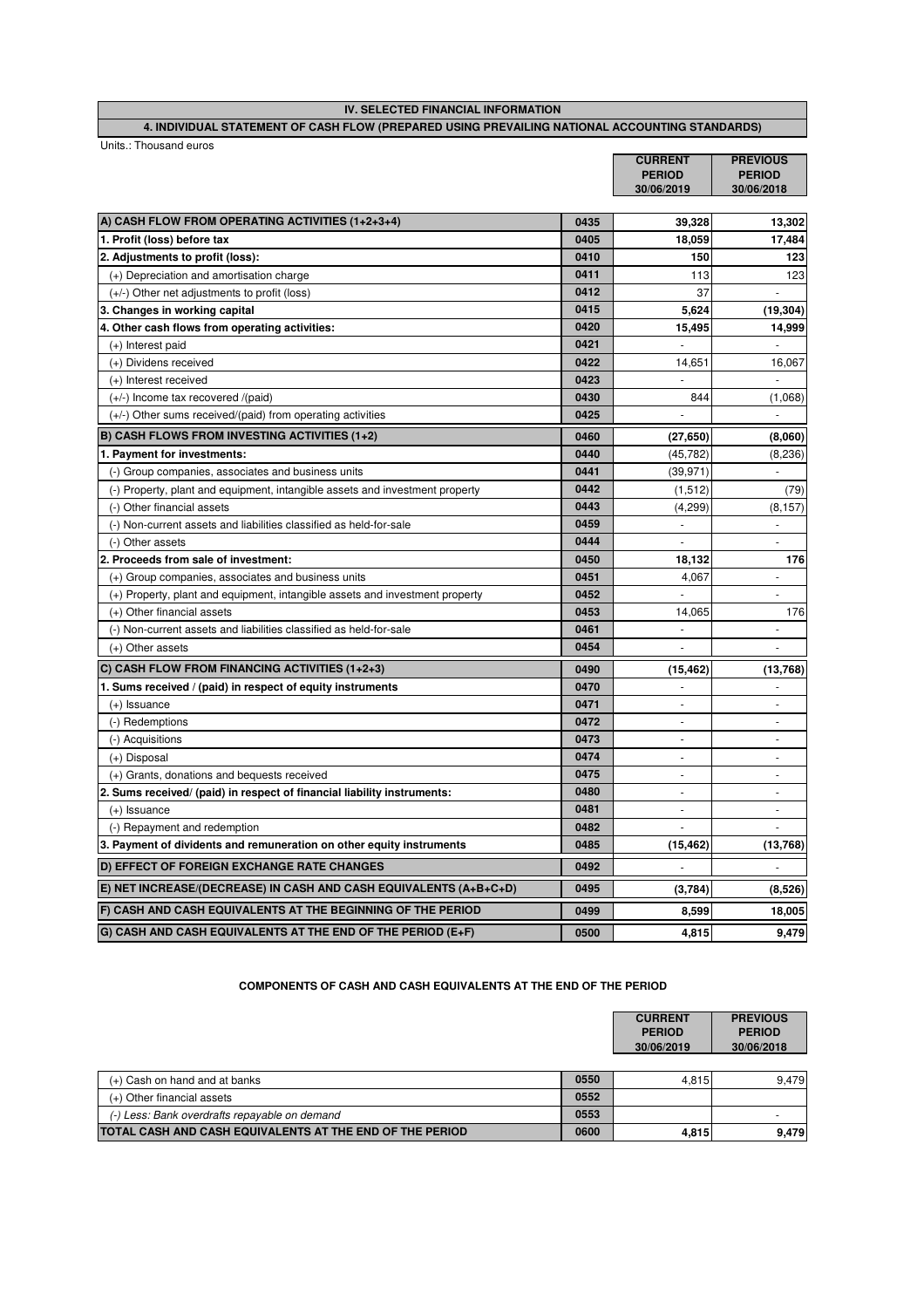## IV. SELECTED FINANCIAL INFORMATION

### 4. INDIVIDUAL STATEMENT OF CASH FLOW (PREPARED USING PREVAILING NATIONAL ACCOUNTING STANDARDS)

Units.: Thousand euros

| | | CURRENT PERIOD 30/06/2019 | PREVIOUS PERIOD 30/06/2018 |
|---|---|---|---|
| **A) CASH FLOW FROM OPERATING ACTIVITIES (1+2+3+4)** | 0435 | **39,328** | **13,302** |
| **1. Profit (loss) before tax** | 0405 | **18,059** | **17,484** |
| **2. Adjustments to profit (loss):** | 0410 | **150** | **123** |
| (+) Depreciation and amortisation charge | 0411 | 113 | 123 |
| (+/-) Other net adjustments to profit (loss) | 0412 | 37 | - |
| **3. Changes in working capital** | 0415 | **5,624** | **(19,304)** |
| **4. Other cash flows from operating activities:** | 0420 | **15,495** | **14,999** |
| (+) Interest paid | 0421 | - | - |
| (+) Dividens received | 0422 | 14,651 | 16,067 |
| (+) Interest received | 0423 | - | - |
| (+/-) Income tax recovered /(paid) | 0430 | 844 | (1,068) |
| (+/-) Other sums received/(paid) from operating activities | 0425 | - | - |
| **B) CASH FLOWS FROM INVESTING ACTIVITIES (1+2)** | 0460 | **(27,650)** | **(8,060)** |
| **1. Payment for investments:** | 0440 | (45,782) | (8,236) |
| (-) Group companies, associates and business units | 0441 | (39,971) | - |
| (-) Property, plant and equipment, intangible assets and investment property | 0442 | (1,512) | (79) |
| (-) Other financial assets | 0443 | (4,299) | (8,157) |
| (-) Non-current assets and liabilities classified as held-for-sale | 0459 | - | - |
| (-) Other assets | 0444 | - | - |
| **2. Proceeds from sale of investment:** | 0450 | **18,132** | **176** |
| (+) Group companies, associates and business units | 0451 | 4,067 | - |
| (+) Property, plant and equipment, intangible assets and investment property | 0452 | - | - |
| (+) Other financial assets | 0453 | 14,065 | 176 |
| (-) Non-current assets and liabilities classified as held-for-sale | 0461 | - | - |
| (+) Other assets | 0454 | - | - |
| **C) CASH FLOW FROM FINANCING ACTIVITIES (1+2+3)** | 0490 | **(15,462)** | **(13,768)** |
| **1. Sums received / (paid) in respect of equity instruments** | 0470 | - | - |
| (+) Issuance | 0471 | - | - |
| (-) Redemptions | 0472 | - | - |
| (-) Acquisitions | 0473 | - | - |
| (+) Disposal | 0474 | - | - |
| (+) Grants, donations and bequests received | 0475 | - | - |
| **2. Sums received/ (paid) in respect of financial liability instruments:** | 0480 | - | - |
| (+) Issuance | 0481 | - | - |
| (-) Repayment and redemption | 0482 | - | - |
| **3. Payment of dividents and remuneration on other equity instruments** | 0485 | **(15,462)** | **(13,768)** |
| **D) EFFECT OF FOREIGN EXCHANGE RATE CHANGES** | 0492 | - | - |
| **E) NET INCREASE/(DECREASE) IN CASH AND CASH EQUIVALENTS (A+B+C+D)** | 0495 | **(3,784)** | **(8,526)** |
| **F) CASH AND CASH EQUIVALENTS AT THE BEGINNING OF THE PERIOD** | 0499 | **8,599** | **18,005** |
| **G) CASH AND CASH EQUIVALENTS AT THE END OF THE PERIOD (E+F)** | 0500 | **4,815** | **9,479** |

### COMPONENTS OF CASH AND CASH EQUIVALENTS AT THE END OF THE PERIOD

| | | CURRENT PERIOD 30/06/2019 | PREVIOUS PERIOD 30/06/2018 |
|---|---|---|---|
| (+) Cash on hand and at banks | 0550 | 4,815 | 9,479 |
| (+) Other financial assets | 0552 | | |
| *(-) Less: Bank overdrafts repayable on demand* | 0553 | | - |
| **TOTAL CASH AND CASH EQUIVALENTS AT THE END OF THE PERIOD** | 0600 | **4,815** | **9,479** |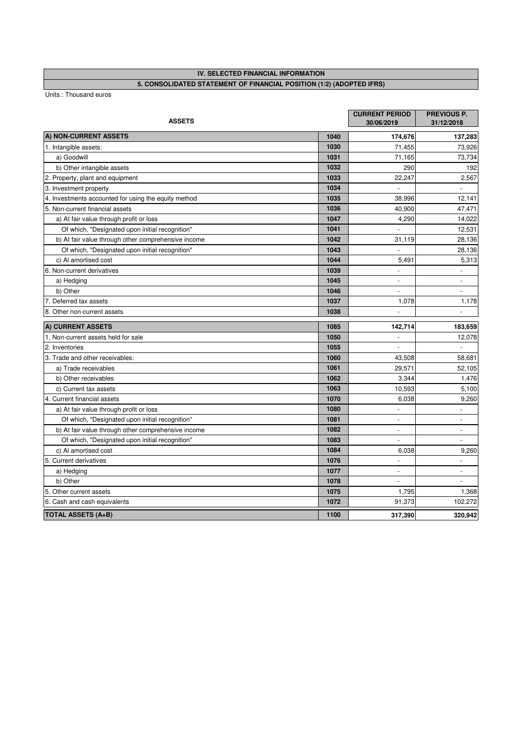## IV. SELECTED FINANCIAL INFORMATION

### 5. CONSOLIDATED STATEMENT OF FINANCIAL POSITION (1/2) (ADOPTED IFRS)

Units.: Thousand euros

| ASSETS | | CURRENT PERIOD 30/06/2019 | PREVIOUS P. 31/12/2018 |
|---|---|---|---|
| **A) NON-CURRENT ASSETS** | **1040** | **174,676** | **137,283** |
| 1. Intangible assets: | **1030** | 71,455 | 73,926 |
| a) Goodwill | **1031** | 71,165 | 73,734 |
| b) Other intangible assets | **1032** | 290 | 192 |
| 2. Property, plant and equipment | **1033** | 22,247 | 2,567 |
| 3. Investment property | **1034** | - | - |
| 4. Investments accounted for using the equity method | **1035** | 38,996 | 12,141 |
| 5. Non-current financial assets | **1036** | 40,900 | 47,471 |
| a) At fair value through profit or loss | **1047** | 4,290 | 14,022 |
| Of which, "Designated upon initial recognition" | **1041** | - | 12,531 |
| b) At fair value through other comprehensive income | **1042** | 31,119 | 28,136 |
| Of which, "Designated upon initial recognition" | **1043** | - | 28,136 |
| c) Al amortised cost | **1044** | 5,491 | 5,313 |
| 6. Non-current derivatives | **1039** | - | - |
| a) Hedging | **1045** | - | - |
| b) Other | **1046** | - | - |
| 7. Deferred tax assets | **1037** | 1,078 | 1,178 |
| 8. Other non-current assets | **1038** | - | - |
| **A) CURRENT ASSETS** | **1085** | **142,714** | **183,659** |
| 1. Non-current assets held for sale | **1050** | - | 12,078 |
| 2. Inventories | **1055** | - | - |
| 3. Trade and other receivables: | **1060** | 43,508 | 58,681 |
| a) Trade receivables | **1061** | 29,571 | 52,105 |
| b) Other receivables | **1062** | 3,344 | 1,476 |
| c) Current tax assets | **1063** | 10,593 | 5,100 |
| 4. Current financial assets | **1070** | 6,038 | 9,260 |
| a) At fair value through profit or loss | **1080** | - | - |
| Of which, "Designated upon initial recognition" | **1081** | - | - |
| b) At fair value through other comprehensive income | **1082** | - | - |
| Of which, "Designated upon initial recognition" | **1083** | - | - |
| c) Al amortised cost | **1084** | 6,038 | 9,260 |
| 5. Current derivatives | **1076** | - | - |
| a) Hedging | **1077** | - | - |
| b) Other | **1078** | - | - |
| 5. Other current assets | **1075** | 1,795 | 1,368 |
| 6. Cash and cash equivalents | **1072** | 91,373 | 102,272 |
| **TOTAL ASSETS (A+B)** | **1100** | **317,390** | **320,942** |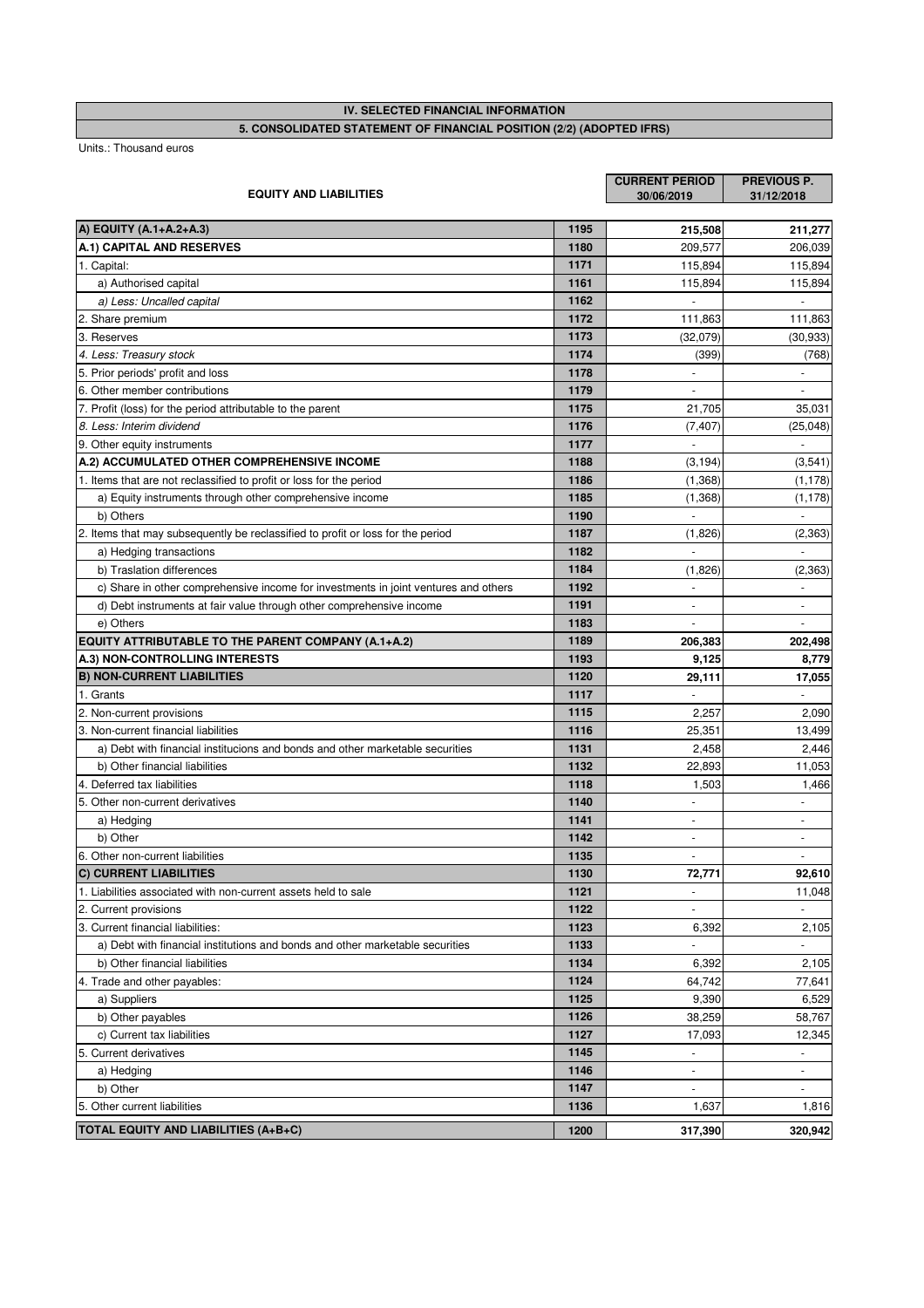# IV. SELECTED FINANCIAL INFORMATION

## 5. CONSOLIDATED STATEMENT OF FINANCIAL POSITION (2/2) (ADOPTED IFRS)

Units.: Thousand euros

| EQUITY AND LIABILITIES | | CURRENT PERIOD 30/06/2019 | PREVIOUS P. 31/12/2018 |
|---|---|---|---|
| **A) EQUITY (A.1+A.2+A.3)** | **1195** | **215,508** | **211,277** |
| **A.1) CAPITAL AND RESERVES** | **1180** | 209,577 | 206,039 |
| 1. Capital: | **1171** | 115,894 | 115,894 |
| a) Authorised capital | **1161** | 115,894 | 115,894 |
| *a) Less: Uncalled capital* | **1162** | - | - |
| 2. Share premium | **1172** | 111,863 | 111,863 |
| 3. Reserves | **1173** | (32,079) | (30,933) |
| *4. Less: Treasury stock* | **1174** | (399) | (768) |
| 5. Prior periods' profit and loss | **1178** | - | - |
| 6. Other member contributions | **1179** | - | - |
| 7. Profit (loss) for the period attributable to the parent | **1175** | 21,705 | 35,031 |
| *8. Less: Interim dividend* | **1176** | (7,407) | (25,048) |
| 9. Other equity instruments | **1177** | - | - |
| **A.2) ACCUMULATED OTHER COMPREHENSIVE INCOME** | **1188** | (3,194) | (3,541) |
| 1. Items that are not reclassified to profit or loss for the period | **1186** | (1,368) | (1,178) |
| a) Equity instruments through other comprehensive income | **1185** | (1,368) | (1,178) |
| b) Others | **1190** | - | - |
| 2. Items that may subsequently be reclassified to profit or loss for the period | **1187** | (1,826) | (2,363) |
| a) Hedging transactions | **1182** | - | - |
| b) Traslation differences | **1184** | (1,826) | (2,363) |
| c) Share in other comprehensive income for investments in joint ventures and others | **1192** | - | - |
| d) Debt instruments at fair value through other comprehensive income | **1191** | - | - |
| e) Others | **1183** | - | - |
| **EQUITY ATTRIBUTABLE TO THE PARENT COMPANY (A.1+A.2)** | **1189** | **206,383** | **202,498** |
| **A.3) NON-CONTROLLING INTERESTS** | **1193** | **9,125** | **8,779** |
| **B) NON-CURRENT LIABILITIES** | **1120** | **29,111** | **17,055** |
| 1. Grants | **1117** | - | - |
| 2. Non-current provisions | **1115** | 2,257 | 2,090 |
| 3. Non-current financial liabilities | **1116** | 25,351 | 13,499 |
| a) Debt with financial institucions and bonds and other marketable securities | **1131** | 2,458 | 2,446 |
| b) Other financial liabilities | **1132** | 22,893 | 11,053 |
| 4. Deferred tax liabilities | **1118** | 1,503 | 1,466 |
| 5. Other non-current derivatives | **1140** | - | - |
| a) Hedging | **1141** | - | - |
| b) Other | **1142** | - | - |
| 6. Other non-current liabilities | **1135** | - | - |
| **C) CURRENT LIABILITIES** | **1130** | **72,771** | **92,610** |
| 1. Liabilities associated with non-current assets held to sale | **1121** | - | 11,048 |
| 2. Current provisions | **1122** | - | - |
| 3. Current financial liabilities: | **1123** | 6,392 | 2,105 |
| a) Debt with financial institutions and bonds and other marketable securities | **1133** | - | - |
| b) Other financial liabilities | **1134** | 6,392 | 2,105 |
| 4. Trade and other payables: | **1124** | 64,742 | 77,641 |
| a) Suppliers | **1125** | 9,390 | 6,529 |
| b) Other payables | **1126** | 38,259 | 58,767 |
| c) Current tax liabilities | **1127** | 17,093 | 12,345 |
| 5. Current derivatives | **1145** | - | - |
| a) Hedging | **1146** | - | - |
| b) Other | **1147** | - | - |
| 5. Other current liabilities | **1136** | 1,637 | 1,816 |
| **TOTAL EQUITY AND LIABILITIES (A+B+C)** | **1200** | **317,390** | **320,942** |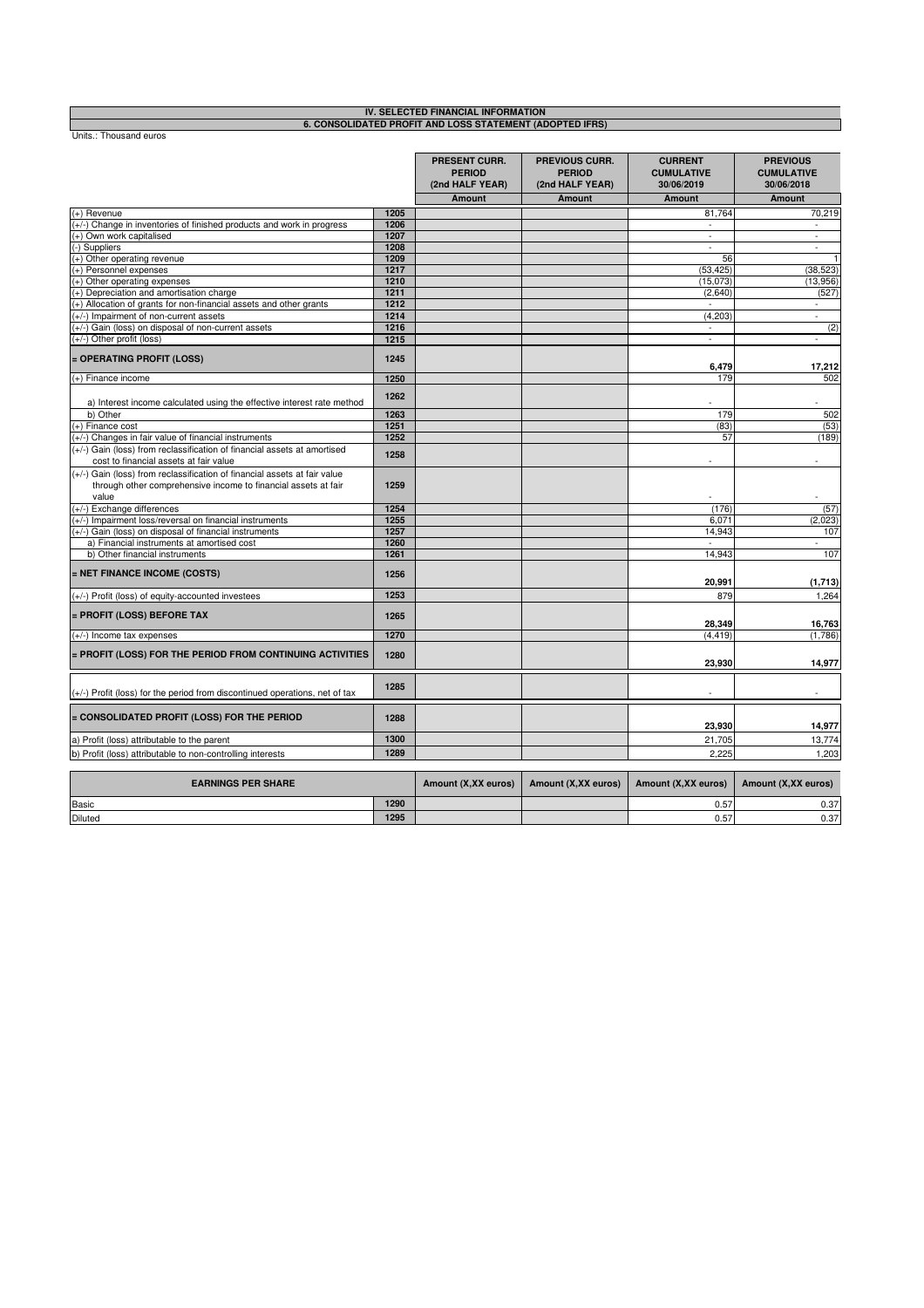# IV. SELECTED FINANCIAL INFORMATION

## 6. CONSOLIDATED PROFIT AND LOSS STATEMENT (ADOPTED IFRS)

Units.: Thousand euros

| | | PRESENT CURR. PERIOD (2nd HALF YEAR) | PREVIOUS CURR. PERIOD (2nd HALF YEAR) | CURRENT CUMULATIVE 30/06/2019 | PREVIOUS CUMULATIVE 30/06/2018 |
|---|---|---|---|---|---|
| | | Amount | Amount | Amount | Amount |
| (+) Revenue | 1205 | | | 81,764 | 70,219 |
| (+/-) Change in inventories of finished products and work in progress | 1206 | | | - | - |
| (+) Own work capitalised | 1207 | | | - | - |
| (-) Suppliers | 1208 | | | - | - |
| (+) Other operating revenue | 1209 | | | 56 | 1 |
| (+) Personnel expenses | 1217 | | | (53,425) | (38,523) |
| (+) Other operating expenses | 1210 | | | (15,073) | (13,956) |
| (+) Depreciation and amortisation charge | 1211 | | | (2,640) | (527) |
| (+) Allocation of grants for non-financial assets and other grants | 1212 | | | - | - |
| (+/-) Impairment of non-current assets | 1214 | | | (4,203) | - |
| (+/-) Gain (loss) on disposal of non-current assets | 1216 | | | - | (2) |
| (+/-) Other profit (loss) | 1215 | | | - | - |
| **= OPERATING PROFIT (LOSS)** | 1245 | | | **6,479** | **17,212** |
| (+) Finance income | 1250 | | | 179 | 502 |
| a) Interest income calculated using the effective interest rate method | 1262 | | | - | - |
| b) Other | 1263 | | | 179 | 502 |
| (+) Finance cost | 1251 | | | (83) | (53) |
| (+/-) Changes in fair value of financial instruments | 1252 | | | 57 | (189) |
| (+/-) Gain (loss) from reclassification of financial assets at amortised cost to financial assets at fair value | 1258 | | | - | - |
| (+/-) Gain (loss) from reclassification of financial assets at fair value through other comprehensive income to financial assets at fair value | 1259 | | | - | - |
| (+/-) Exchange differences | 1254 | | | (176) | (57) |
| (+/-) Impairment loss/reversal on financial instruments | 1255 | | | 6,071 | (2,023) |
| (+/-) Gain (loss) on disposal of financial instruments | 1257 | | | 14,943 | 107 |
| a) Financial instruments at amortised cost | 1260 | | | - | - |
| b) Other financial instruments | 1261 | | | 14,943 | 107 |
| **= NET FINANCE INCOME (COSTS)** | 1256 | | | **20,991** | **(1,713)** |
| (+/-) Profit (loss) of equity-accounted investees | 1253 | | | 879 | 1,264 |
| **= PROFIT (LOSS) BEFORE TAX** | 1265 | | | **28,349** | **16,763** |
| (+/-) Income tax expenses | 1270 | | | (4,419) | (1,786) |
| **= PROFIT (LOSS) FOR THE PERIOD FROM CONTINUING ACTIVITIES** | 1280 | | | **23,930** | **14,977** |
| (+/-) Profit (loss) for the period from discontinued operations, net of tax | 1285 | | | - | - |
| **= CONSOLIDATED PROFIT (LOSS) FOR THE PERIOD** | 1288 | | | **23,930** | **14,977** |
| a) Profit (loss) attributable to the parent | 1300 | | | 21,705 | 13,774 |
| b) Profit (loss) attributable to non-controlling interests | 1289 | | | 2,225 | 1,203 |

| EARNINGS PER SHARE | | Amount (X,XX euros) | Amount (X,XX euros) | Amount (X,XX euros) | Amount (X,XX euros) |
|---|---|---|---|---|---|
| Basic | 1290 | | | 0.57 | 0.37 |
| Diluted | 1295 | | | 0.57 | 0.37 |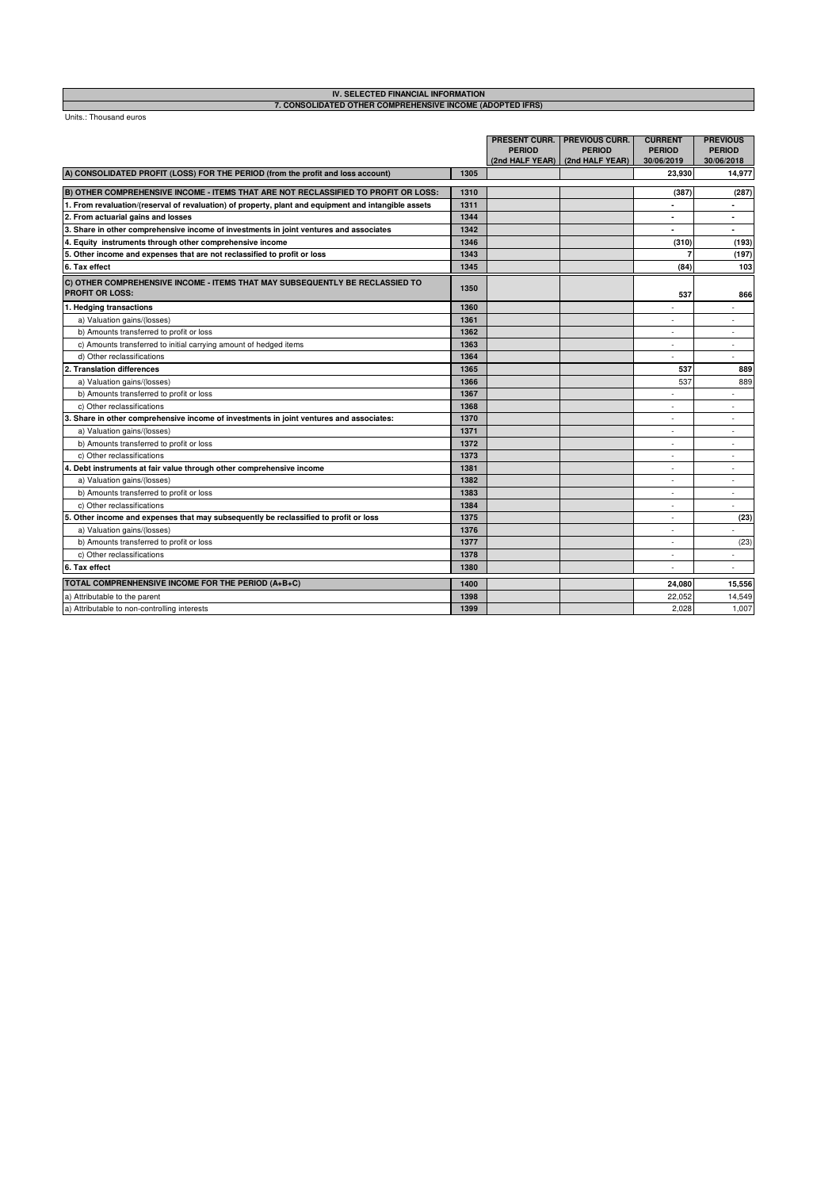## IV. SELECTED FINANCIAL INFORMATION

### 7. CONSOLIDATED OTHER COMPREHENSIVE INCOME (ADOPTED IFRS)

Units.: Thousand euros

| | | PRESENT CURR. PERIOD (2nd HALF YEAR) | PREVIOUS CURR. PERIOD (2nd HALF YEAR) | CURRENT PERIOD 30/06/2019 | PREVIOUS PERIOD 30/06/2018 |
|---|---|---|---|---|---|
| **A) CONSOLIDATED PROFIT (LOSS) FOR THE PERIOD (from the profit and loss account)** | **1305** | | | **23,930** | **14,977** |
| **B) OTHER COMPREHENSIVE INCOME - ITEMS THAT ARE NOT RECLASSIFIED TO PROFIT OR LOSS:** | **1310** | | | **(387)** | **(287)** |
| **1. From revaluation/(reserval of revaluation) of property, plant and equipment and intangible assets** | **1311** | | | **-** | **-** |
| **2. From actuarial gains and losses** | **1344** | | | **-** | **-** |
| **3. Share in other comprehensive income of investments in joint ventures and associates** | **1342** | | | **-** | **-** |
| **4. Equity instruments through other comprehensive income** | **1346** | | | **(310)** | **(193)** |
| **5. Other income and expenses that are not reclassified to profit or loss** | **1343** | | | **7** | **(197)** |
| **6. Tax effect** | **1345** | | | **(84)** | **103** |
| **C) OTHER COMPREHENSIVE INCOME - ITEMS THAT MAY SUBSEQUENTLY BE RECLASSIED TO PROFIT OR LOSS:** | **1350** | | | **537** | **866** |
| **1. Hedging transactions** | **1360** | | | - | - |
| a) Valuation gains/(losses) | **1361** | | | - | - |
| b) Amounts transferred to profit or loss | **1362** | | | - | - |
| c) Amounts transferred to initial carrying amount of hedged items | **1363** | | | - | - |
| d) Other reclassifications | **1364** | | | - | - |
| **2. Translation differences** | **1365** | | | **537** | **889** |
| a) Valuation gains/(losses) | **1366** | | | 537 | 889 |
| b) Amounts transferred to profit or loss | **1367** | | | - | - |
| c) Other reclassifications | **1368** | | | - | - |
| **3. Share in other comprehensive income of investments in joint ventures and associates:** | **1370** | | | - | - |
| a) Valuation gains/(losses) | **1371** | | | - | - |
| b) Amounts transferred to profit or loss | **1372** | | | - | - |
| c) Other reclassifications | **1373** | | | - | - |
| **4. Debt instruments at fair value through other comprehensive income** | **1381** | | | - | - |
| a) Valuation gains/(losses) | **1382** | | | - | - |
| b) Amounts transferred to profit or loss | **1383** | | | - | - |
| c) Other reclassifications | **1384** | | | - | - |
| **5. Other income and expenses that may subsequently be reclassified to profit or loss** | **1375** | | | - | **(23)** |
| a) Valuation gains/(losses) | **1376** | | | - | - |
| b) Amounts transferred to profit or loss | **1377** | | | - | (23) |
| c) Other reclassifications | **1378** | | | - | - |
| **6. Tax effect** | **1380** | | | - | - |
| **TOTAL COMPRENHENSIVE INCOME FOR THE PERIOD (A+B+C)** | **1400** | | | **24,080** | **15,556** |
| a) Attributable to the parent | **1398** | | | 22,052 | 14,549 |
| a) Attributable to non-controlling interests | **1399** | | | 2,028 | 1,007 |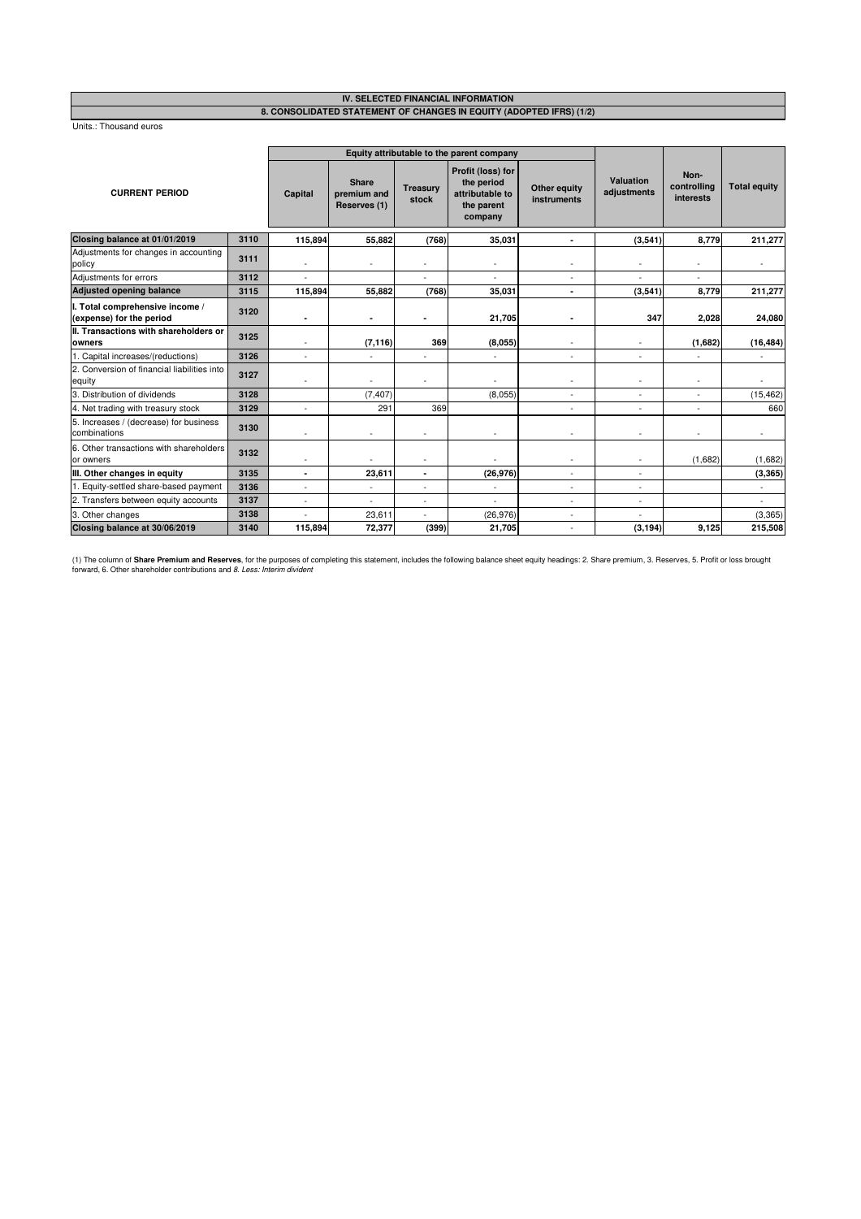## IV. SELECTED FINANCIAL INFORMATION

### 8. CONSOLIDATED STATEMENT OF CHANGES IN EQUITY (ADOPTED IFRS) (1/2)

Units.: Thousand euros

| CURRENT PERIOD | | Equity attributable to the parent company | | | | | | | |
|---|---|---|---|---|---|---|---|---|---|
| | | Capital | Share premium and Reserves (1) | Treasury stock | Profit (loss) for the period attributable to the parent company | Other equity instruments | Valuation adjustments | Non-controlling interests | Total equity |
| **Closing balance at 01/01/2019** | **3110** | **115,894** | **55,882** | **(768)** | **35,031** | **-** | **(3,541)** | **8,779** | **211,277** |
| Adjustments for changes in accounting policy | 3111 | - | - | - | - | - | - | - | - |
| Adjustments for errors | 3112 | - | | - | - | - | - | - | |
| **Adjusted opening balance** | **3115** | **115,894** | **55,882** | **(768)** | **35,031** | **-** | **(3,541)** | **8,779** | **211,277** |
| **I. Total comprehensive income / (expense) for the period** | **3120** | **-** | **-** | **-** | **21,705** | **-** | **347** | **2,028** | **24,080** |
| **II. Transactions with shareholders or owners** | **3125** | - | **(7,116)** | **369** | **(8,055)** | - | - | **(1,682)** | **(16,484)** |
| 1. Capital increases/(reductions) | 3126 | - | - | - | - | - | - | - | - |
| 2. Conversion of financial liabilities into equity | 3127 | - | - | - | - | - | - | - | - |
| 3. Distribution of dividends | 3128 | | (7,407) | | (8,055) | - | - | - | (15,462) |
| 4. Net trading with treasury stock | 3129 | - | 291 | 369 | | - | - | - | 660 |
| 5. Increases / (decrease) for business combinations | 3130 | - | - | - | - | - | - | - | - |
| 6. Other transactions with shareholders or owners | 3132 | - | - | - | - | - | - | (1,682) | (1,682) |
| **III. Other changes in equity** | **3135** | **-** | **23,611** | **-** | **(26,976)** | - | - | | **(3,365)** |
| 1. Equity-settled share-based payment | 3136 | - | - | - | - | - | - | | - |
| 2. Transfers between equity accounts | 3137 | - | - | - | - | - | - | | - |
| 3. Other changes | 3138 | - | 23,611 | - | (26,976) | - | - | | (3,365) |
| **Closing balance at 30/06/2019** | **3140** | **115,894** | **72,377** | **(399)** | **21,705** | - | **(3,194)** | **9,125** | **215,508** |

(1) The column of **Share Premium and Reserves**, for the purposes of completing this statement, includes the following balance sheet equity headings: 2. Share premium, 3. Reserves, 5. Profit or loss brought forward, 6. Other shareholder contributions and *8. Less: Interim divident*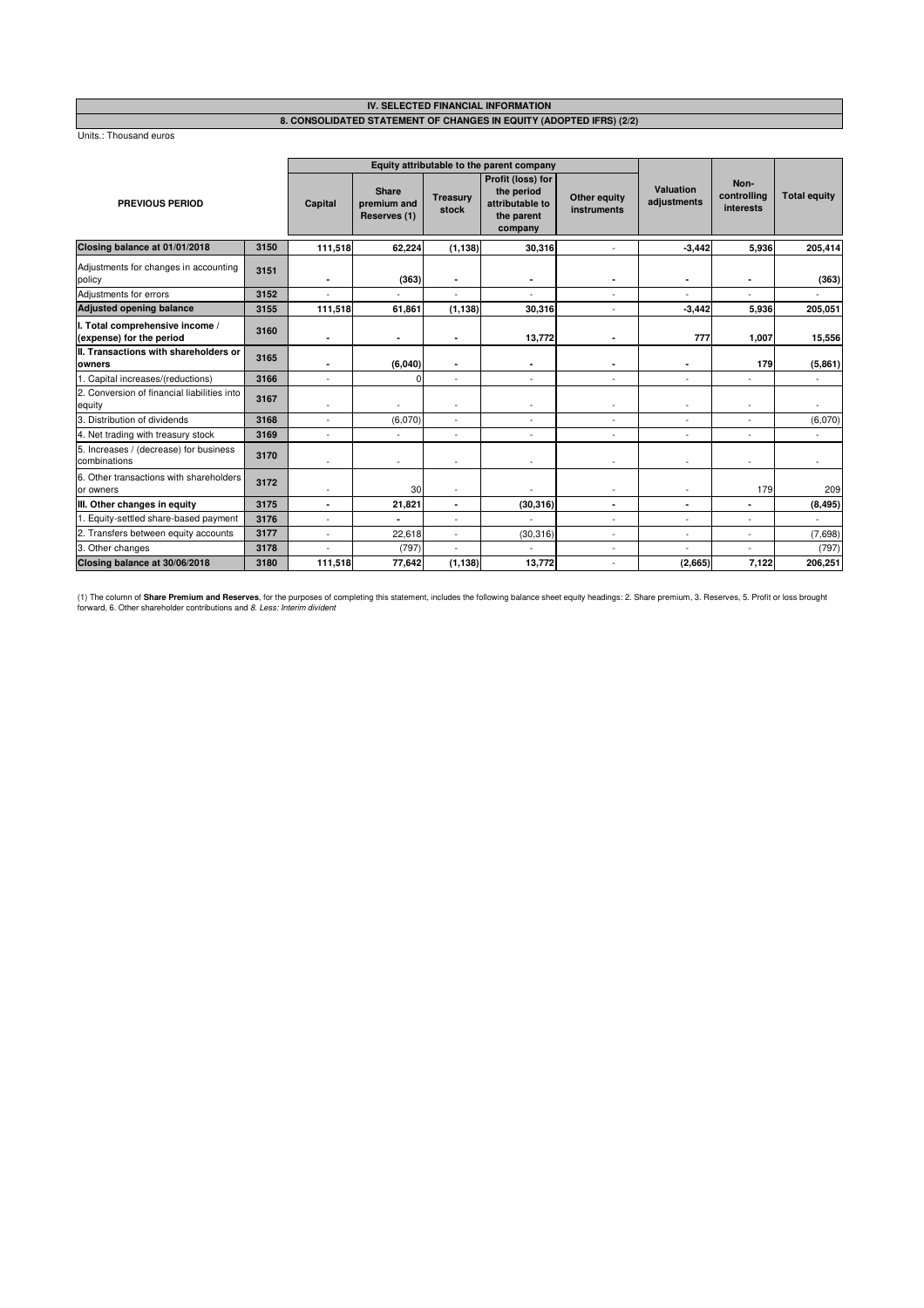## IV. SELECTED FINANCIAL INFORMATION

### 8. CONSOLIDATED STATEMENT OF CHANGES IN EQUITY (ADOPTED IFRS) (2/2)

Units.: Thousand euros

| PREVIOUS PERIOD | | Equity attributable to the parent company | | | | | Valuation adjustments | Non-controlling interests | Total equity |
|---|---|---|---|---|---|---|---|---|---|
| | | Capital | Share premium and Reserves (1) | Treasury stock | Profit (loss) for the period attributable to the parent company | Other equity instruments | | | |
| **Closing balance at 01/01/2018** | **3150** | **111,518** | **62,224** | **(1,138)** | **30,316** | - | **-3,442** | **5,936** | **205,414** |
| Adjustments for changes in accounting policy | **3151** | **-** | **(363)** | **-** | **-** | **-** | **-** | **-** | **(363)** |
| Adjustments for errors | **3152** | - | - | - | - | - | - | - | - |
| **Adjusted opening balance** | **3155** | **111,518** | **61,861** | **(1,138)** | **30,316** | - | **-3,442** | **5,936** | **205,051** |
| **I. Total comprehensive income / (expense) for the period** | **3160** | **-** | **-** | **-** | **13,772** | **-** | **777** | **1,007** | **15,556** |
| **II. Transactions with shareholders or owners** | **3165** | **-** | **(6,040)** | **-** | **-** | **-** | **-** | **179** | **(5,861)** |
| 1. Capital increases/(reductions) | **3166** | - | 0 | - | - | - | - | - | - |
| 2. Conversion of financial liabilities into equity | **3167** | - | - | - | - | - | - | - | - |
| 3. Distribution of dividends | **3168** | - | (6,070) | - | - | - | - | - | (6,070) |
| 4. Net trading with treasury stock | **3169** | - | - | - | - | - | - | - | - |
| 5. Increases / (decrease) for business combinations | **3170** | - | - | - | - | - | - | - | - |
| 6. Other transactions with shareholders or owners | **3172** | - | 30 | - | - | - | - | 179 | 209 |
| **III. Other changes in equity** | **3175** | **-** | **21,821** | **-** | **(30,316)** | **-** | **-** | **-** | **(8,495)** |
| 1. Equity-settled share-based payment | **3176** | - | **-** | - | - | - | - | - | - |
| 2. Transfers between equity accounts | **3177** | - | 22,618 | - | (30,316) | - | - | - | (7,698) |
| 3. Other changes | **3178** | - | (797) | - | - | - | - | - | (797) |
| **Closing balance at 30/06/2018** | **3180** | **111,518** | **77,642** | **(1,138)** | **13,772** | - | **(2,665)** | **7,122** | **206,251** |

(1) The column of **Share Premium and Reserves**, for the purposes of completing this statement, includes the following balance sheet equity headings: 2. Share premium, 3. Reserves, 5. Profit or loss brought forward, 6. Other shareholder contributions and *8. Less: Interim divident*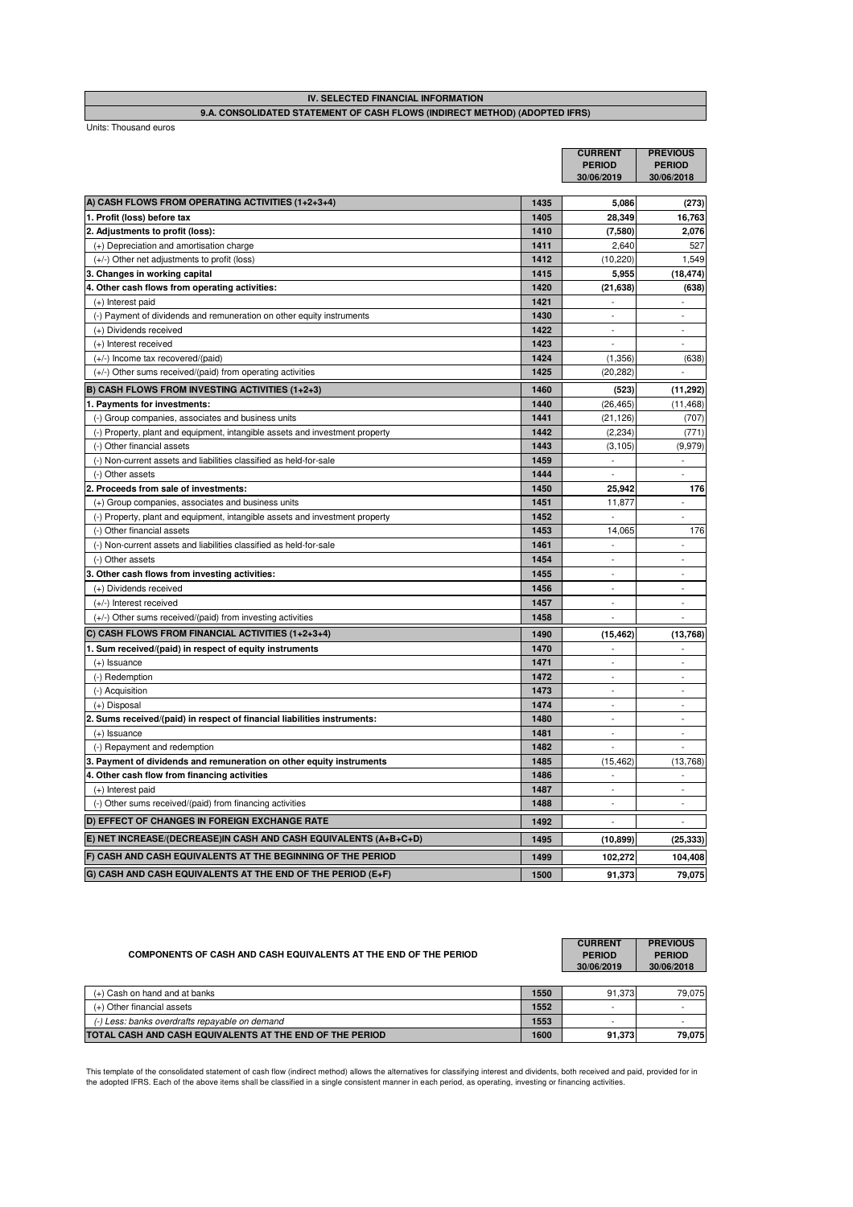## IV. SELECTED FINANCIAL INFORMATION

### 9.A. CONSOLIDATED STATEMENT OF CASH FLOWS (INDIRECT METHOD) (ADOPTED IFRS)

Units: Thousand euros

| | | CURRENT PERIOD 30/06/2019 | PREVIOUS PERIOD 30/06/2018 |
|---|---|---|---|
| **A) CASH FLOWS FROM OPERATING ACTIVITIES (1+2+3+4)** | 1435 | **5,086** | **(273)** |
| **1. Profit (loss) before tax** | 1405 | **28,349** | **16,763** |
| **2. Adjustments to profit (loss):** | 1410 | **(7,580)** | **2,076** |
| (+) Depreciation and amortisation charge | 1411 | 2,640 | 527 |
| (+/-) Other net adjustments to profit (loss) | 1412 | (10,220) | 1,549 |
| **3. Changes in working capital** | 1415 | **5,955** | **(18,474)** |
| **4. Other cash flows from operating activities:** | 1420 | **(21,638)** | **(638)** |
| (+) Interest paid | 1421 | - | - |
| (-) Payment of dividends and remuneration on other equity instruments | 1430 | - | - |
| (+) Dividends received | 1422 | - | - |
| (+) Interest received | 1423 | - | - |
| (+/-) Income tax recovered/(paid) | 1424 | (1,356) | (638) |
| (+/-) Other sums received/(paid) from operating activities | 1425 | (20,282) | - |
| **B) CASH FLOWS FROM INVESTING ACTIVITIES (1+2+3)** | 1460 | **(523)** | **(11,292)** |
| **1. Payments for investments:** | 1440 | (26,465) | (11,468) |
| (-) Group companies, associates and business units | 1441 | (21,126) | (707) |
| (-) Property, plant and equipment, intangible assets and investment property | 1442 | (2,234) | (771) |
| (-) Other financial assets | 1443 | (3,105) | (9,979) |
| (-) Non-current assets and liabilities classified as held-for-sale | 1459 | - | - |
| (-) Other assets | 1444 | - | - |
| **2. Proceeds from sale of investments:** | 1450 | **25,942** | **176** |
| (+) Group companies, associates and business units | 1451 | 11,877 | - |
| (-) Property, plant and equipment, intangible assets and investment property | 1452 | - | - |
| (-) Other financial assets | 1453 | 14,065 | 176 |
| (-) Non-current assets and liabilities classified as held-for-sale | 1461 | - | - |
| (-) Other assets | 1454 | - | - |
| **3. Other cash flows from investing activities:** | 1455 | - | - |
| (+) Dividends received | 1456 | - | - |
| (+/-) Interest received | 1457 | - | - |
| (+/-) Other sums received/(paid) from investing activities | 1458 | - | - |
| **C) CASH FLOWS FROM FINANCIAL ACTIVITIES (1+2+3+4)** | 1490 | **(15,462)** | **(13,768)** |
| **1. Sum received/(paid) in respect of equity instruments** | 1470 | - | - |
| (+) Issuance | 1471 | - | - |
| (-) Redemption | 1472 | - | - |
| (-) Acquisition | 1473 | - | - |
| (+) Disposal | 1474 | - | - |
| **2. Sums received/(paid) in respect of financial liabilities instruments:** | 1480 | - | - |
| (+) Issuance | 1481 | - | - |
| (-) Repayment and redemption | 1482 | - | - |
| **3. Payment of dividends and remuneration on other equity instruments** | 1485 | (15,462) | (13,768) |
| **4. Other cash flow from financing activities** | 1486 | - | - |
| (+) Interest paid | 1487 | - | - |
| (-) Other sums received/(paid) from financing activities | 1488 | - | - |
| **D) EFFECT OF CHANGES IN FOREIGN EXCHANGE RATE** | 1492 | - | - |
| **E) NET INCREASE/(DECREASE)IN CASH AND CASH EQUIVALENTS (A+B+C+D)** | 1495 | **(10,899)** | **(25,333)** |
| **F) CASH AND CASH EQUIVALENTS AT THE BEGINNING OF THE PERIOD** | 1499 | **102,272** | **104,408** |
| **G) CASH AND CASH EQUIVALENTS AT THE END OF THE PERIOD (E+F)** | 1500 | **91,373** | **79,075** |

| COMPONENTS OF CASH AND CASH EQUIVALENTS AT THE END OF THE PERIOD | | CURRENT PERIOD 30/06/2019 | PREVIOUS PERIOD 30/06/2018 |
|---|---|---|---|
| (+) Cash on hand and at banks | 1550 | 91,373 | 79,075 |
| (+) Other financial assets | 1552 | - | - |
| *(-) Less: banks overdrafts repayable on demand* | 1553 | - | - |
| **TOTAL CASH AND CASH EQUIVALENTS AT THE END OF THE PERIOD** | 1600 | **91,373** | **79,075** |

This template of the consolidated statement of cash flow (indirect method) allows the alternatives for classifying interest and dividents, both received and paid, provided for in the adopted IFRS. Each of the above items shall be classified in a single consistent manner in each period, as operating, investing or financing activities.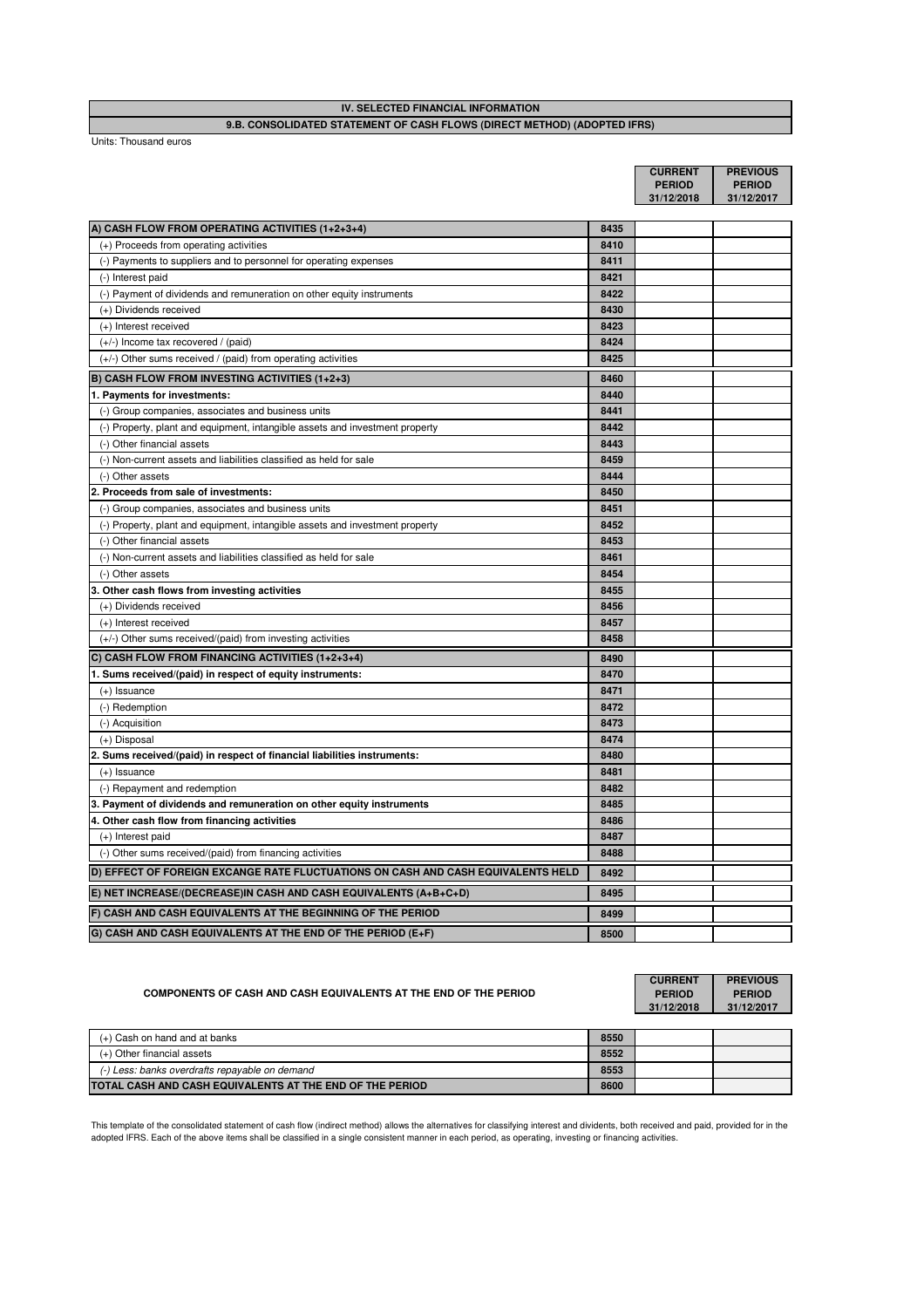## IV. SELECTED FINANCIAL INFORMATION

### 9.B. CONSOLIDATED STATEMENT OF CASH FLOWS (DIRECT METHOD) (ADOPTED IFRS)

Units: Thousand euros

| | | CURRENT PERIOD 31/12/2018 | PREVIOUS PERIOD 31/12/2017 |
|---|---|---|---|
| **A) CASH FLOW FROM OPERATING ACTIVITIES (1+2+3+4)** | 8435 | | |
| (+) Proceeds from operating activities | 8410 | | |
| (-) Payments to suppliers and to personnel for operating expenses | 8411 | | |
| (-) Interest paid | 8421 | | |
| (-) Payment of dividends and remuneration on other equity instruments | 8422 | | |
| (+) Dividends received | 8430 | | |
| (+) Interest received | 8423 | | |
| (+/-) Income tax recovered / (paid) | 8424 | | |
| (+/-) Other sums received / (paid) from operating activities | 8425 | | |
| **B) CASH FLOW FROM INVESTING ACTIVITIES (1+2+3)** | 8460 | | |
| **1. Payments for investments:** | 8440 | | |
| (-) Group companies, associates and business units | 8441 | | |
| (-) Property, plant and equipment, intangible assets and investment property | 8442 | | |
| (-) Other financial assets | 8443 | | |
| (-) Non-current assets and liabilities classified as held for sale | 8459 | | |
| (-) Other assets | 8444 | | |
| **2. Proceeds from sale of investments:** | 8450 | | |
| (-) Group companies, associates and business units | 8451 | | |
| (-) Property, plant and equipment, intangible assets and investment property | 8452 | | |
| (-) Other financial assets | 8453 | | |
| (-) Non-current assets and liabilities classified as held for sale | 8461 | | |
| (-) Other assets | 8454 | | |
| **3. Other cash flows from investing activities** | 8455 | | |
| (+) Dividends received | 8456 | | |
| (+) Interest received | 8457 | | |
| (+/-) Other sums received/(paid) from investing activities | 8458 | | |
| **C) CASH FLOW FROM FINANCING ACTIVITIES (1+2+3+4)** | 8490 | | |
| **1. Sums received/(paid) in respect of equity instruments:** | 8470 | | |
| (+) Issuance | 8471 | | |
| (-) Redemption | 8472 | | |
| (-) Acquisition | 8473 | | |
| (+) Disposal | 8474 | | |
| **2. Sums received/(paid) in respect of financial liabilities instruments:** | 8480 | | |
| (+) Issuance | 8481 | | |
| (-) Repayment and redemption | 8482 | | |
| **3. Payment of dividends and remuneration on other equity instruments** | 8485 | | |
| **4. Other cash flow from financing activities** | 8486 | | |
| (+) Interest paid | 8487 | | |
| (-) Other sums received/(paid) from financing activities | 8488 | | |
| **D) EFFECT OF FOREIGN EXCANGE RATE FLUCTUATIONS ON CASH AND CASH EQUIVALENTS HELD** | 8492 | | |
| **E) NET INCREASE/(DECREASE)IN CASH AND CASH EQUIVALENTS (A+B+C+D)** | 8495 | | |
| **F) CASH AND CASH EQUIVALENTS AT THE BEGINNING OF THE PERIOD** | 8499 | | |
| **G) CASH AND CASH EQUIVALENTS AT THE END OF THE PERIOD (E+F)** | 8500 | | |

| COMPONENTS OF CASH AND CASH EQUIVALENTS AT THE END OF THE PERIOD | | CURRENT PERIOD 31/12/2018 | PREVIOUS PERIOD 31/12/2017 |
|---|---|---|---|
| (+) Cash on hand and at banks | 8550 | | |
| (+) Other financial assets | 8552 | | |
| *(-) Less: banks overdrafts repayable on demand* | 8553 | | |
| **TOTAL CASH AND CASH EQUIVALENTS AT THE END OF THE PERIOD** | 8600 | | |

This template of the consolidated statement of cash flow (indirect method) allows the alternatives for classifying interest and dividents, both received and paid, provided for in the adopted IFRS. Each of the above items shall be classified in a single consistent manner in each period, as operating, investing or financing activities.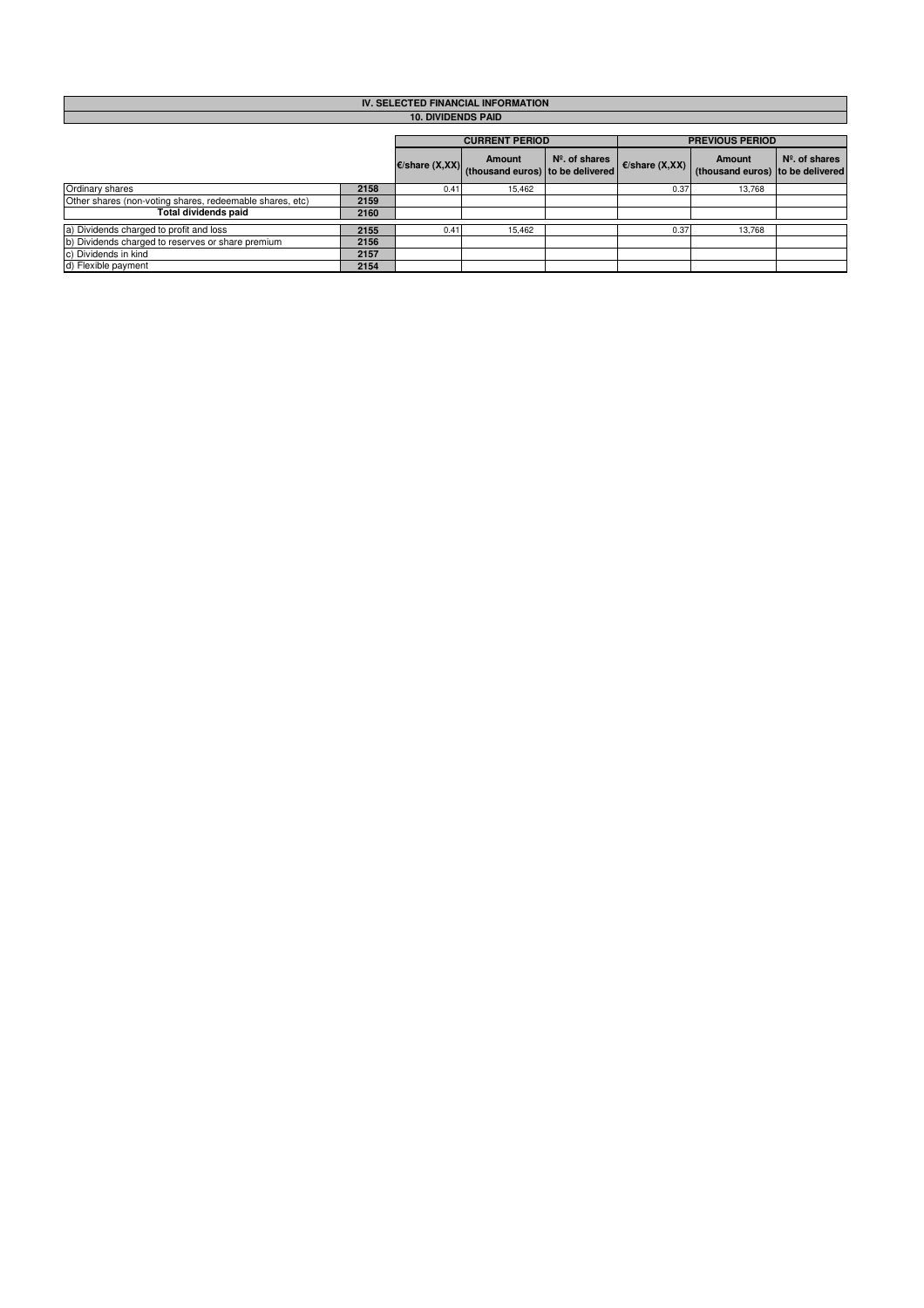# IV. SELECTED FINANCIAL INFORMATION

## 10. DIVIDENDS PAID

| | | CURRENT PERIOD | | | PREVIOUS PERIOD | | |
|---|---|---|---|---|---|---|---|
| | | €/share (X,XX) | Amount (thousand euros) | Nº. of shares to be delivered | €/share (X,XX) | Amount (thousand euros) | Nº. of shares to be delivered |
| Ordinary shares | 2158 | 0.41 | 15,462 | | 0.37 | 13,768 | |
| Other shares (non-voting shares, redeemable shares, etc) | 2159 | | | | | | |
| **Total dividends paid** | 2160 | | | | | | |
| a) Dividends charged to profit and loss | 2155 | 0.41 | 15,462 | | 0.37 | 13,768 | |
| b) Dividends charged to reserves or share premium | 2156 | | | | | | |
| c) Dividends in kind | 2157 | | | | | | |
| d) Flexible payment | 2154 | | | | | | |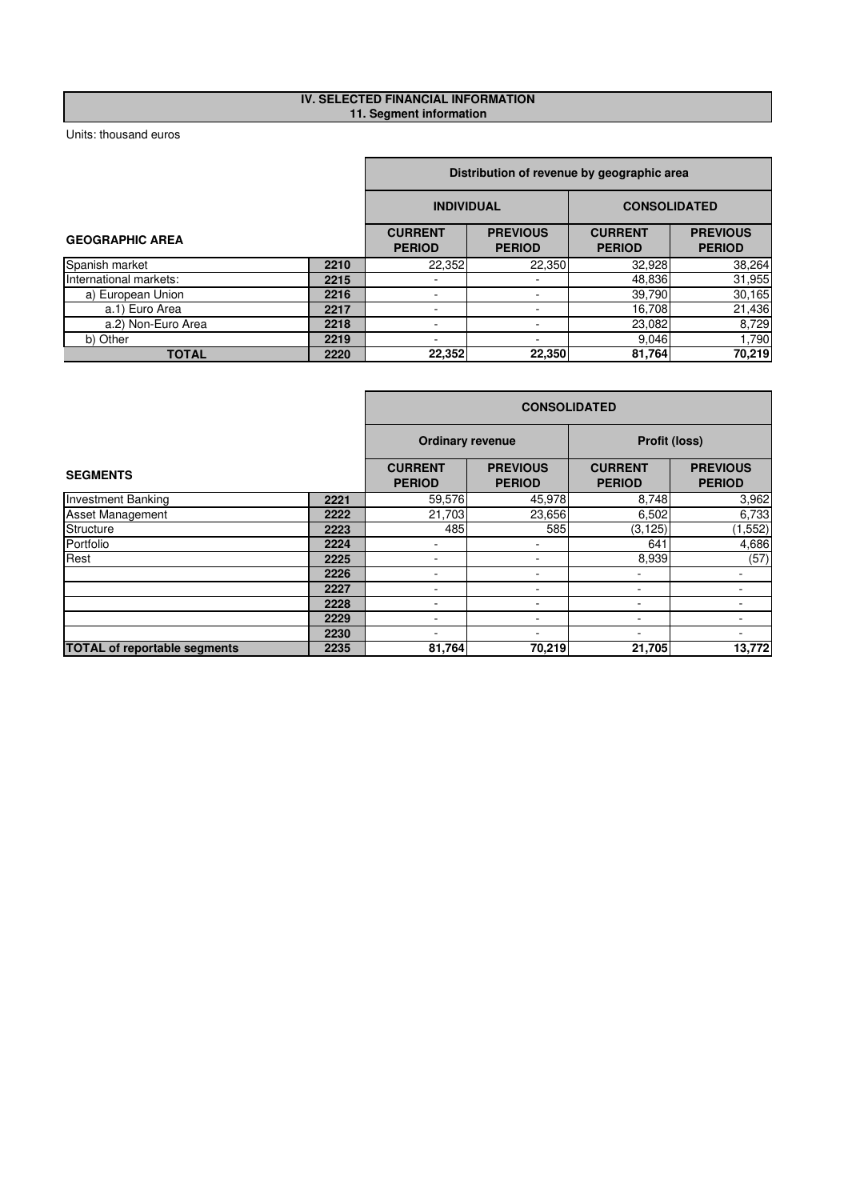## IV. SELECTED FINANCIAL INFORMATION
### 11. Segment information

Units: thousand euros

| GEOGRAPHIC AREA | | Distribution of revenue by geographic area | | | |
|---|---|---|---|---|---|
| | | INDIVIDUAL | | CONSOLIDATED | |
| | | CURRENT PERIOD | PREVIOUS PERIOD | CURRENT PERIOD | PREVIOUS PERIOD |
| Spanish market | 2210 | 22,352 | 22,350 | 32,928 | 38,264 |
| International markets: | 2215 | - | - | 48,836 | 31,955 |
| a) European Union | 2216 | - | - | 39,790 | 30,165 |
| a.1) Euro Area | 2217 | - | - | 16,708 | 21,436 |
| a.2) Non-Euro Area | 2218 | - | - | 23,082 | 8,729 |
| b) Other | 2219 | - | - | 9,046 | 1,790 |
| **TOTAL** | **2220** | **22,352** | **22,350** | **81,764** | **70,219** |

| SEGMENTS | | CONSOLIDATED | | | |
|---|---|---|---|---|---|
| | | Ordinary revenue | | Profit (loss) | |
| | | CURRENT PERIOD | PREVIOUS PERIOD | CURRENT PERIOD | PREVIOUS PERIOD |
| Investment Banking | 2221 | 59,576 | 45,978 | 8,748 | 3,962 |
| Asset Management | 2222 | 21,703 | 23,656 | 6,502 | 6,733 |
| Structure | 2223 | 485 | 585 | (3,125) | (1,552) |
| Portfolio | 2224 | - | - | 641 | 4,686 |
| Rest | 2225 | - | - | 8,939 | (57) |
| | 2226 | - | - | - | - |
| | 2227 | - | - | - | - |
| | 2228 | - | - | - | - |
| | 2229 | - | - | - | - |
| | 2230 | - | - | - | - |
| **TOTAL of reportable segments** | **2235** | **81,764** | **70,219** | **21,705** | **13,772** |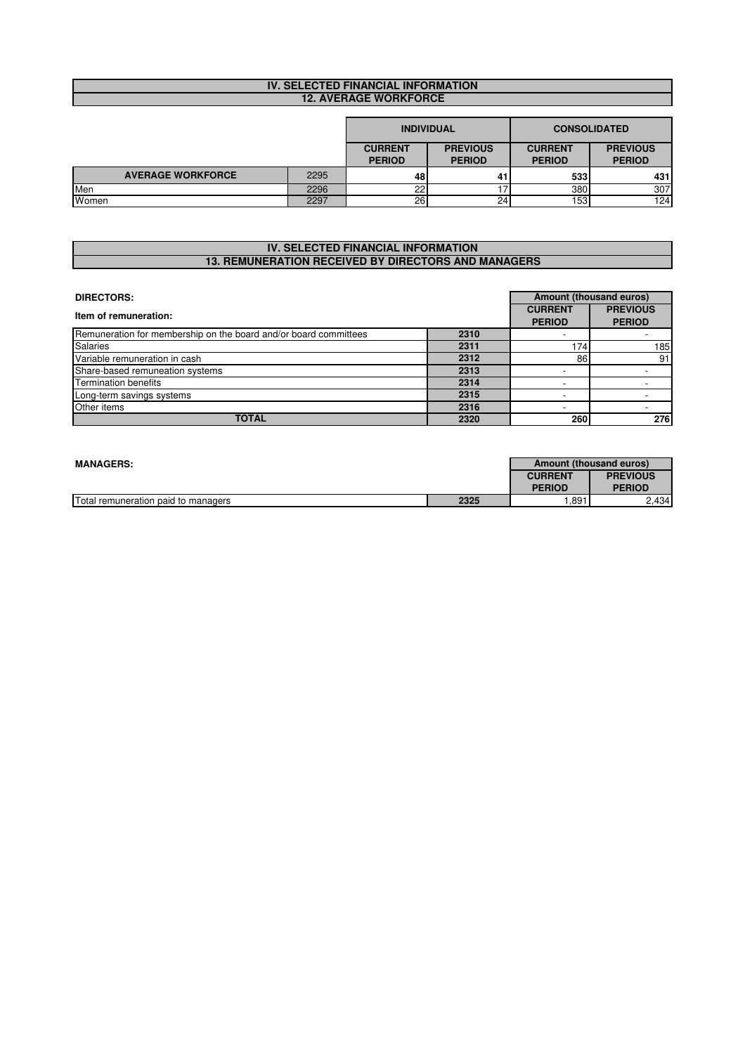## IV. SELECTED FINANCIAL INFORMATION
### 12. AVERAGE WORKFORCE

| | | INDIVIDUAL | | CONSOLIDATED | |
|---|---|---|---|---|---|
| | | CURRENT PERIOD | PREVIOUS PERIOD | CURRENT PERIOD | PREVIOUS PERIOD |
| **AVERAGE WORKFORCE** | 2295 | **48** | **41** | **533** | **431** |
| Men | 2296 | 22 | 17 | 380 | 307 |
| Women | 2297 | 26 | 24 | 153 | 124 |

## IV. SELECTED FINANCIAL INFORMATION
### 13. REMUNERATION RECEIVED BY DIRECTORS AND MANAGERS

**DIRECTORS:**

| Item of remuneration: | | Amount (thousand euros) | |
|---|---|---|---|
| | | CURRENT PERIOD | PREVIOUS PERIOD |
| Remuneration for membership on the board and/or board committees | 2310 | - | - |
| Salaries | 2311 | 174 | 185 |
| Variable remuneration in cash | 2312 | 86 | 91 |
| Share-based remuneation systems | 2313 | - | - |
| Termination benefits | 2314 | - | - |
| Long-term savings systems | 2315 | - | - |
| Other items | 2316 | - | - |
| **TOTAL** | 2320 | **260** | **276** |

**MANAGERS:**

| | | Amount (thousand euros) | |
|---|---|---|---|
| | | CURRENT PERIOD | PREVIOUS PERIOD |
| Total remuneration paid to managers | 2325 | 1,891 | 2,434 |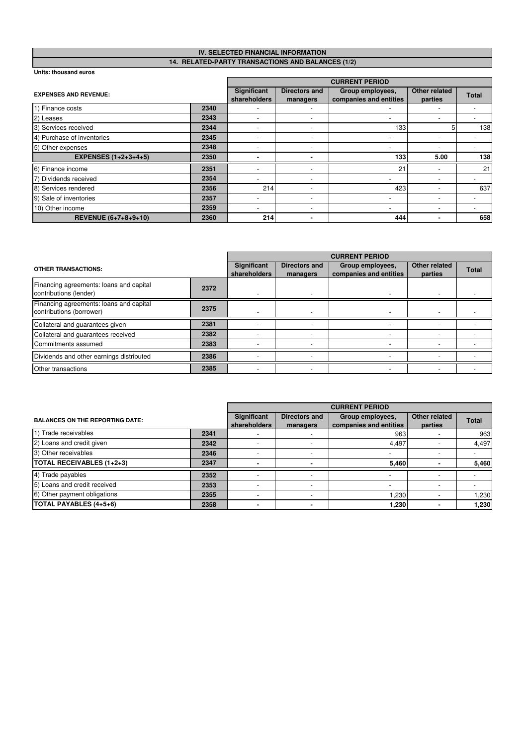## IV. SELECTED FINANCIAL INFORMATION

### 14. RELATED-PARTY TRANSACTIONS AND BALANCES (1/2)

**Units: thousand euros**

| EXPENSES AND REVENUE: | | CURRENT PERIOD | | | | |
|---|---|---|---|---|---|---|
| | | Significant shareholders | Directors and managers | Group employees, companies and entities | Other related parties | Total |
| 1) Finance costs | 2340 | - | - | - | - | - |
| 2) Leases | 2343 | - | - | - | - | - |
| 3) Services received | 2344 | - | - | 133 | 5 | 138 |
| 4) Purchase of inventories | 2345 | - | - | - | - | - |
| 5) Other expenses | 2348 | - | - | - | - | - |
| **EXPENSES (1+2+3+4+5)** | **2350** | **-** | **-** | **133** | **5.00** | **138** |
| 6) Finance income | 2351 | - | - | 21 | - | 21 |
| 7) Dividends received | 2354 | - | - | - | - | - |
| 8) Services rendered | 2356 | 214 | - | 423 | - | 637 |
| 9) Sale of inventories | 2357 | - | - | - | - | - |
| 10) Other income | 2359 | - | - | - | - | - |
| **REVENUE (6+7+8+9+10)** | **2360** | **214** | **-** | **444** | **-** | **658** |

| OTHER TRANSACTIONS: | | CURRENT PERIOD | | | | |
|---|---|---|---|---|---|---|
| | | Significant shareholders | Directors and managers | Group employees, companies and entities | Other related parties | Total |
| Financing agreements: loans and capital contributions (lender) | 2372 | - | - | - | - | - |
| Financing agreements: loans and capital contributions (borrower) | 2375 | - | - | - | - | - |
| Collateral and guarantees given | 2381 | - | - | - | - | - |
| Collateral and guarantees received | 2382 | - | - | - | - | - |
| Commitments assumed | 2383 | - | - | - | - | - |
| Dividends and other earnings distributed | 2386 | - | - | - | - | - |
| Other transactions | 2385 | - | - | - | - | - |

| BALANCES ON THE REPORTING DATE: | | CURRENT PERIOD | | | | |
|---|---|---|---|---|---|---|
| | | Significant shareholders | Directors and managers | Group employees, companies and entities | Other related parties | Total |
| 1) Trade receivables | 2341 | - | - | 963 | - | 963 |
| 2) Loans and credit given | 2342 | - | - | 4,497 | - | 4,497 |
| 3) Other receivables | 2346 | - | - | - | - | - |
| **TOTAL RECEIVABLES (1+2+3)** | **2347** | **-** | **-** | **5,460** | **-** | **5,460** |
| 4) Trade payables | 2352 | - | - | - | - | - |
| 5) Loans and credit received | 2353 | - | - | - | - | - |
| 6) Other payment obligations | 2355 | - | - | 1,230 | - | 1,230 |
| **TOTAL PAYABLES (4+5+6)** | **2358** | **-** | **-** | **1,230** | **-** | **1,230** |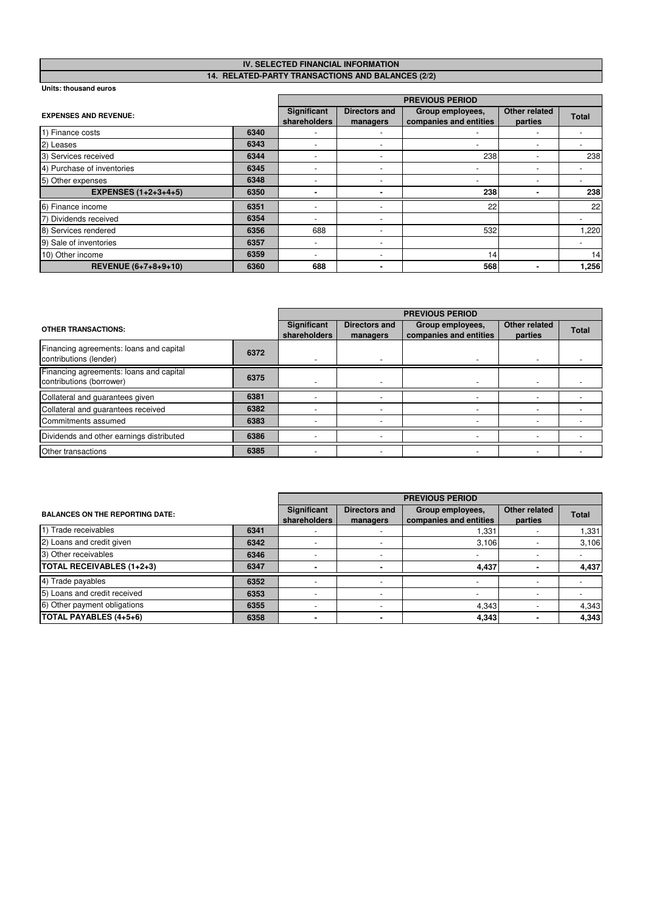## IV. SELECTED FINANCIAL INFORMATION

### 14. RELATED-PARTY TRANSACTIONS AND BALANCES (2/2)

**Units: thousand euros**

| EXPENSES AND REVENUE: | | PREVIOUS PERIOD | | | | |
|---|---|---|---|---|---|---|
| | | Significant shareholders | Directors and managers | Group employees, companies and entities | Other related parties | Total |
| 1) Finance costs | 6340 | - | - | - | - | - |
| 2) Leases | 6343 | - | - | - | - | - |
| 3) Services received | 6344 | - | - | 238 | - | 238 |
| 4) Purchase of inventories | 6345 | - | - | - | - | - |
| 5) Other expenses | 6348 | - | - | - | - | - |
| **EXPENSES (1+2+3+4+5)** | **6350** | **-** | **-** | **238** | **-** | **238** |
| 6) Finance income | 6351 | - | - | 22 | | 22 |
| 7) Dividends received | 6354 | - | - | | | - |
| 8) Services rendered | 6356 | 688 | - | 532 | | 1,220 |
| 9) Sale of inventories | 6357 | - | - | | | - |
| 10) Other income | 6359 | - | - | 14 | | 14 |
| **REVENUE (6+7+8+9+10)** | **6360** | **688** | **-** | **568** | **-** | **1,256** |

| OTHER TRANSACTIONS: | | PREVIOUS PERIOD | | | | |
|---|---|---|---|---|---|---|
| | | Significant shareholders | Directors and managers | Group employees, companies and entities | Other related parties | Total |
| Financing agreements: loans and capital contributions (lender) | 6372 | - | - | - | - | - |
| Financing agreements: loans and capital contributions (borrower) | 6375 | - | - | - | - | - |
| Collateral and guarantees given | 6381 | - | - | - | - | - |
| Collateral and guarantees received | 6382 | - | - | - | - | - |
| Commitments assumed | 6383 | - | - | - | - | - |
| Dividends and other earnings distributed | 6386 | - | - | - | - | - |
| Other transactions | 6385 | - | - | - | - | - |

| BALANCES ON THE REPORTING DATE: | | PREVIOUS PERIOD | | | | |
|---|---|---|---|---|---|---|
| | | Significant shareholders | Directors and managers | Group employees, companies and entities | Other related parties | Total |
| 1) Trade receivables | 6341 | - | - | 1,331 | - | 1,331 |
| 2) Loans and credit given | 6342 | - | - | 3,106 | - | 3,106 |
| 3) Other receivables | 6346 | - | - | - | - | - |
| **TOTAL RECEIVABLES (1+2+3)** | **6347** | **-** | **-** | **4,437** | **-** | **4,437** |
| 4) Trade payables | 6352 | - | - | - | - | - |
| 5) Loans and credit received | 6353 | - | - | - | - | - |
| 6) Other payment obligations | 6355 | - | - | 4,343 | - | 4,343 |
| **TOTAL PAYABLES (4+5+6)** | **6358** | **-** | **-** | **4,343** | **-** | **4,343** |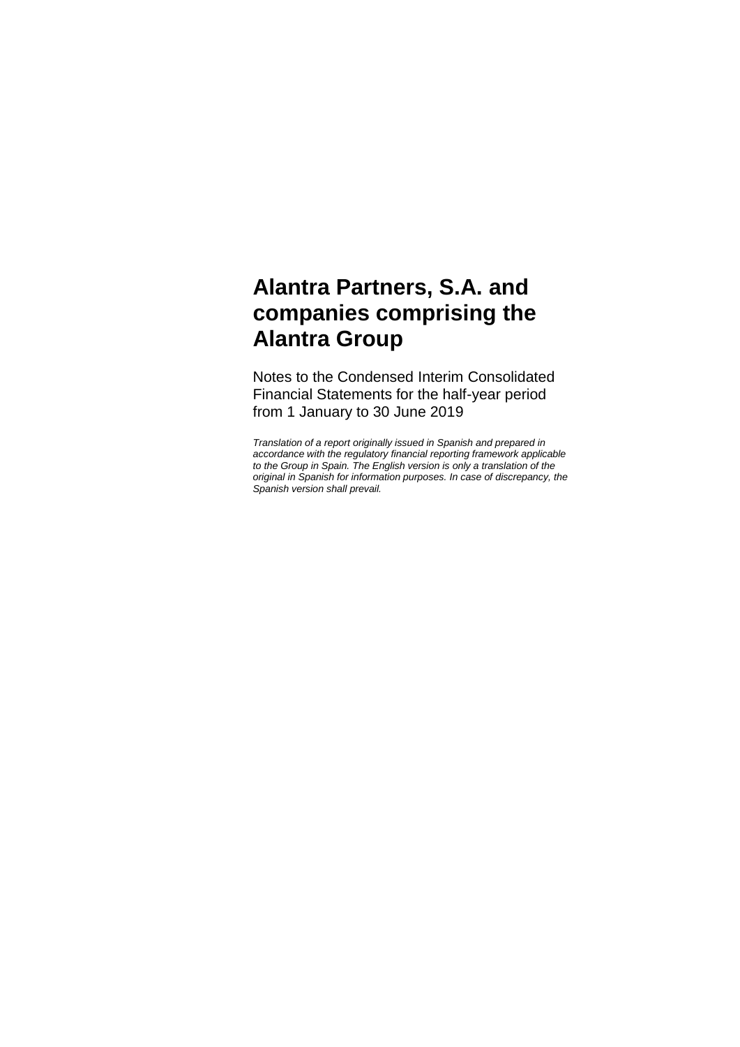# Alantra Partners, S.A. and companies comprising the Alantra Group

Notes to the Condensed Interim Consolidated Financial Statements for the half-year period from 1 January to 30 June 2019

*Translation of a report originally issued in Spanish and prepared in accordance with the regulatory financial reporting framework applicable to the Group in Spain. The English version is only a translation of the original in Spanish for information purposes. In case of discrepancy, the Spanish version shall prevail.*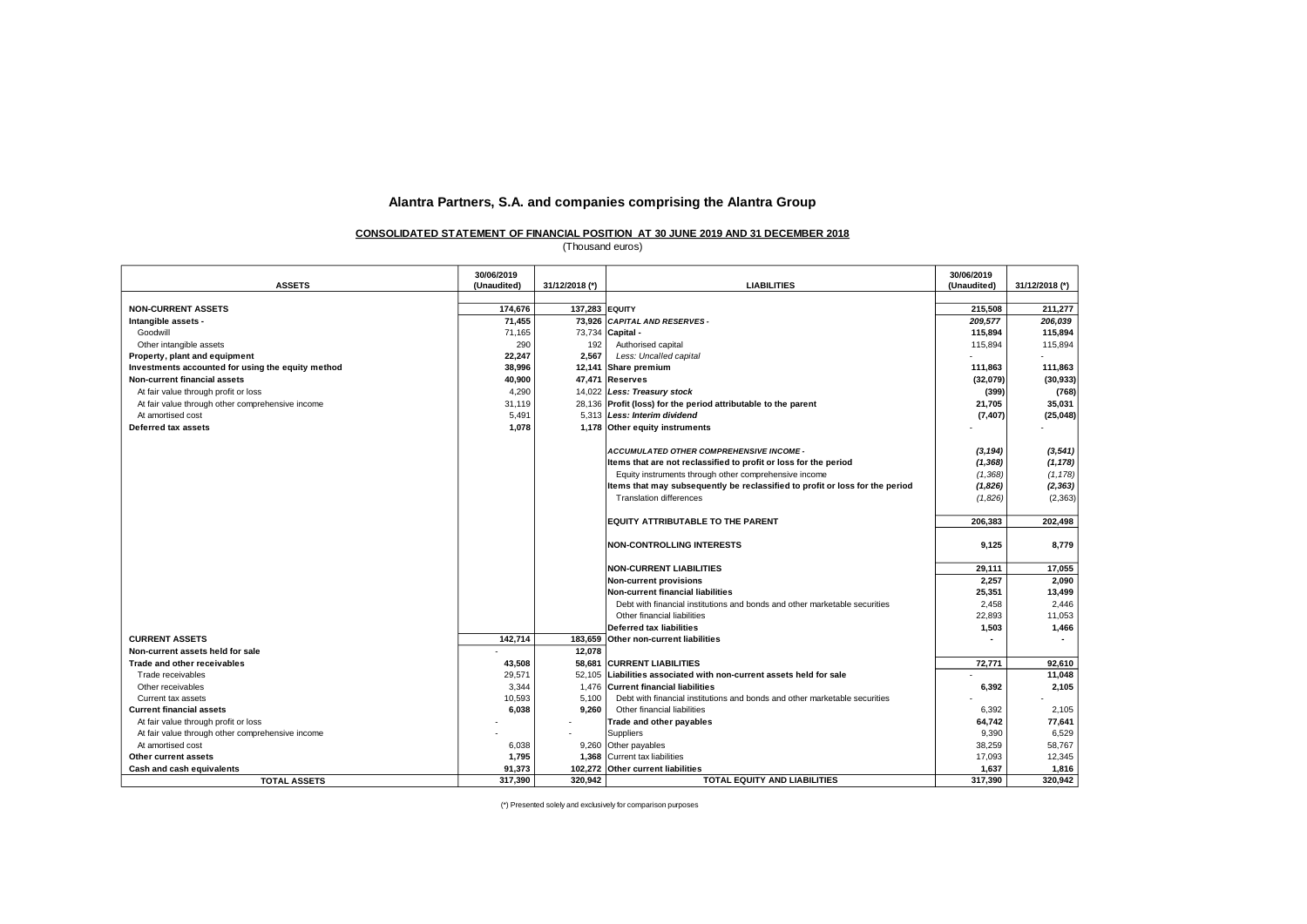# Alantra Partners, S.A. and companies comprising the Alantra Group

**CONSOLIDATED STATEMENT OF FINANCIAL POSITION AT 30 JUNE 2019 AND 31 DECEMBER 2018**

(Thousand euros)

| ASSETS | 30/06/2019 (Unaudited) | 31/12/2018 (*) | LIABILITIES | 30/06/2019 (Unaudited) | 31/12/2018 (*) |
|---|---|---|---|---|---|
| **NON-CURRENT ASSETS** | **174,676** | **137,283** | **EQUITY** | **215,508** | **211,277** |
| **Intangible assets -** | **71,455** | **73,926** | ***CAPITAL AND RESERVES -*** | ***209,577*** | ***206,039*** |
| Goodwill | 71,165 | 73,734 | **Capital -** | **115,894** | **115,894** |
| Other intangible assets | 290 | 192 | Authorised capital | 115,894 | 115,894 |
| **Property, plant and equipment** | **22,247** | **2,567** | *Less: Uncalled capital* | - | - |
| **Investments accounted for using the equity method** | **38,996** | **12,141** | **Share premium** | **111,863** | **111,863** |
| **Non-current financial assets** | **40,900** | **47,471** | **Reserves** | **(32,079)** | **(30,933)** |
| At fair value through profit or loss | 4,290 | 14,022 | ***Less: Treasury stock*** | **(399)** | **(768)** |
| At fair value through other comprehensive income | 31,119 | 28,136 | **Profit (loss) for the period attributable to the parent** | **21,705** | **35,031** |
| At amortised cost | 5,491 | 5,313 | ***Less: Interim dividend*** | **(7,407)** | **(25,048)** |
| **Deferred tax assets** | **1,078** | **1,178** | **Other equity instruments** | - | - |
| | | | ***ACCUMULATED OTHER COMPREHENSIVE INCOME -*** | ***(3,194)*** | ***(3,541)*** |
| | | | **Items that are not reclassified to profit or loss for the period** | ***(1,368)*** | ***(1,178)*** |
| | | | Equity instruments through other comprehensive income | *(1,368)* | *(1,178)* |
| | | | **Items that may subsequently be reclassified to profit or loss for the period** | ***(1,826)*** | ***(2,363)*** |
| | | | Translation differences | *(1,826)* | (2,363) |
| | | | **EQUITY ATTRIBUTABLE TO THE PARENT** | **206,383** | **202,498** |
| | | | **NON-CONTROLLING INTERESTS** | **9,125** | **8,779** |
| | | | **NON-CURRENT LIABILITIES** | **29,111** | **17,055** |
| | | | **Non-current provisions** | **2,257** | **2,090** |
| | | | **Non-current financial liabilities** | **25,351** | **13,499** |
| | | | Debt with financial institutions and bonds and other marketable securities | 2,458 | 2,446 |
| | | | Other financial liabilities | 22,893 | 11,053 |
| | | | **Deferred tax liabilities** | **1,503** | **1,466** |
| **CURRENT ASSETS** | **142,714** | **183,659** | **Other non-current liabilities** | **-** | **-** |
| **Non-current assets held for sale** | - | **12,078** | | | |
| **Trade and other receivables** | **43,508** | **58,681** | **CURRENT LIABILITIES** | **72,771** | **92,610** |
| Trade receivables | 29,571 | 52,105 | **Liabilities associated with non-current assets held for sale** | - | **11,048** |
| Other receivables | 3,344 | 1,476 | **Current financial liabilities** | **6,392** | **2,105** |
| Current tax assets | 10,593 | 5,100 | Debt with financial institutions and bonds and other marketable securities | - | - |
| **Current financial assets** | **6,038** | **9,260** | Other financial liabilities | 6,392 | 2,105 |
| At fair value through profit or loss | - | - | **Trade and other payables** | **64,742** | **77,641** |
| At fair value through other comprehensive income | - | - | Suppliers | 9,390 | 6,529 |
| At amortised cost | 6,038 | 9,260 | Other payables | 38,259 | 58,767 |
| **Other current assets** | **1,795** | **1,368** | Current tax liabilities | 17,093 | 12,345 |
| **Cash and cash equivalents** | **91,373** | **102,272** | **Other current liabilities** | **1,637** | **1,816** |
| **TOTAL ASSETS** | **317,390** | **320,942** | **TOTAL EQUITY AND LIABILITIES** | **317,390** | **320,942** |

(*) Presented solely and exclusively for comparison purposes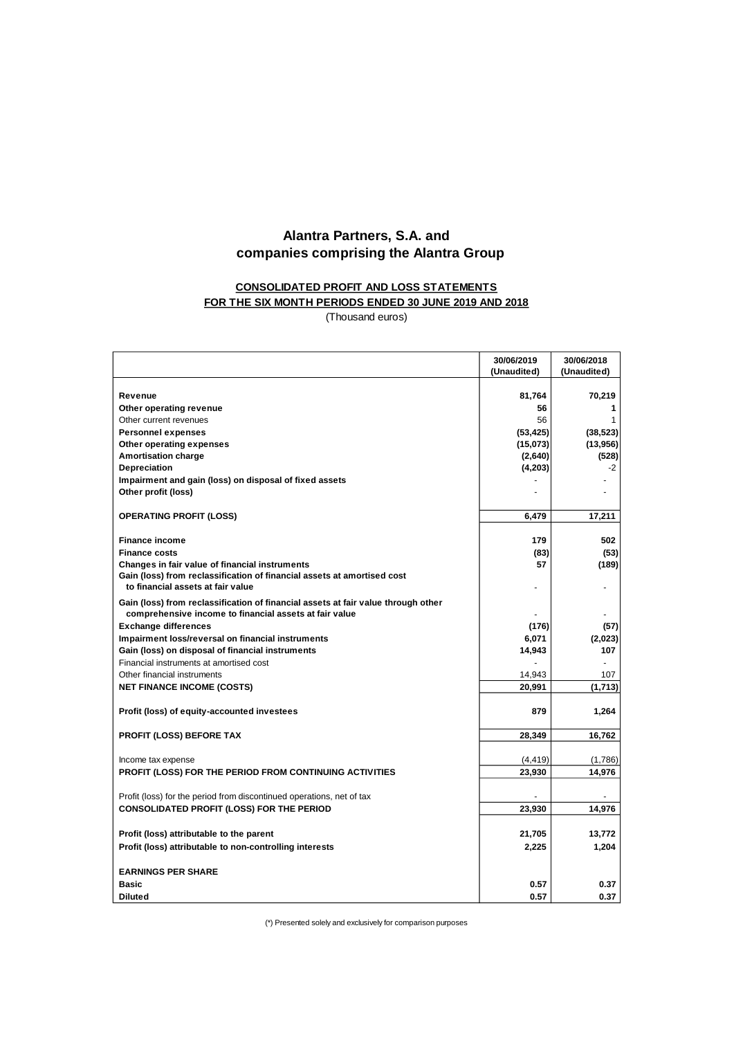# Alantra Partners, S.A. and companies comprising the Alantra Group

## CONSOLIDATED PROFIT AND LOSS STATEMENTS FOR THE SIX MONTH PERIODS ENDED 30 JUNE 2019 AND 2018

(Thousand euros)

| | 30/06/2019 (Unaudited) | 30/06/2018 (Unaudited) |
|---|---|---|
| **Revenue** | **81,764** | **70,219** |
| **Other operating revenue** | **56** | **1** |
| Other current revenues | 56 | 1 |
| **Personnel expenses** | **(53,425)** | **(38,523)** |
| **Other operating expenses** | **(15,073)** | **(13,956)** |
| **Amortisation charge** | **(2,640)** | **(528)** |
| **Depreciation** | **(4,203)** | -2 |
| **Impairment and gain (loss) on disposal of fixed assets** | - | - |
| **Other profit (loss)** | - | - |
| **OPERATING PROFIT (LOSS)** | **6,479** | **17,211** |
| **Finance income** | **179** | **502** |
| **Finance costs** | **(83)** | **(53)** |
| **Changes in fair value of financial instruments** | **57** | **(189)** |
| **Gain (loss) from reclassification of financial assets at amortised cost to financial assets at fair value** | - | - |
| **Gain (loss) from reclassification of financial assets at fair value through other comprehensive income to financial assets at fair value** | - | - |
| **Exchange differences** | **(176)** | **(57)** |
| **Impairment loss/reversal on financial instruments** | **6,071** | **(2,023)** |
| **Gain (loss) on disposal of financial instruments** | **14,943** | **107** |
| Financial instruments at amortised cost | - | - |
| Other financial instruments | 14,943 | 107 |
| **NET FINANCE INCOME (COSTS)** | **20,991** | **(1,713)** |
| **Profit (loss) of equity-accounted investees** | **879** | **1,264** |
| **PROFIT (LOSS) BEFORE TAX** | **28,349** | **16,762** |
| Income tax expense | (4,419) | (1,786) |
| **PROFIT (LOSS) FOR THE PERIOD FROM CONTINUING ACTIVITIES** | **23,930** | **14,976** |
| Profit (loss) for the period from discontinued operations, net of tax | - | - |
| **CONSOLIDATED PROFIT (LOSS) FOR THE PERIOD** | **23,930** | **14,976** |
| **Profit (loss) attributable to the parent** | **21,705** | **13,772** |
| **Profit (loss) attributable to non-controlling interests** | **2,225** | **1,204** |
| **EARNINGS PER SHARE** | | |
| **Basic** | **0.57** | **0.37** |
| **Diluted** | **0.57** | **0.37** |

(*) Presented solely and exclusively for comparison purposes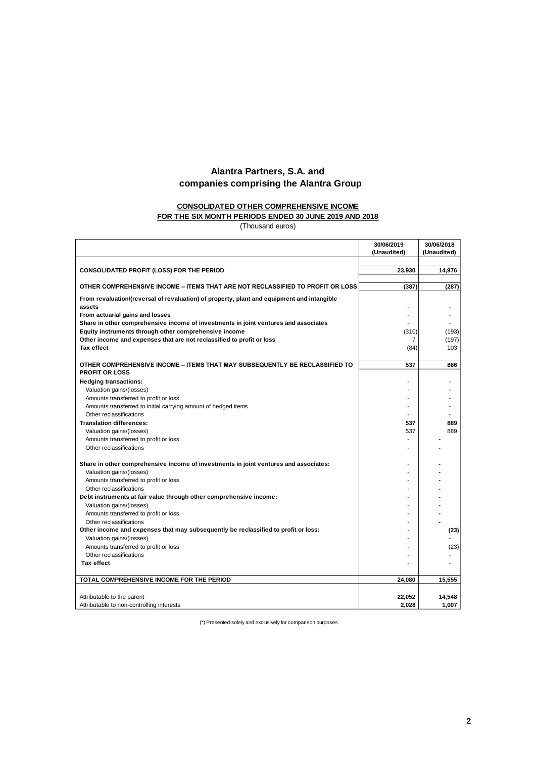# Alantra Partners, S.A. and companies comprising the Alantra Group

**CONSOLIDATED OTHER COMPREHENSIVE INCOME**
**FOR THE SIX MONTH PERIODS ENDED 30 JUNE 2019 AND 2018**

(Thousand euros)

| | 30/06/2019 (Unaudited) | 30/06/2018 (Unaudited) |
|---|---|---|
| **CONSOLIDATED PROFIT (LOSS) FOR THE PERIOD** | **23,930** | **14,976** |
| **OTHER COMPREHENSIVE INCOME – ITEMS THAT ARE NOT RECLASSIFIED TO PROFIT OR LOSS** | **(387)** | **(287)** |
| **From revaluation/(reversal of revaluation) of property, plant and equipment and intangible assets** | - | - |
| **From actuarial gains and losses** | - | - |
| **Share in other comprehensive income of investments in joint ventures and associates** | - | - |
| **Equity instruments through other comprehensive income** | (310) | (193) |
| **Other income and expenses that are not reclassified to profit or loss** | 7 | (197) |
| **Tax effect** | (84) | 103 |
| **OTHER COMPREHENSIVE INCOME – ITEMS THAT MAY SUBSEQUENTLY BE RECLASSIFIED TO PROFIT OR LOSS** | **537** | **866** |
| **Hedging transactions:** | - | - |
| Valuation gains/(losses) | - | - |
| Amounts transferred to profit or loss | - | - |
| Amounts transferred to initial carrying amount of hedged items | - | - |
| Other reclassifications | - | - |
| **Translation differences:** | **537** | **889** |
| Valuation gains/(losses) | 537 | 889 |
| Amounts transferred to profit or loss | - | - |
| Other reclassifications | - | - |
| **Share in other comprehensive income of investments in joint ventures and associates:** | - | - |
| Valuation gains/(losses) | - | - |
| Amounts transferred to profit or loss | - | - |
| Other reclassifications | - | - |
| **Debt instruments at fair value through other comprehensive income:** | - | - |
| Valuation gains/(losses) | - | - |
| Amounts transferred to profit or loss | - | - |
| Other reclassifications | - | - |
| **Other income and expenses that may subsequently be reclassified to profit or loss:** | - | **(23)** |
| Valuation gains/(losses) | - | - |
| Amounts transferred to profit or loss | - | (23) |
| Other reclassifications | - | - |
| **Tax effect** | - | - |
| **TOTAL COMPREHENSIVE INCOME FOR THE PERIOD** | **24,080** | **15,555** |
| Attributable to the parent | **22,052** | **14,548** |
| Attributable to non-controlling interests | **2,028** | **1,007** |

(*) Presented solely and exclusively for comparison purposes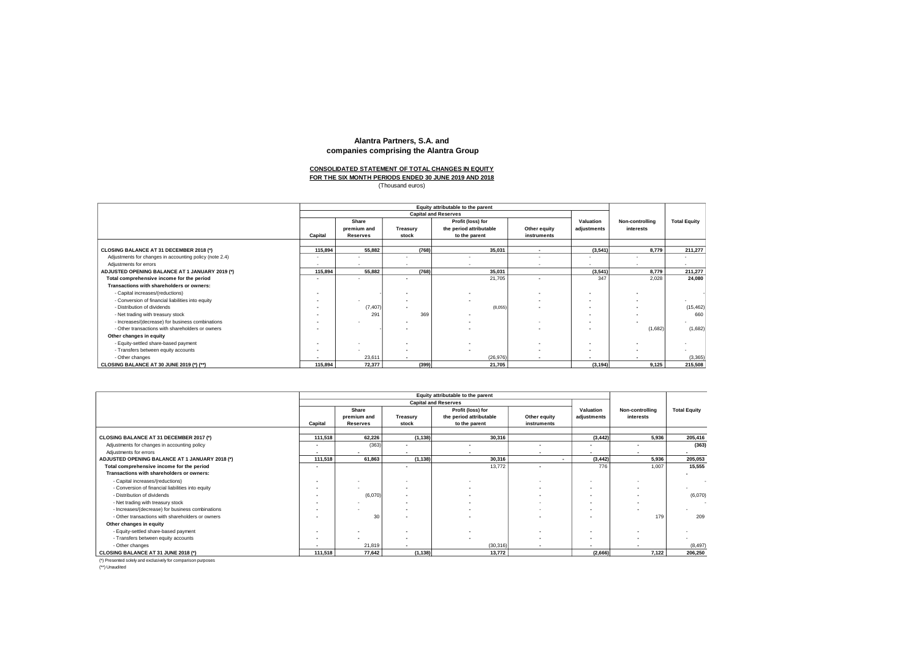**Alantra Partners, S.A. and**
**companies comprising the Alantra Group**

**CONSOLIDATED STATEMENT OF TOTAL CHANGES IN EQUITY**
**FOR THE SIX MONTH PERIODS ENDED 30 JUNE 2019 AND 2018**
(Thousand euros)

| | Equity attributable to the parent | | | | | | | |
|---|---|---|---|---|---|---|---|---|
| | Capital and Reserves | | | | | | | |
| | Capital | Share premium and Reserves | Treasury stock | Profit (loss) for the period attributable to the parent | Other equity instruments | Valuation adjustments | Non-controlling interests | Total Equity |
| **CLOSING BALANCE AT 31 DECEMBER 2018 (\*)** | **115,894** | **55,882** | **(768)** | **35,031** | **-** | **(3,541)** | **8,779** | **211,277** |
| Adjustments for changes in accounting policy (note 2.4) | - | - | - | - | - | - | - | - |
| Adjustments for errors | - | - | - | - | - | - | - | - |
| **ADJUSTED OPENING BALANCE AT 1 JANUARY 2019 (\*)** | **115,894** | **55,882** | **(768)** | **35,031** | **-** | **(3,541)** | **8,779** | **211,277** |
| **Total comprehensive income for the period** | - | - | - | 21,705 | - | 347 | 2,028 | **24,080** |
| **Transactions with shareholders or owners:** | | | | | | | | |
| - Capital increases/(reductions) | - | - | - | - | - | - | - | - |
| - Conversion of financial liabilities into equity | - | - | - | - | - | - | - | - |
| - Distribution of dividends | - | (7,407) | - | (8,055) | - | - | - | (15,462) |
| - Net trading with treasury stock | - | 291 | 369 | - | - | - | - | 660 |
| - Increases/(decrease) for business combinations | - | - | - | - | - | - | - | - |
| - Other transactions with shareholders or owners | - | - | - | - | - | - | (1,682) | (1,682) |
| **Other changes in equity** | | | | | | | | |
| - Equity-settled share-based payment | - | - | - | - | - | - | - | - |
| - Transfers between equity accounts | - | - | - | - | - | - | - | - |
| - Other changes | - | 23,611 | - | (26,976) | - | - | - | (3,365) |
| **CLOSING BALANCE AT 30 JUNE 2019 (\*) (\*\*)** | **115,894** | **72,377** | **(399)** | **21,705** | | **(3,194)** | **9,125** | **215,508** |

| | Equity attributable to the parent | | | | | | | |
|---|---|---|---|---|---|---|---|---|
| | Capital and Reserves | | | | | | | |
| | Capital | Share premium and Reserves | Treasury stock | Profit (loss) for the period attributable to the parent | Other equity instruments | Valuation adjustments | Non-controlling interests | Total Equity |
| **CLOSING BALANCE AT 31 DECEMBER 2017 (\*)** | **111,518** | **62,226** | **(1,138)** | **30,316** | | **(3,442)** | **5,936** | **205,416** |
| Adjustments for changes in accounting policy | - | (363) | - | - | - | - | - | **(363)** |
| Adjustments for errors | - | - | - | - | - | - | - | - |
| **ADJUSTED OPENING BALANCE AT 1 JANUARY 2018 (\*)** | **111,518** | **61,863** | **(1,138)** | **30,316** | - | **(3,442)** | **5,936** | **205,053** |
| **Total comprehensive income for the period** | - | | - | 13,772 | - | 776 | 1,007 | **15,555** |
| **Transactions with shareholders or owners:** | | | | | | | | - |
| - Capital increases/(reductions) | - | - | - | - | - | - | - | - |
| - Conversion of financial liabilities into equity | - | - | - | - | - | - | - | - |
| - Distribution of dividends | - | (6,070) | - | - | - | - | - | (6,070) |
| - Net trading with treasury stock | - | - | - | - | - | - | - | - |
| - Increases/(decrease) for business combinations | - | - | - | - | - | - | - | - |
| - Other transactions with shareholders or owners | - | 30 | - | - | - | - | 179 | 209 |
| **Other changes in equity** | | | | | | | | |
| - Equity-settled share-based payment | - | - | - | - | - | - | - | - |
| - Transfers between equity accounts | - | - | - | - | - | - | - | - |
| - Other changes | - | 21,819 | - | (30,316) | - | - | - | (8,497) |
| **CLOSING BALANCE AT 31 JUNE 2018 (\*)** | **111,518** | **77,642** | **(1,138)** | **13,772** | | **(2,666)** | **7,122** | **206,250** |

(\*) Presented solely and exclusively for comparison purposes

(\*\*) Unaudited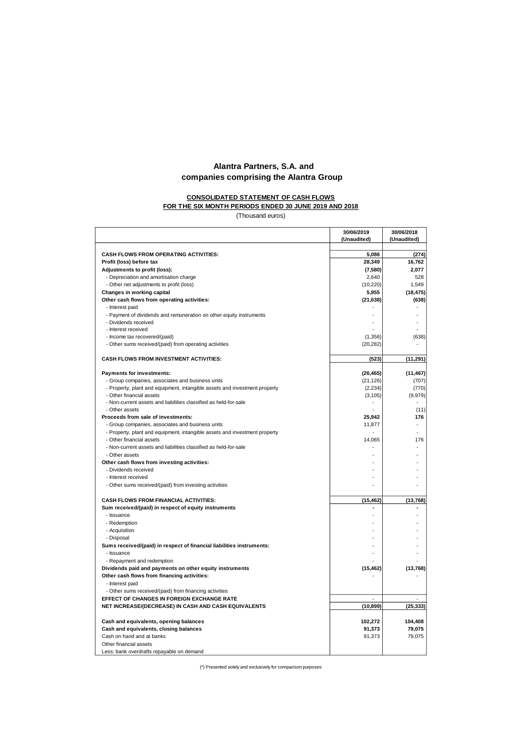**Alantra Partners, S.A. and**
**companies comprising the Alantra Group**

**CONSOLIDATED STATEMENT OF CASH FLOWS**
**FOR THE SIX MONTH PERIODS ENDED 30 JUNE 2019 AND 2018**

(Thousand euros)

| | 30/06/2019 (Unaudited) | 30/06/2018 (Unaudited) |
|---|---|---|
| **CASH FLOWS FROM OPERATING ACTIVITIES:** | **5,086** | **(274)** |
| **Profit (loss) before tax** | **28,349** | **16,762** |
| **Adjustments to profit (loss):** | **(7,580)** | **2,077** |
| - Depreciation and amortisation charge | 2,640 | 528 |
| - Other net adjustments to profit (loss) | (10,220) | 1,549 |
| **Changes in working capital** | **5,955** | **(18,475)** |
| **Other cash flows from operating activities:** | **(21,638)** | **(638)** |
| - Interest paid | - | - |
| - Payment of dividends and remuneration on other equity instruments | - | - |
| - Dividends received | - | - |
| - Interest received | - | - |
| - Income tax recovered/(paid) | (1,356) | (638) |
| - Other sums received/(paid) from operating activities | (20,282) | - |
| | | |
| **CASH FLOWS FROM INVESTMENT ACTIVITIES:** | **(523)** | **(11,291)** |
| | | |
| **Payments for investments:** | **(26,465)** | **(11,467)** |
| - Group companies, associates and business units | (21,126) | (707) |
| - Property, plant and equipment, intangible assets and investment property | (2,234) | (770) |
| - Other financial assets | (3,105) | (9,979) |
| - Non-current assets and liabilities classified as held-for-sale | - | - |
| - Other assets | - | (11) |
| **Proceeds from sale of investments:** | **25,942** | **176** |
| - Group companies, associates and business units | 11,877 | - |
| - Property, plant and equipment, intangible assets and investment property | - | - |
| - Other financial assets | 14,065 | 176 |
| - Non-current assets and liabilities classified as held-for-sale | - | - |
| - Other assets | - | - |
| **Other cash flows from investing activities:** | - | - |
| - Dividends received | - | - |
| - Interest received | - | - |
| - Other sums received/(paid) from investing activities | - | - |
| | | |
| **CASH FLOWS FROM FINANCIAL ACTIVITIES:** | **(15,462)** | **(13,768)** |
| **Sum received/(paid) in respect of equity instruments** | **-** | **-** |
| - Issuance | - | - |
| - Redemption | - | - |
| - Acquisition | - | - |
| - Disposal | - | - |
| **Sums received/(paid) in respect of financial liabilities instruments:** | - | - |
| - Issuance | - | - |
| - Repayment and redemption | - | - |
| **Dividends paid and payments on other equity instruments** | **(15,462)** | **(13,768)** |
| **Other cash flows from financing activities:** | - | - |
| - Interest paid | | |
| - Other sums received/(paid) from financing activities | | |
| **EFFECT OF CHANGES IN FOREIGN EXCHANGE RATE** | - | - |
| **NET INCREASE/(DECREASE) IN CASH AND CASH EQUIVALENTS** | **(10,899)** | **(25,333)** |
| | | |
| **Cash and equivalents, opening balances** | **102,272** | **104,408** |
| **Cash and equivalents, closing balances** | **91,373** | **79,075** |
| Cash on hand and at banks | 91,373 | 79,075 |
| Other financial assets | | |
| Less: bank overdrafts repayable on demand | | |

(*) Presented solely and exclusively for comparison purposes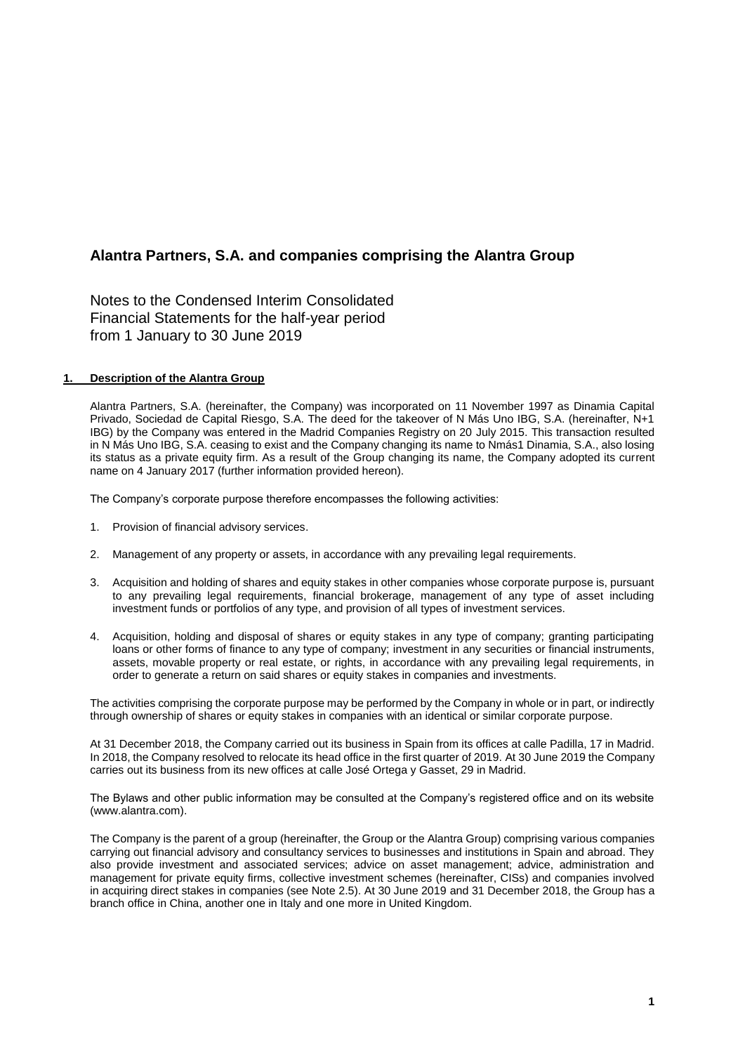# Alantra Partners, S.A. and companies comprising the Alantra Group

Notes to the Condensed Interim Consolidated Financial Statements for the half-year period from 1 January to 30 June 2019

## 1. Description of the Alantra Group

Alantra Partners, S.A. (hereinafter, the Company) was incorporated on 11 November 1997 as Dinamia Capital Privado, Sociedad de Capital Riesgo, S.A. The deed for the takeover of N Más Uno IBG, S.A. (hereinafter, N+1 IBG) by the Company was entered in the Madrid Companies Registry on 20 July 2015. This transaction resulted in N Más Uno IBG, S.A. ceasing to exist and the Company changing its name to Nmás1 Dinamia, S.A., also losing its status as a private equity firm. As a result of the Group changing its name, the Company adopted its current name on 4 January 2017 (further information provided hereon).

The Company's corporate purpose therefore encompasses the following activities:

1. Provision of financial advisory services.

2. Management of any property or assets, in accordance with any prevailing legal requirements.

3. Acquisition and holding of shares and equity stakes in other companies whose corporate purpose is, pursuant to any prevailing legal requirements, financial brokerage, management of any type of asset including investment funds or portfolios of any type, and provision of all types of investment services.

4. Acquisition, holding and disposal of shares or equity stakes in any type of company; granting participating loans or other forms of finance to any type of company; investment in any securities or financial instruments, assets, movable property or real estate, or rights, in accordance with any prevailing legal requirements, in order to generate a return on said shares or equity stakes in companies and investments.

The activities comprising the corporate purpose may be performed by the Company in whole or in part, or indirectly through ownership of shares or equity stakes in companies with an identical or similar corporate purpose.

At 31 December 2018, the Company carried out its business in Spain from its offices at calle Padilla, 17 in Madrid. In 2018, the Company resolved to relocate its head office in the first quarter of 2019. At 30 June 2019 the Company carries out its business from its new offices at calle José Ortega y Gasset, 29 in Madrid.

The Bylaws and other public information may be consulted at the Company's registered office and on its website (www.alantra.com).

The Company is the parent of a group (hereinafter, the Group or the Alantra Group) comprising various companies carrying out financial advisory and consultancy services to businesses and institutions in Spain and abroad. They also provide investment and associated services; advice on asset management; advice, administration and management for private equity firms, collective investment schemes (hereinafter, CISs) and companies involved in acquiring direct stakes in companies (see Note 2.5). At 30 June 2019 and 31 December 2018, the Group has a branch office in China, another one in Italy and one more in United Kingdom.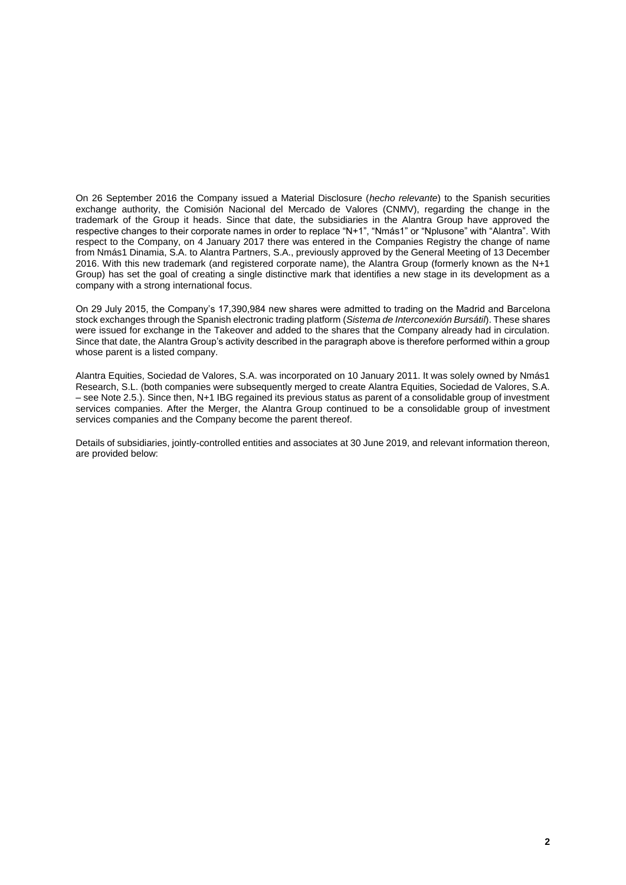On 26 September 2016 the Company issued a Material Disclosure (*hecho relevante*) to the Spanish securities exchange authority, the Comisión Nacional del Mercado de Valores (CNMV), regarding the change in the trademark of the Group it heads. Since that date, the subsidiaries in the Alantra Group have approved the respective changes to their corporate names in order to replace "N+1", "Nmás1" or "Nplusone" with "Alantra". With respect to the Company, on 4 January 2017 there was entered in the Companies Registry the change of name from Nmás1 Dinamia, S.A. to Alantra Partners, S.A., previously approved by the General Meeting of 13 December 2016. With this new trademark (and registered corporate name), the Alantra Group (formerly known as the N+1 Group) has set the goal of creating a single distinctive mark that identifies a new stage in its development as a company with a strong international focus.

On 29 July 2015, the Company's 17,390,984 new shares were admitted to trading on the Madrid and Barcelona stock exchanges through the Spanish electronic trading platform (*Sistema de Interconexión Bursátil*). These shares were issued for exchange in the Takeover and added to the shares that the Company already had in circulation. Since that date, the Alantra Group's activity described in the paragraph above is therefore performed within a group whose parent is a listed company.

Alantra Equities, Sociedad de Valores, S.A. was incorporated on 10 January 2011. It was solely owned by Nmás1 Research, S.L. (both companies were subsequently merged to create Alantra Equities, Sociedad de Valores, S.A. – see Note 2.5.). Since then, N+1 IBG regained its previous status as parent of a consolidable group of investment services companies. After the Merger, the Alantra Group continued to be a consolidable group of investment services companies and the Company become the parent thereof.

Details of subsidiaries, jointly-controlled entities and associates at 30 June 2019, and relevant information thereon, are provided below: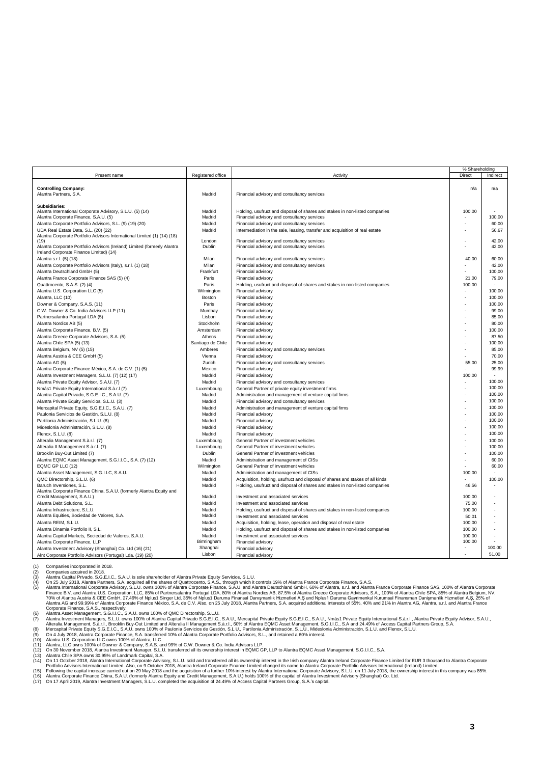| Present name | Registered office | Activity | % Shareholding | |
|---|---|---|---|---|
| | | | Direct | Indirect |
| **Controlling Company:** | | | | |
| Alantra Partners, S.A. | Madrid | Financial advisory and consultancy services | n/a | n/a |
| **Subsidiaries:** | | | | |
| Alantra International Corporate Advisory, S.L.U. (5) (14) | Madrid | Holding, usufruct and disposal of shares and stakes in non-listed companies | 100.00 | - |
| Alantra Corporate Finance, S.A.U. (5) | Madrid | Financial advisory and consultancy services | - | 100.00 |
| Alantra Corporate Portfolio Advisors, S.L. (9) (19) (20) | Madrid | Financial advisory and consultancy services | - | 60.00 |
| UDA Real Estate Data, S.L. (20) (22) | Madrid | Intermediation in the sale, leasing, transfer and acquisition of real estate | - | 56.67 |
| Alantra Corporate Portfolio Advisors International Limited (1) (14) (18) (19) | London | Financial advisory and consultancy services | - | 42.00 |
| Alantra Corporate Portfolio Advisors (Ireland) Limited (formerly Alantra Ireland Corporate Finance Limited) (14) | Dublin | Financial advisory and consultancy services | - | 42.00 |
| Alantra s.r.l. (5) (18) | Milan | Financial advisory and consultancy services | 40.00 | 60.00 |
| Alantra Corporate Portfolio Advisors (Italy), s.r.l. (1) (18) | Milan | Financial advisory and consultancy services | - | 42.00 |
| Alantra Deutschland GmbH (5) | Frankfurt | Financial advisory | - | 100,00 |
| Alantra France Corporate Finance SAS (5) (4) | Paris | Financial advisory | 21.00 | 79.00 |
| Quattrocento, S.A.S. (2) (4) | Paris | Holding, usufruct and disposal of shares and stakes in non-listed companies | 100.00 | - |
| Alantra U.S. Corporation LLC (5) | Wilmington | Financial advisory | - | 100.00 |
| Alantra, LLC (10) | Boston | Financial advisory | - | 100.00 |
| Downer & Company, S.A.S. (11) | Paris | Financial advisory | - | 100.00 |
| C.W. Downer & Co. India Advisors LLP (11) | Mumbay | Financial advisory | - | 99.00 |
| Partnersalantra Portugal LDA (5) | Lisbon | Financial advisory | - | 85.00 |
| Alantra Nordics AB (5) | Stockholm | Financial advisory | - | 80.00 |
| Alantra Corporate Finance, B.V. (5) | Amsterdam | Financial advisory | - | 100.00 |
| Alantra Greece Corporate Advisors, S.A. (5) | Athens | Financial advisory | - | 87.50 |
| Alantra Chile SPA (5) (13) | Santiago de Chile | Financial advisory | - | 100.00 |
| Alantra Belgium, NV (5) (15) | Amberes | Financial advisory and consultancy services | - | 85.00 |
| Alantra Austria & CEE GmbH (5) | Vienna | Financial advisory | - | 70.00 |
| Alantra AG (5) | Zurich | Financial advisory and consultancy services | 55.00 | 25.00 |
| Alantra Corporate Finance México, S.A. de C.V. (1) (5) | Mexico | Financial advisory | - | 99.99 |
| Alantra Investment Managers, S.L.U. (7) (12) (17) | Madrid | Financial advisory | 100.00 | - |
| Alantra Private Equity Advisor, S.A.U. (7) | Madrid | Financial advisory and consultancy services | - | 100.00 |
| Nmás1 Private Equity International S.à.r.l (7) | Luxembourg | General Partner of private equity investment firms | - | 100.00 |
| Alantra Capital Privado, S.G.E.I.C., S.A.U. (7) | Madrid | Administration and management of venture capital firms | - | 100.00 |
| Alantra Private Equity Servicios, S.L.U. (3) | Madrid | Financial advisory and consultancy services | - | 100.00 |
| Mercapital Private Equity, S.G.E.I.C., S.A.U. (7) | Madrid | Administration and management of venture capital firms | - | 100.00 |
| Paulonia Servicios de Gestión, S.L.U. (8) | Madrid | Financial advisory | - | 100.00 |
| Partilonia Administración, S.L.U. (8) | Madrid | Financial advisory | - | 100.00 |
| Mideslonia Administración, S.L.U. (8) | Madrid | Financial advisory | - | 100.00 |
| Flenox, S.L.U. (8) | Madrid | Financial advisory | - | 100.00 |
| Alteralia Management S.à.r.l. (7) | Luxembourg | General Partner of investment vehicles | - | 100.00 |
| Alteralia II Management S.à.r.l. (7) | Luxembourg | General Partner of investment vehicles | - | 100.00 |
| Brooklin Buy-Out Limited (7) | Dublin | General Partner of investment vehicles | - | 100.00 |
| Alantra EQMC Asset Management, S.G.I.I.C., S.A. (7) (12) | Madrid | Administration and management of CISs | - | 60.00 |
| EQMC GP LLC (12) | Wilmington | General Partner of investment vehicles | - | 60.00 |
| Alantra Asset Management, S.G.I.I.C, S.A.U. | Madrid | Administration and management of CISs | 100.00 | - |
| QMC Directorship, S.L.U. (6) | Madrid | Acquisition, holding, usufruct and disposal of shares and stakes of all kinds | - | 100.00 |
| Baruch Inversiones, S.L. | Madrid | Holding, usufruct and disposal of shares and stakes in non-listed companies | 46.56 | - |
| Alantra Corporate Finance China, S.A.U. (formerly Alantra Equity and Credit Management, S.A.U.) | Madrid | Investment and associated services | 100.00 | - |
| Alantra Debt Solutions, S.L. | Madrid | Investment and associated services | 75.00 | - |
| Alantra Infrastructure, S.L.U. | Madrid | Holding, usufruct and disposal of shares and stakes in non-listed companies | 100.00 | - |
| Alantra Equities, Sociedad de Valores, S.A. | Madrid | Investment and associated services | 50.01 | - |
| Alantra REIM, S.L.U. | Madrid | Acquisition, holding, lease, operation and disposal of real estate | 100.00 | - |
| Alantra Dinamia Portfolio II, S.L. | Madrid | Holding, usufruct and disposal of shares and stakes in non-listed companies | 100.00 | - |
| Alantra Capital Markets, Sociedad de Valores, S.A.U. | Madrid | Investment and associated services | 100.00 | - |
| Alantra Corporate Finance, LLP | Birmingham | Financial advisory | 100.00 | - |
| Alantra Investment Advisory (Shanghai) Co. Ltd (16) (21) | Shanghai | Financial advisory | - | 100.00 |
| Alnt Corporate Portfolio Advisors (Portugal) Lda. (19) (20) | Lisbon | Financial advisory | - | 51.00 |

(1) Companies incorporated in 2018.
(2) Companies acquired in 2018.
(3) Alantra Capital Privado, S.G.E.I.C., S.A.U. is sole shareholder of Alantra Private Equity Servicios, S.L.U.
(4) On 25 July 2018, Alantra Partners, S.A. acquired all the shares of Quattrocento, S.A.S., through which it controls 19% of Alantra France Corporate Finance, S.A.S.
(5) Alantra International Corporate Advisory, S.L.U. owns 100% of Alantra Corporate Finance, S.A.U. and Alantra Deutschland GmbH, 60% of Alantra, s.r.l. and Alantra France Corporate Finance SAS, 100% of Alantra Corporate Finance B.V. and Alantra U.S. Corporation, LLC, 85% of Partnersalantra Portugal LDA, 80% of Alantra Nordics AB, 87.5% of Alantra Greece Corporate Advisors, S.A., 100% of Alantra Chile SPA, 85% of Alantra Belgium, NV, 70% of Alantra Austria & CEE GmbH, 27.46% of Nplus1 Singer Ltd, 35% of Nplus1 Daruma Finansal Danışmanlık Hizmetleri A.Ş and Nplus1 Daruma Gayrimenkul Kurumsal Finansman Danişmanlik Hizmetleri A.Ş, 25% of Alantra AG and 99.99% of Alantra Corporate Finance México, S.A. de C.V. Also, on 25 July 2018, Alantra Partners, S.A. acquired additional interests of 55%, 40% and 21% in Alantra AG, Alantra, s.r.l. and Alantra France Corporate Finance, S.A.S., respectively.
(6) Alantra Asset Management, S.G.I.I.C., S.A.U. owns 100% of QMC Directorship, S.L.U.
(7) Alantra Investment Managers, S.L.U. owns 100% of Alantra Capital Privado S.G.E.I.C., S.A.U., Mercapital Private Equity S.G.E.I.C., S.A.U., Nmás1 Private Equity International S.à.r.l., Alantra Private Equity Advisor, S.A.U., Alteralia Management, S.à.r.l., Brooklin Buy-Out Limited and Alteralia II Management S.à.r.l., 60% of Alantra EQMC Asset Management, S.G.I.I.C., S.A and 24.49% of Access Capital Partners Group, S.A.
(8) Mercapital Private Equity S.G.E.I.C., S.A.U. owns 100% of Paulonia Servicios de Gestión, S.L.U., Partilonia Administración, S.L.U., Mideslonia Administración, S.L.U. and Flenox, S.L.U.
(9) On 4 July 2018, Alantra Corporate Finance, S.A. transferred 10% of Alantra Corporate Portfolio Advisors, S.L., and retained a 60% interest.
(10) Alantra U.S. Corporation LLC owns 100% of Alantra, LLC.
(11) Alantra, LLC owns 100% of Downer & Company, S.A.S. and 99% of C.W. Downer & Co. India Advisors LLP.
(12) On 30 November 2018, Alantra Investment Manager, S.L.U. transferred all its ownership interest in EQMC GP, LLP to Alantra EQMC Asset Management, S.G.I.I.C., S.A.
(13) Alantra Chile SPA owns 30.95% of Landmark Capital, S.A.
(14) On 11 October 2018, Alantra International Corporate Advisory, S.L.U. sold and transferred all its ownership interest in the Irish company Alantra Ireland Corporate Finance Limited for EUR 3 thousand to Alantra Corporate Portfolio Advisors International Limited. Also, on 9 October 2018, Alantra Ireland Corporate Finance Limited changed its name to Alantra Corporate Portfolio Advisors International (Ireland) Limited.
(15) Following the capital increase carried out on 29 May 2018 and the acquisition of a further 10% interest by Alantra International Corporate Advisory, S.L.U. on 11 July 2018, the ownership interest in this company was 85%.
(16) Alantra Corporate Finance China, S.A.U. (formerly Alantra Equity and Credit Management, S.A.U.) holds 100% of the capital of Alantra Investment Advisory (Shanghai) Co. Ltd.
(17) On 17 April 2019, Alantra Investment Managers, S.L.U. completed the acquisition of 24.49% of Access Capital Partners Group, S.A.'s capital.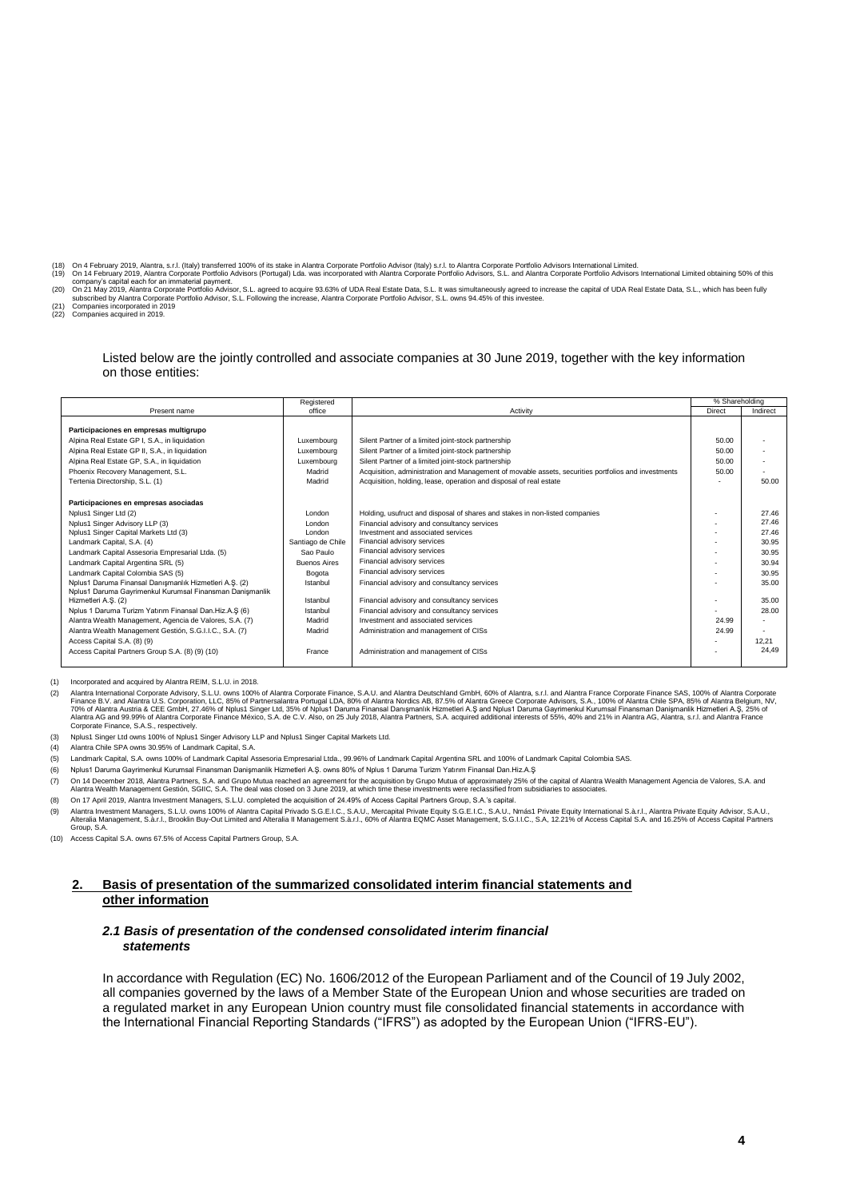(18) On 4 February 2019, Alantra, s.r.l. (Italy) transferred 100% of its stake in Alantra Corporate Portfolio Advisor (Italy) s.r.l. to Alantra Corporate Portfolio Advisors International Limited.

(19) On 14 February 2019, Alantra Corporate Portfolio Advisors (Portugal) Lda. was incorporated with Alantra Corporate Portfolio Advisors, S.L. and Alantra Corporate Portfolio Advisors International Limited obtaining 50% of this company's capital each for an immaterial payment.

(20) On 21 May 2019, Alantra Corporate Portfolio Advisor, S.L. agreed to acquire 93.63% of UDA Real Estate Data, S.L. It was simultaneously agreed to increase the capital of UDA Real Estate Data, S.L., which has been fully subscribed by Alantra Corporate Portfolio Advisor, S.L. Following the increase, Alantra Corporate Portfolio Advisor, S.L. owns 94.45% of this investee.

(21) Companies incorporated in 2019

(22) Companies acquired in 2019.

Listed below are the jointly controlled and associate companies at 30 June 2019, together with the key information on those entities:

| Present name | Registered office | Activity | % Shareholding | |
|---|---|---|---|---|
| | | | Direct | Indirect |
| **Participaciones en empresas multigrupo** | | | | |
| Alpina Real Estate GP I, S.A., in liquidation | Luxembourg | Silent Partner of a limited joint-stock partnership | 50.00 | - |
| Alpina Real Estate GP II, S.A., in liquidation | Luxembourg | Silent Partner of a limited joint-stock partnership | 50.00 | - |
| Alpina Real Estate GP, S.A., in liquidation | Luxembourg | Silent Partner of a limited joint-stock partnership | 50.00 | - |
| Phoenix Recovery Management, S.L. | Madrid | Acquisition, administration and Management of movable assets, securities portfolios and investments | 50.00 | - |
| Tertenia Directorship, S.L. (1) | Madrid | Acquisition, holding, lease, operation and disposal of real estate | - | 50.00 |
| **Participaciones en empresas asociadas** | | | | |
| Nplus1 Singer Ltd (2) | London | Holding, usufruct and disposal of shares and stakes in non-listed companies | - | 27.46 |
| Nplus1 Singer Advisory LLP (3) | London | Financial advisory and consultancy services | - | 27.46 |
| Nplus1 Singer Capital Markets Ltd (3) | London | Investment and associated services | - | 27.46 |
| Landmark Capital, S.A. (4) | Santiago de Chile | Financial advisory services | - | 30.95 |
| Landmark Capital Assesoria Empresarial Ltda. (5) | Sao Paulo | Financial advisory services | - | 30.95 |
| Landmark Capital Argentina SRL (5) | Buenos Aires | Financial advisory services | - | 30.94 |
| Landmark Capital Colombia SAS (5) | Bogota | Financial advisory services | - | 30.95 |
| Nplus1 Daruma Finansal Danışmanlık Hizmetleri A.Ş. (2) | Istanbul | Financial advisory and consultancy services | - | 35.00 |
| Nplus1 Daruma Gayrimenkul Kurumsal Finansman Danışmanlik Hizmetleri A.Ş. (2) | Istanbul | Financial advisory and consultancy services | - | 35.00 |
| Nplus 1 Daruma Turizm Yatırım Finansal Dan.Hiz.A.Ş (6) | Istanbul | Financial advisory and consultancy services | - | 28.00 |
| Alantra Wealth Management, Agencia de Valores, S.A. (7) | Madrid | Investment and associated services | 24.99 | - |
| Alantra Wealth Management Gestión, S.G.I.I.C., S.A. (7) | Madrid | Administration and management of CISs | 24.99 | - |
| Access Capital S.A. (8) (9) | | | - | 12,21 |
| Access Capital Partners Group S.A. (8) (9) (10) | France | Administration and management of CISs | - | 24,49 |

(1) Incorporated and acquired by Alantra REIM, S.L.U. in 2018.

(2) Alantra International Corporate Advisory, S.L.U. owns 100% of Alantra Corporate Finance, S.A.U. and Alantra Deutschland GmbH, 60% of Alantra, s.r.l. and Alantra France Corporate Finance SAS, 100% of Alantra Corporate Finance B.V. and Alantra U.S. Corporation, LLC, 85% of Partnersalantra Portugal LDA, 80% of Alantra Nordics AB, 87.5% of Alantra Greece Corporate Advisors, S.A., 100% of Alantra Chile SPA, 85% of Alantra Belgium, NV, 70% of Alantra Austria & CEE GmbH, 27.46% of Nplus1 Singer Ltd, 35% of Nplus1 Daruma Finansal Danışmanlık Hizmetleri A.Ş and Nplus1 Daruma Gayrimenkul Kurumsal Finansman Danışmanlik Hizmetleri A.Ş, 25% of Alantra AG and 99.99% of Alantra Corporate Finance México, S.A. de C.V. Also, on 25 July 2018, Alantra Partners, S.A. acquired additional interests of 55%, 40% and 21% in Alantra AG, Alantra, s.r.l. and Alantra France Corporate Finance, S.A.S., respectively.

(3) Nplus1 Singer Ltd owns 100% of Nplus1 Singer Advisory LLP and Nplus1 Singer Capital Markets Ltd.

(4) Alantra Chile SPA owns 30.95% of Landmark Capital, S.A.

(5) Landmark Capital, S.A. owns 100% of Landmark Capital Assesoria Empresarial Ltda., 99.96% of Landmark Capital Argentina SRL and 100% of Landmark Capital Colombia SAS.

(6) Nplus1 Daruma Gayrimenkul Kurumsal Finansman Danişmanlik Hizmetleri A.Ş. owns 80% of Nplus 1 Daruma Turizm Yatırım Finansal Dan.Hiz.A.Ş

(7) On 14 December 2018, Alantra Partners, S.A. and Grupo Mutua reached an agreement for the acquisition by Grupo Mutua of approximately 25% of the capital of Alantra Wealth Management Agencia de Valores, S.A. and Alantra Wealth Management Gestión, SGIIC, S.A. The deal was closed on 3 June 2019, at which time these investments were reclassified from subsidiaries to associates.

(8) On 17 April 2019, Alantra Investment Managers, S.L.U. completed the acquisition of 24.49% of Access Capital Partners Group, S.A.'s capital.

(9) Alantra Investment Managers, S.L.U. owns 100% of Alantra Capital Privado S.G.E.I.C., S.A.U., Mercapital Private Equity S.G.E.I.C., S.A.U., Nmás1 Private Equity International S.à.r.l., Alantra Private Equity Advisor, S.A.U., Alteralia Management, S.à.r.l., Brooklin Buy-Out Limited and Alteralia II Management S.à.r.l., 60% of Alantra EQMC Asset Management, S.G.I.I.C., S.A, 12.21% of Access Capital S.A. and 16.25% of Access Capital Partners Group, S.A.

(10) Access Capital S.A. owns 67.5% of Access Capital Partners Group, S.A.

## 2. Basis of presentation of the summarized consolidated interim financial statements and other information

### *2.1 Basis of presentation of the condensed consolidated interim financial statements*

In accordance with Regulation (EC) No. 1606/2012 of the European Parliament and of the Council of 19 July 2002, all companies governed by the laws of a Member State of the European Union and whose securities are traded on a regulated market in any European Union country must file consolidated financial statements in accordance with the International Financial Reporting Standards ("IFRS") as adopted by the European Union ("IFRS-EU").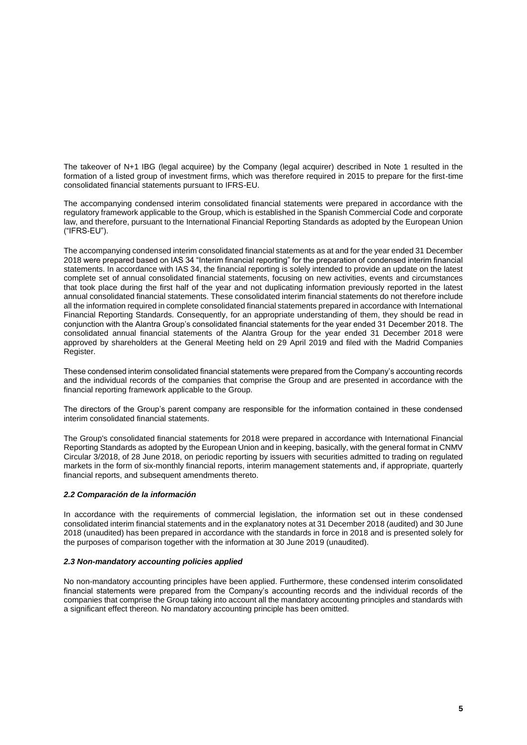The takeover of N+1 IBG (legal acquiree) by the Company (legal acquirer) described in Note 1 resulted in the formation of a listed group of investment firms, which was therefore required in 2015 to prepare for the first-time consolidated financial statements pursuant to IFRS-EU.

The accompanying condensed interim consolidated financial statements were prepared in accordance with the regulatory framework applicable to the Group, which is established in the Spanish Commercial Code and corporate law, and therefore, pursuant to the International Financial Reporting Standards as adopted by the European Union ("IFRS-EU").

The accompanying condensed interim consolidated financial statements as at and for the year ended 31 December 2018 were prepared based on IAS 34 "Interim financial reporting" for the preparation of condensed interim financial statements. In accordance with IAS 34, the financial reporting is solely intended to provide an update on the latest complete set of annual consolidated financial statements, focusing on new activities, events and circumstances that took place during the first half of the year and not duplicating information previously reported in the latest annual consolidated financial statements. These consolidated interim financial statements do not therefore include all the information required in complete consolidated financial statements prepared in accordance with International Financial Reporting Standards. Consequently, for an appropriate understanding of them, they should be read in conjunction with the Alantra Group's consolidated financial statements for the year ended 31 December 2018. The consolidated annual financial statements of the Alantra Group for the year ended 31 December 2018 were approved by shareholders at the General Meeting held on 29 April 2019 and filed with the Madrid Companies Register.

These condensed interim consolidated financial statements were prepared from the Company's accounting records and the individual records of the companies that comprise the Group and are presented in accordance with the financial reporting framework applicable to the Group.

The directors of the Group's parent company are responsible for the information contained in these condensed interim consolidated financial statements.

The Group's consolidated financial statements for 2018 were prepared in accordance with International Financial Reporting Standards as adopted by the European Union and in keeping, basically, with the general format in CNMV Circular 3/2018, of 28 June 2018, on periodic reporting by issuers with securities admitted to trading on regulated markets in the form of six-monthly financial reports, interim management statements and, if appropriate, quarterly financial reports, and subsequent amendments thereto.

#### *2.2 Comparación de la información*

In accordance with the requirements of commercial legislation, the information set out in these condensed consolidated interim financial statements and in the explanatory notes at 31 December 2018 (audited) and 30 June 2018 (unaudited) has been prepared in accordance with the standards in force in 2018 and is presented solely for the purposes of comparison together with the information at 30 June 2019 (unaudited).

#### *2.3 Non-mandatory accounting policies applied*

No non-mandatory accounting principles have been applied. Furthermore, these condensed interim consolidated financial statements were prepared from the Company's accounting records and the individual records of the companies that comprise the Group taking into account all the mandatory accounting principles and standards with a significant effect thereon. No mandatory accounting principle has been omitted.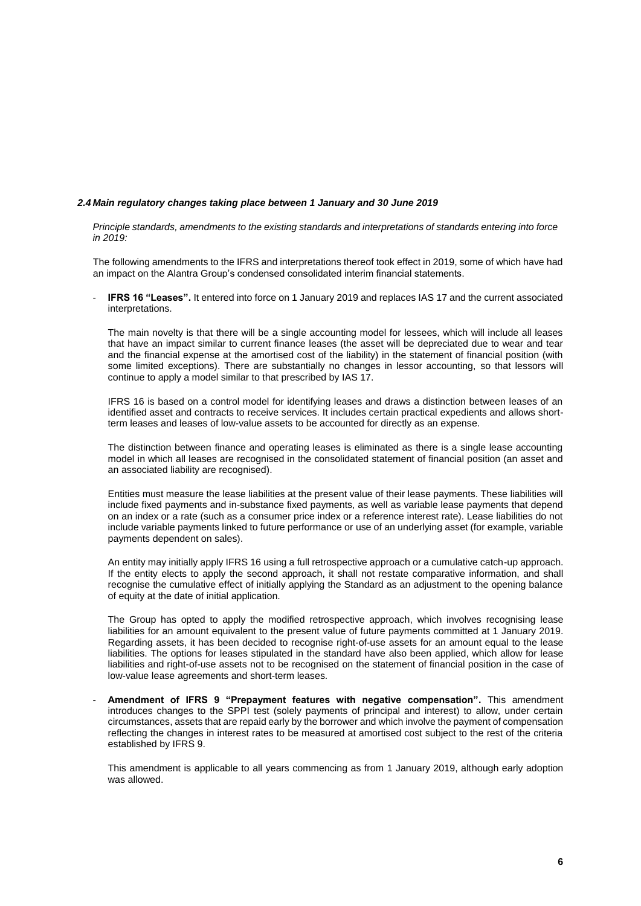### *2.4 Main regulatory changes taking place between 1 January and 30 June 2019*

*Principle standards, amendments to the existing standards and interpretations of standards entering into force in 2019:*

The following amendments to the IFRS and interpretations thereof took effect in 2019, some of which have had an impact on the Alantra Group's condensed consolidated interim financial statements.

- **IFRS 16 "Leases".** It entered into force on 1 January 2019 and replaces IAS 17 and the current associated interpretations.

  The main novelty is that there will be a single accounting model for lessees, which will include all leases that have an impact similar to current finance leases (the asset will be depreciated due to wear and tear and the financial expense at the amortised cost of the liability) in the statement of financial position (with some limited exceptions). There are substantially no changes in lessor accounting, so that lessors will continue to apply a model similar to that prescribed by IAS 17.

  IFRS 16 is based on a control model for identifying leases and draws a distinction between leases of an identified asset and contracts to receive services. It includes certain practical expedients and allows short-term leases and leases of low-value assets to be accounted for directly as an expense.

  The distinction between finance and operating leases is eliminated as there is a single lease accounting model in which all leases are recognised in the consolidated statement of financial position (an asset and an associated liability are recognised).

  Entities must measure the lease liabilities at the present value of their lease payments. These liabilities will include fixed payments and in-substance fixed payments, as well as variable lease payments that depend on an index or a rate (such as a consumer price index or a reference interest rate). Lease liabilities do not include variable payments linked to future performance or use of an underlying asset (for example, variable payments dependent on sales).

  An entity may initially apply IFRS 16 using a full retrospective approach or a cumulative catch-up approach. If the entity elects to apply the second approach, it shall not restate comparative information, and shall recognise the cumulative effect of initially applying the Standard as an adjustment to the opening balance of equity at the date of initial application.

  The Group has opted to apply the modified retrospective approach, which involves recognising lease liabilities for an amount equivalent to the present value of future payments committed at 1 January 2019. Regarding assets, it has been decided to recognise right-of-use assets for an amount equal to the lease liabilities. The options for leases stipulated in the standard have also been applied, which allow for lease liabilities and right-of-use assets not to be recognised on the statement of financial position in the case of low-value lease agreements and short-term leases.

- **Amendment of IFRS 9 "Prepayment features with negative compensation".** This amendment introduces changes to the SPPI test (solely payments of principal and interest) to allow, under certain circumstances, assets that are repaid early by the borrower and which involve the payment of compensation reflecting the changes in interest rates to be measured at amortised cost subject to the rest of the criteria established by IFRS 9.

  This amendment is applicable to all years commencing as from 1 January 2019, although early adoption was allowed.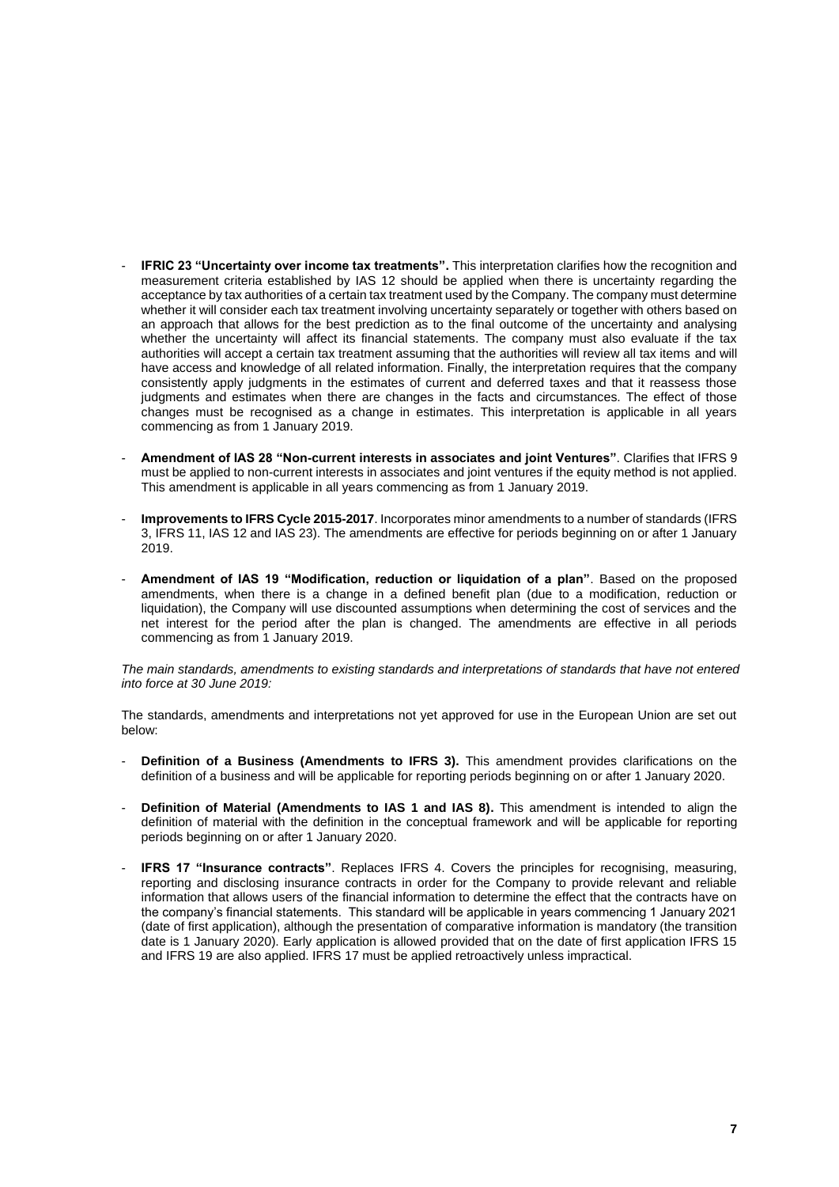- **IFRIC 23 "Uncertainty over income tax treatments".** This interpretation clarifies how the recognition and measurement criteria established by IAS 12 should be applied when there is uncertainty regarding the acceptance by tax authorities of a certain tax treatment used by the Company. The company must determine whether it will consider each tax treatment involving uncertainty separately or together with others based on an approach that allows for the best prediction as to the final outcome of the uncertainty and analysing whether the uncertainty will affect its financial statements. The company must also evaluate if the tax authorities will accept a certain tax treatment assuming that the authorities will review all tax items and will have access and knowledge of all related information. Finally, the interpretation requires that the company consistently apply judgments in the estimates of current and deferred taxes and that it reassess those judgments and estimates when there are changes in the facts and circumstances. The effect of those changes must be recognised as a change in estimates. This interpretation is applicable in all years commencing as from 1 January 2019.

- **Amendment of IAS 28 "Non-current interests in associates and joint Ventures"**. Clarifies that IFRS 9 must be applied to non-current interests in associates and joint ventures if the equity method is not applied. This amendment is applicable in all years commencing as from 1 January 2019.

- **Improvements to IFRS Cycle 2015-2017**. Incorporates minor amendments to a number of standards (IFRS 3, IFRS 11, IAS 12 and IAS 23). The amendments are effective for periods beginning on or after 1 January 2019.

- **Amendment of IAS 19 "Modification, reduction or liquidation of a plan"**. Based on the proposed amendments, when there is a change in a defined benefit plan (due to a modification, reduction or liquidation), the Company will use discounted assumptions when determining the cost of services and the net interest for the period after the plan is changed. The amendments are effective in all periods commencing as from 1 January 2019.

*The main standards, amendments to existing standards and interpretations of standards that have not entered into force at 30 June 2019:*

The standards, amendments and interpretations not yet approved for use in the European Union are set out below:

- **Definition of a Business (Amendments to IFRS 3).** This amendment provides clarifications on the definition of a business and will be applicable for reporting periods beginning on or after 1 January 2020.

- **Definition of Material (Amendments to IAS 1 and IAS 8).** This amendment is intended to align the definition of material with the definition in the conceptual framework and will be applicable for reporting periods beginning on or after 1 January 2020.

- **IFRS 17 "Insurance contracts"**. Replaces IFRS 4. Covers the principles for recognising, measuring, reporting and disclosing insurance contracts in order for the Company to provide relevant and reliable information that allows users of the financial information to determine the effect that the contracts have on the company's financial statements. This standard will be applicable in years commencing 1 January 2021 (date of first application), although the presentation of comparative information is mandatory (the transition date is 1 January 2020). Early application is allowed provided that on the date of first application IFRS 15 and IFRS 19 are also applied. IFRS 17 must be applied retroactively unless impractical.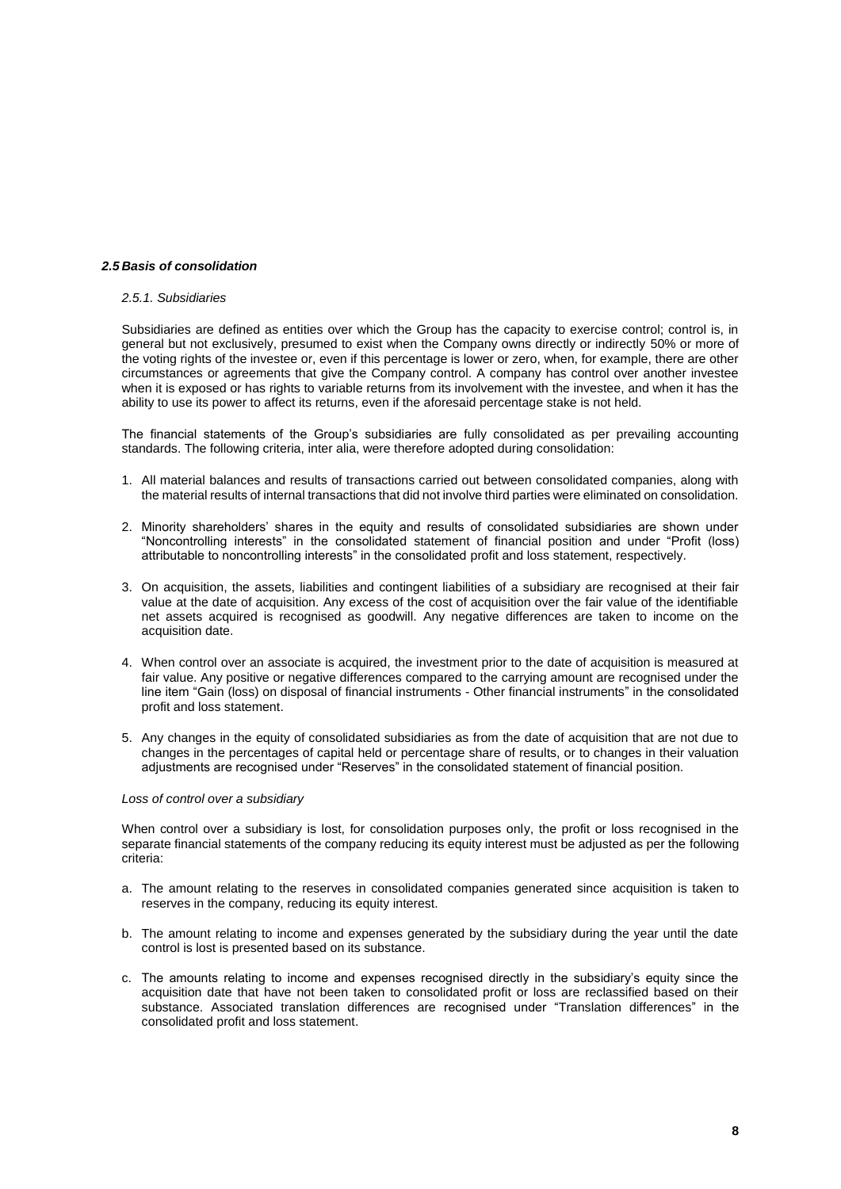### *2.5 Basis of consolidation*

*2.5.1. Subsidiaries*

Subsidiaries are defined as entities over which the Group has the capacity to exercise control; control is, in general but not exclusively, presumed to exist when the Company owns directly or indirectly 50% or more of the voting rights of the investee or, even if this percentage is lower or zero, when, for example, there are other circumstances or agreements that give the Company control. A company has control over another investee when it is exposed or has rights to variable returns from its involvement with the investee, and when it has the ability to use its power to affect its returns, even if the aforesaid percentage stake is not held.

The financial statements of the Group's subsidiaries are fully consolidated as per prevailing accounting standards. The following criteria, inter alia, were therefore adopted during consolidation:

1. All material balances and results of transactions carried out between consolidated companies, along with the material results of internal transactions that did not involve third parties were eliminated on consolidation.

2. Minority shareholders' shares in the equity and results of consolidated subsidiaries are shown under "Noncontrolling interests" in the consolidated statement of financial position and under "Profit (loss) attributable to noncontrolling interests" in the consolidated profit and loss statement, respectively.

3. On acquisition, the assets, liabilities and contingent liabilities of a subsidiary are recognised at their fair value at the date of acquisition. Any excess of the cost of acquisition over the fair value of the identifiable net assets acquired is recognised as goodwill. Any negative differences are taken to income on the acquisition date.

4. When control over an associate is acquired, the investment prior to the date of acquisition is measured at fair value. Any positive or negative differences compared to the carrying amount are recognised under the line item "Gain (loss) on disposal of financial instruments - Other financial instruments" in the consolidated profit and loss statement.

5. Any changes in the equity of consolidated subsidiaries as from the date of acquisition that are not due to changes in the percentages of capital held or percentage share of results, or to changes in their valuation adjustments are recognised under "Reserves" in the consolidated statement of financial position.

*Loss of control over a subsidiary*

When control over a subsidiary is lost, for consolidation purposes only, the profit or loss recognised in the separate financial statements of the company reducing its equity interest must be adjusted as per the following criteria:

a. The amount relating to the reserves in consolidated companies generated since acquisition is taken to reserves in the company, reducing its equity interest.

b. The amount relating to income and expenses generated by the subsidiary during the year until the date control is lost is presented based on its substance.

c. The amounts relating to income and expenses recognised directly in the subsidiary's equity since the acquisition date that have not been taken to consolidated profit or loss are reclassified based on their substance. Associated translation differences are recognised under "Translation differences" in the consolidated profit and loss statement.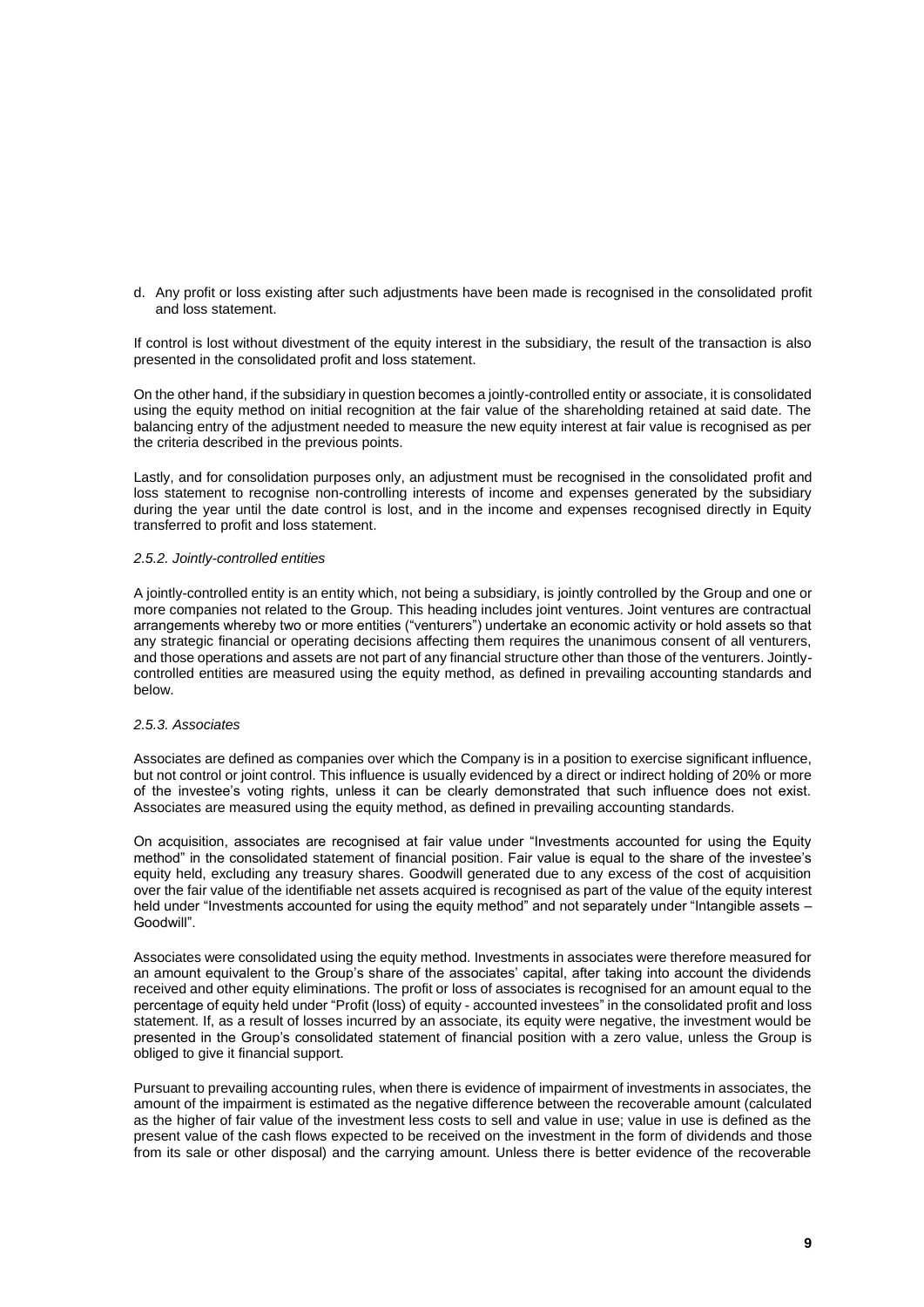d. Any profit or loss existing after such adjustments have been made is recognised in the consolidated profit and loss statement.

If control is lost without divestment of the equity interest in the subsidiary, the result of the transaction is also presented in the consolidated profit and loss statement.

On the other hand, if the subsidiary in question becomes a jointly-controlled entity or associate, it is consolidated using the equity method on initial recognition at the fair value of the shareholding retained at said date. The balancing entry of the adjustment needed to measure the new equity interest at fair value is recognised as per the criteria described in the previous points.

Lastly, and for consolidation purposes only, an adjustment must be recognised in the consolidated profit and loss statement to recognise non-controlling interests of income and expenses generated by the subsidiary during the year until the date control is lost, and in the income and expenses recognised directly in Equity transferred to profit and loss statement.

*2.5.2. Jointly-controlled entities*

A jointly-controlled entity is an entity which, not being a subsidiary, is jointly controlled by the Group and one or more companies not related to the Group. This heading includes joint ventures. Joint ventures are contractual arrangements whereby two or more entities ("venturers") undertake an economic activity or hold assets so that any strategic financial or operating decisions affecting them requires the unanimous consent of all venturers, and those operations and assets are not part of any financial structure other than those of the venturers. Jointly-controlled entities are measured using the equity method, as defined in prevailing accounting standards and below.

*2.5.3. Associates*

Associates are defined as companies over which the Company is in a position to exercise significant influence, but not control or joint control. This influence is usually evidenced by a direct or indirect holding of 20% or more of the investee's voting rights, unless it can be clearly demonstrated that such influence does not exist. Associates are measured using the equity method, as defined in prevailing accounting standards.

On acquisition, associates are recognised at fair value under "Investments accounted for using the Equity method" in the consolidated statement of financial position. Fair value is equal to the share of the investee's equity held, excluding any treasury shares. Goodwill generated due to any excess of the cost of acquisition over the fair value of the identifiable net assets acquired is recognised as part of the value of the equity interest held under "Investments accounted for using the equity method" and not separately under "Intangible assets – Goodwill".

Associates were consolidated using the equity method. Investments in associates were therefore measured for an amount equivalent to the Group's share of the associates' capital, after taking into account the dividends received and other equity eliminations. The profit or loss of associates is recognised for an amount equal to the percentage of equity held under "Profit (loss) of equity - accounted investees" in the consolidated profit and loss statement. If, as a result of losses incurred by an associate, its equity were negative, the investment would be presented in the Group's consolidated statement of financial position with a zero value, unless the Group is obliged to give it financial support.

Pursuant to prevailing accounting rules, when there is evidence of impairment of investments in associates, the amount of the impairment is estimated as the negative difference between the recoverable amount (calculated as the higher of fair value of the investment less costs to sell and value in use; value in use is defined as the present value of the cash flows expected to be received on the investment in the form of dividends and those from its sale or other disposal) and the carrying amount. Unless there is better evidence of the recoverable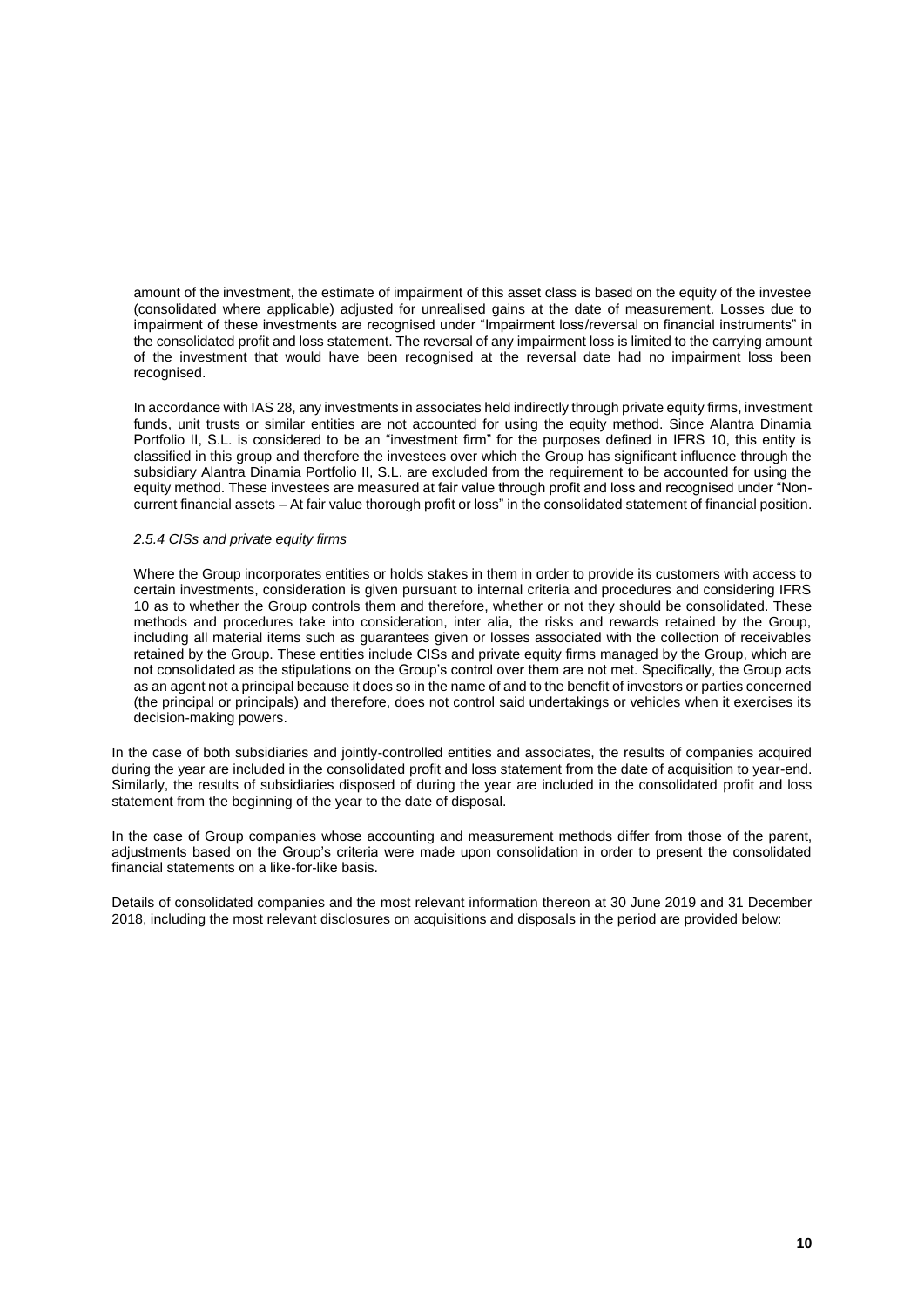amount of the investment, the estimate of impairment of this asset class is based on the equity of the investee (consolidated where applicable) adjusted for unrealised gains at the date of measurement. Losses due to impairment of these investments are recognised under "Impairment loss/reversal on financial instruments" in the consolidated profit and loss statement. The reversal of any impairment loss is limited to the carrying amount of the investment that would have been recognised at the reversal date had no impairment loss been recognised.

In accordance with IAS 28, any investments in associates held indirectly through private equity firms, investment funds, unit trusts or similar entities are not accounted for using the equity method. Since Alantra Dinamia Portfolio II, S.L. is considered to be an "investment firm" for the purposes defined in IFRS 10, this entity is classified in this group and therefore the investees over which the Group has significant influence through the subsidiary Alantra Dinamia Portfolio II, S.L. are excluded from the requirement to be accounted for using the equity method. These investees are measured at fair value through profit and loss and recognised under "Non-current financial assets – At fair value thorough profit or loss" in the consolidated statement of financial position.

*2.5.4 CISs and private equity firms*

Where the Group incorporates entities or holds stakes in them in order to provide its customers with access to certain investments, consideration is given pursuant to internal criteria and procedures and considering IFRS 10 as to whether the Group controls them and therefore, whether or not they should be consolidated. These methods and procedures take into consideration, inter alia, the risks and rewards retained by the Group, including all material items such as guarantees given or losses associated with the collection of receivables retained by the Group. These entities include CISs and private equity firms managed by the Group, which are not consolidated as the stipulations on the Group's control over them are not met. Specifically, the Group acts as an agent not a principal because it does so in the name of and to the benefit of investors or parties concerned (the principal or principals) and therefore, does not control said undertakings or vehicles when it exercises its decision-making powers.

In the case of both subsidiaries and jointly-controlled entities and associates, the results of companies acquired during the year are included in the consolidated profit and loss statement from the date of acquisition to year-end. Similarly, the results of subsidiaries disposed of during the year are included in the consolidated profit and loss statement from the beginning of the year to the date of disposal.

In the case of Group companies whose accounting and measurement methods differ from those of the parent, adjustments based on the Group's criteria were made upon consolidation in order to present the consolidated financial statements on a like-for-like basis.

Details of consolidated companies and the most relevant information thereon at 30 June 2019 and 31 December 2018, including the most relevant disclosures on acquisitions and disposals in the period are provided below: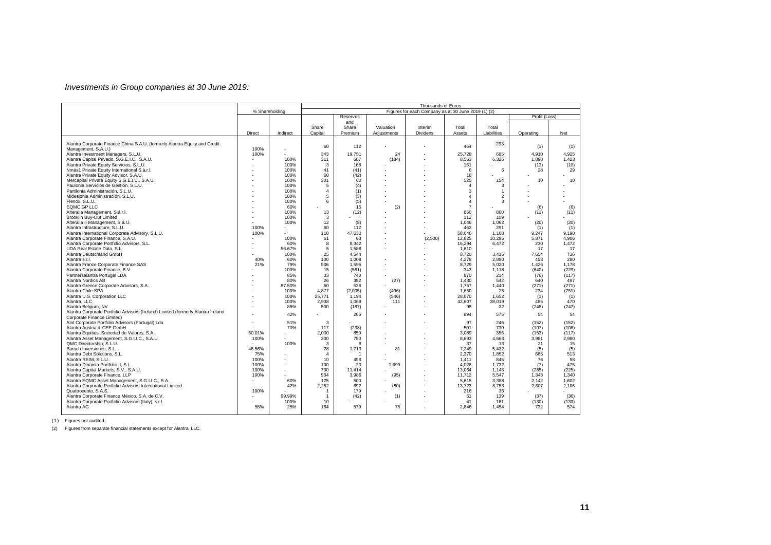*Investments in Group companies at 30 June 2019:*

| | % Shareholding | | Thousands of Euros | | | | | | | |
|---|---|---|---|---|---|---|---|---|---|---|
| | | | Figures for each Company as at 30 June 2019 (1) (2) | | | | | | | |
| | | | | Reserves and Share Premium | | | | | Profit (Loss) | |
| | Direct | Indirect | Share Capital | | Valuation Adjustments | Interim Dividens | Total Assets | Total Liabilities | Operating | Net |
| Alantra Corporate Finance China S.A.U. (formerly Alantra Equity and Credit Management, S.A.U.) | 100% | - | 60 | 112 | - | - | 464 | 293 | (1) | (1) |
| Alantra Investment Managers, S.L.U. | 100% | - | 343 | 19,751 | 24 | - | 25,728 | 685 | 4,910 | 4,925 |
| Alantra Capital Privado, S.G.E.I.C., S.A.U. | - | 100% | 311 | 687 | (184) | - | 8,563 | 6,326 | 1,898 | 1,423 |
| Alantra Private Equity Servicios, S.L.U. | - | 100% | 3 | 168 | - | - | 161 | - | (13) | (10) |
| Nmás1 Private Equity International S.à.r.l. | - | 100% | 41 | (41) | - | - | 6 | 6 | 28 | 29 |
| Alantra Private Equity Advisor, S.A.U. | - | 100% | 60 | (42) | - | - | 18 | - | - | - |
| Mercapital Private Equity S.G.E.I.C., S.A.U. | - | 100% | 301 | 60 | - | - | 525 | 154 | 10 | 10 |
| Paulonia Servicios de Gestión, S.L.U. | - | 100% | 5 | (4) | - | - | 4 | 3 | - | - |
| Partilonia Administración, S.L.U. | - | 100% | 4 | (1) | - | - | 3 | 1 | - | - |
| Mideslonia Administración, S.L.U. | - | 100% | 5 | (3) | - | - | 4 | 2 | - | - |
| Flenox, S.L.U. | - | 100% | 6 | (5) | - | - | 4 | 3 | - | - |
| EQMC GP LLC | - | 60% | - | 15 | (2) | - | 7 | - | (6) | (6) |
| Alteralia Management, S.à.r.l. | - | 100% | 13 | (12) | - | - | 850 | 860 | (11) | (11) |
| Brooklin Buy-Out Limited | - | 100% | 3 | - | - | - | 112 | 109 | - | - |
| Alteralia II Management, S.à.r.l. | - | 100% | 12 | (8) | - | - | 1,046 | 1,062 | (20) | (20) |
| Alantra Infrastructure, S.L.U. | 100% | - | 60 | 112 | - | - | 462 | 291 | (1) | (1) |
| Alantra International Corporate Advisory, S.L.U. | 100% | - | 118 | 47,630 | - | - | 58,046 | 1,108 | 9,247 | 9,190 |
| Alantra Corporate Finance, S.A.U. | - | 100% | 61 | 63 | - | (2,500) | 12,825 | 10,295 | 5,871 | 4,906 |
| Alantra Corporate Portfolio Advisors, S.L. | - | 60% | 8 | 8,342 | - | - | 16,294 | 6,472 | 230 | 1,472 |
| UDA Real Estate Data, S.L. | - | 56.67% | 5 | 1,588 | - | - | 1,610 | - | 17 | 17 |
| Alantra Deutschland GmbH | - | 100% | 25 | 4,544 | - | - | 8,720 | 3,415 | 7,654 | 736 |
| Alantra s.r.l. | 40% | 60% | 100 | 1,008 | - | - | 4,278 | 2,890 | 453 | 280 |
| Alantra France Corporate Finance SAS | 21% | 79% | 936 | 1,595 | - | - | 8,729 | 5,020 | 1,426 | 1,178 |
| Alantra Corporate Finance, B.V. | - | 100% | 15 | (561) | - | - | 343 | 1,118 | (640) | (229) |
| Partnersalantra Portugal LDA | - | 85% | 33 | 740 | - | - | 870 | 214 | (76) | (117) |
| Alantra Nordics AB | - | 80% | 26 | 392 | (27) | - | 1,430 | 542 | 640 | 497 |
| Alantra Greece Corporate Advisors, S.A. | - | 87.50% | 50 | 538 | - | - | 1,757 | 1,440 | (271) | (271) |
| Alantra Chile SPA | - | 100% | 4,877 | (2,005) | (496) | - | 1,650 | 25 | 234 | (751) |
| Alantra U.S. Corporation LLC | - | 100% | 25,771 | 1,194 | (546) | - | 28,070 | 1,652 | (1) | (1) |
| Alantra, LLC | - | 100% | 2,938 | 1,069 | 111 | - | 42,607 | 38,019 | 485 | 470 |
| Alantra Belgium, NV | - | 85% | 500 | (187) | - | - | 98 | 32 | (248) | (247) |
| Alantra Corporate Portfolio Advisors (Ireland) Limited (formerly Alantra Ireland Corporate Finance Limited) | - | 42% | - | 265 | - | - | 894 | 575 | 54 | 54 |
| Alnt Corporate Portfolio Advisors (Portugal) Lda | - | 51% | 3 | - | - | - | 97 | 246 | (152) | (152) |
| Alantra Austria & CEE GmbH | - | 70% | 117 | (238) | - | - | 501 | 730 | (107) | (108) |
| Alantra Equities, Sociedad de Valores, S.A. | 50.01% | - | 2,000 | 850 | - | - | 3,089 | 356 | (153) | (117) |
| Alantra Asset Management, S.G.I.I.C., S.A.U. | 100% | - | 300 | 750 | - | - | 8,693 | 4,663 | 3,981 | 2,980 |
| QMC Directorship, S.L.U. | - | 100% | 3 | 6 | - | - | 37 | 13 | 21 | 15 |
| Baruch Inversiones, S.L. | 46.56% | - | 28 | 1,713 | 81 | - | 7,249 | 5,432 | (5) | (5) |
| Alantra Debt Solutions, S.L. | 75% | - | 4 | 1 | - | - | 2,370 | 1,852 | 685 | 513 |
| Alantra REIM, S.L.U. | 100% | - | 10 | 498 | - | - | 1,411 | 845 | 76 | 58 |
| Alantra Dinamia Portfolio II, S.L. | 100% | - | 100 | 20 | 1,699 | - | 4,026 | 1,732 | (7) | 475 |
| Alantra Capital Markets, S.V., S.A.U. | 100% | - | 730 | 11,414 | - | - | 13,064 | 1,145 | (285) | (225) |
| Alantra Corporate Finance, LLP | 100% | - | 934 | 3,986 | (95) | - | 11,712 | 5,547 | 1,343 | 1,340 |
| Alantra EQMC Asset Management, S.G.I.I.C., S.A. | - | 60% | 125 | 500 | - | - | 5,615 | 3,388 | 2,142 | 1,602 |
| Alantra Corporate Portfolio Advisors International Limited | - | 42% | 2,252 | 692 | (80) | - | 13,723 | 8,753 | 2,607 | 2,106 |
| Quattrocento, S.A.S. | 100% | - | 1 | 179 | - | - | 216 | 36 | - | - |
| Alantra Corporate Finance México, S.A. de C.V. | - | 99.99% | 1 | (42) | (1) | - | 61 | 139 | (37) | (36) |
| Alantra Corporate Portfolio Advisors (Italy), s.r.l. | - | 100% | 10 | - | - | - | 41 | 161 | (130) | (130) |
| Alantra AG | 55% | 25% | 164 | 579 | 75 | - | 2,846 | 1,454 | 732 | 574 |

(1) Figures not audited.

(2) Figures from separate financial statements except for Alantra, LLC.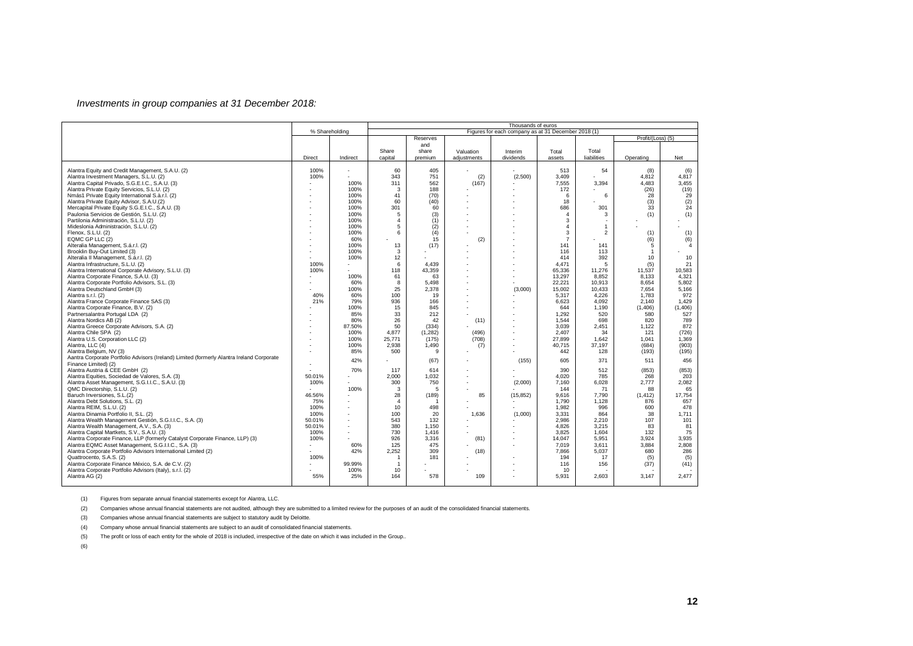*Investments in group companies at 31 December 2018:*

| | % Shareholding | | Thousands of euros | | | | | | | |
|---|---|---|---|---|---|---|---|---|---|---|
| | | | Figures for each company as at 31 December 2018 (1) | | | | | | | |
| | | | | Reserves and share premium | | | | | Profit/(Loss) (5) | |
| | Direct | Indirect | Share capital | | Valuation adjustments | Interim dividends | Total assets | Total liabilities | Operating | Net |
| Alantra Equity and Credit Management, S.A.U. (2) | 100% | - | 60 | 405 | - | - | 513 | 54 | (8) | (6) |
| Alantra Investment Managers, S.L.U. (2) | 100% | - | 343 | 751 | (2) | (2,500) | 3,409 | - | 4,812 | 4,817 |
| Alantra Capital Privado, S.G.E.I.C., S.A.U. (3) | - | 100% | 311 | 562 | (167) | - | 7,555 | 3,394 | 4,483 | 3,455 |
| Alantra Private Equity Servicios, S.L.U. (2) | - | 100% | 3 | 188 | - | - | 172 | - | (26) | (19) |
| Nmás1 Private Equity International S.à.r.l. (2) | - | 100% | 41 | (70) | - | - | 6 | 6 | 28 | 29 |
| Alantra Private Equity Advisor, S.A.U.(2) | - | 100% | 60 | (40) | - | - | 18 | - | (3) | (2) |
| Mercapital Private Equity S.G.E.I.C., S.A.U. (3) | - | 100% | 301 | 60 | - | - | 686 | 301 | 33 | 24 |
| Paulonia Servicios de Gestión, S.L.U. (2) | - | 100% | 5 | (3) | - | - | 4 | 3 | (1) | (1) |
| Partilonia Administración, S.L.U. (2) | - | 100% | 4 | (1) | - | - | 3 | - | - | - |
| Mideslonia Administración, S.L.U. (2) | - | 100% | 5 | (2) | - | - | 4 | 1 | - | - |
| Flenox, S.L.U. (2) | - | 100% | 6 | (4) | - | - | 3 | 2 | (1) | (1) |
| EQMC GP LLC (2) | - | 60% | - | 15 | (2) | - | 7 | - | (6) | (6) |
| Alteralia Management, S.à.r.l. (2) | - | 100% | 13 | (17) | - | - | 141 | 141 | 5 | 4 |
| Brooklin Buy-Out Limited (3) | - | 100% | 3 | - | - | - | 116 | 113 | 1 | - |
| Alteralia II Management, S.à.r.l. (2) | - | 100% | 12 | - | - | - | 414 | 392 | 10 | 10 |
| Alantra Infrastructure, S.L.U. (2) | 100% | - | 6 | 4,439 | - | - | 4,471 | 5 | (5) | 21 |
| Alantra International Corporate Advisory, S.L.U. (3) | 100% | - | 118 | 43,359 | - | - | 65,336 | 11,276 | 11,537 | 10,583 |
| Alantra Corporate Finance, S.A.U. (3) | - | 100% | 61 | 63 | - | - | 13,297 | 8,852 | 8,133 | 4,321 |
| Alantra Corporate Portfolio Advisors, S.L. (3) | - | 60% | 8 | 5,498 | - | - | 22,221 | 10,913 | 8,654 | 5,802 |
| Alantra Deutschland GmbH (3) | - | 100% | 25 | 2,378 | - | (3,000) | 15,002 | 10,433 | 7,654 | 5,166 |
| Alantra s.r.l. (2) | 40% | 60% | 100 | 19 | - | - | 5,317 | 4,226 | 1,783 | 972 |
| Alantra France Corporate Finance SAS (3) | 21% | 79% | 936 | 166 | - | - | 6,623 | 4,092 | 2,140 | 1,429 |
| Alantra Corporate Finance, B.V. (2) | - | 100% | 15 | 845 | - | - | 644 | 1,190 | (1,406) | (1,406) |
| Partnersalantra Portugal LDA (2) | - | 85% | 33 | 212 | - | - | 1,292 | 520 | 580 | 527 |
| Alantra Nordics AB (2) | - | 80% | 26 | 42 | (11) | - | 1,544 | 698 | 820 | 789 |
| Alantra Greece Corporate Advisors, S.A. (2) | - | 87.50% | 50 | (334) | - | - | 3,039 | 2,451 | 1,122 | 872 |
| Alantra Chile SPA (2) | - | 100% | 4,877 | (1,282) | (496) | - | 2,407 | 34 | 121 | (726) |
| Alantra U.S. Corporation LLC (2) | - | 100% | 25,771 | (175) | (708) | - | 27,899 | 1,642 | 1,041 | 1,369 |
| Alantra, LLC (4) | - | 100% | 2,938 | 1,490 | (7) | - | 40,715 | 37,197 | (684) | (903) |
| Alantra Belgium, NV (3) | - | 85% | 500 | 9 | - | - | 442 | 128 | (193) | (195) |
| Aantra Corporate Portfolio Advisors (Ireland) Limited (formerly Alantra Ireland Corporate Finance Limited) (2) | - | 42% | - | (67) | - | (155) | 605 | 371 | 511 | 456 |
| Alantra Austria & CEE GmbH (2) | - | 70% | 117 | 614 | - | - | 390 | 512 | (853) | (853) |
| Alantra Equities, Sociedad de Valores, S.A. (3) | 50.01% | - | 2,000 | 1,032 | - | - | 4,020 | 785 | 268 | 203 |
| Alantra Asset Management, S.G.I.I.C., S.A.U. (3) | 100% | - | 300 | 750 | - | (2,000) | 7,160 | 6,028 | 2,777 | 2,082 |
| QMC Directorship, S.L.U. (2) | - | 100% | 3 | 5 | - | - | 144 | 71 | 88 | 65 |
| Baruch Inversiones, S.L.(2) | 46.56% | - | 28 | (189) | 85 | (15,852) | 9,616 | 7,790 | (1,412) | 17,754 |
| Alantra Debt Solutions, S.L. (2) | 75% | - | 4 | 1 | - | - | 1,790 | 1,128 | 876 | 657 |
| Alantra REIM, S.L.U. (2) | 100% | - | 10 | 498 | - | - | 1,982 | 996 | 600 | 478 |
| Alantra Dinamia Portfolio II, S.L. (2) | 100% | - | 100 | 20 | 1,636 | (1,000) | 3,331 | 864 | 38 | 1,711 |
| Alantra Wealth Management Gestión, S.G.I.I.C., S.A. (3) | 50.01% | - | 543 | 132 | - | - | 2,986 | 2,210 | 107 | 101 |
| Alantra Wealth Management, A.V., S.A. (3) | 50.01% | - | 380 | 1,150 | - | - | 4,826 | 3,215 | 83 | 81 |
| Alantra Capital Martkets, S.V., S.A.U. (3) | 100% | - | 730 | 1,416 | - | - | 3,825 | 1,604 | 132 | 75 |
| Alantra Corporate Finance, LLP (formerly Catalyst Corporate Finance, LLP) (3) | 100% | - | 926 | 3,316 | (81) | - | 14,047 | 5,951 | 3,924 | 3,935 |
| Alantra EQMC Asset Management, S.G.I.I.C., S.A. (3) | - | 60% | 125 | 475 | - | - | 7,019 | 3,611 | 3,884 | 2,808 |
| Alantra Corporate Portfolio Advisors International Limited (2) | - | 42% | 2,252 | 309 | (18) | - | 7,866 | 5,037 | 680 | 286 |
| Quattrocento, S.A.S. (2) | 100% | - | 1 | 181 | - | - | 194 | 17 | (5) | (5) |
| Alantra Corporate Finance México, S.A. de C.V. (2) | - | 99.99% | 1 | - | - | - | 116 | 156 | (37) | (41) |
| Alantra Corporate Portfolio Advisors (Italy), s.r.l. (2) | - | 100% | 10 | - | - | - | 10 | - | - | - |
| Alantra AG (2) | 55% | 25% | 164 | 578 | 109 | - | 5,931 | 2,603 | 3,147 | 2,477 |

(1) Figures from separate annual financial statements except for Alantra, LLC.

(2) Companies whose annual financial statements are not audited, although they are submitted to a limited review for the purposes of an audit of the consolidated financial statements.

(3) Companies whose annual financial statements are subject to statutory audit by Deloitte.

(4) Company whose annual financial statements are subject to an audit of consolidated financial statements.

(5) The profit or loss of each entity for the whole of 2018 is included, irrespective of the date on which it was included in the Group..

(6)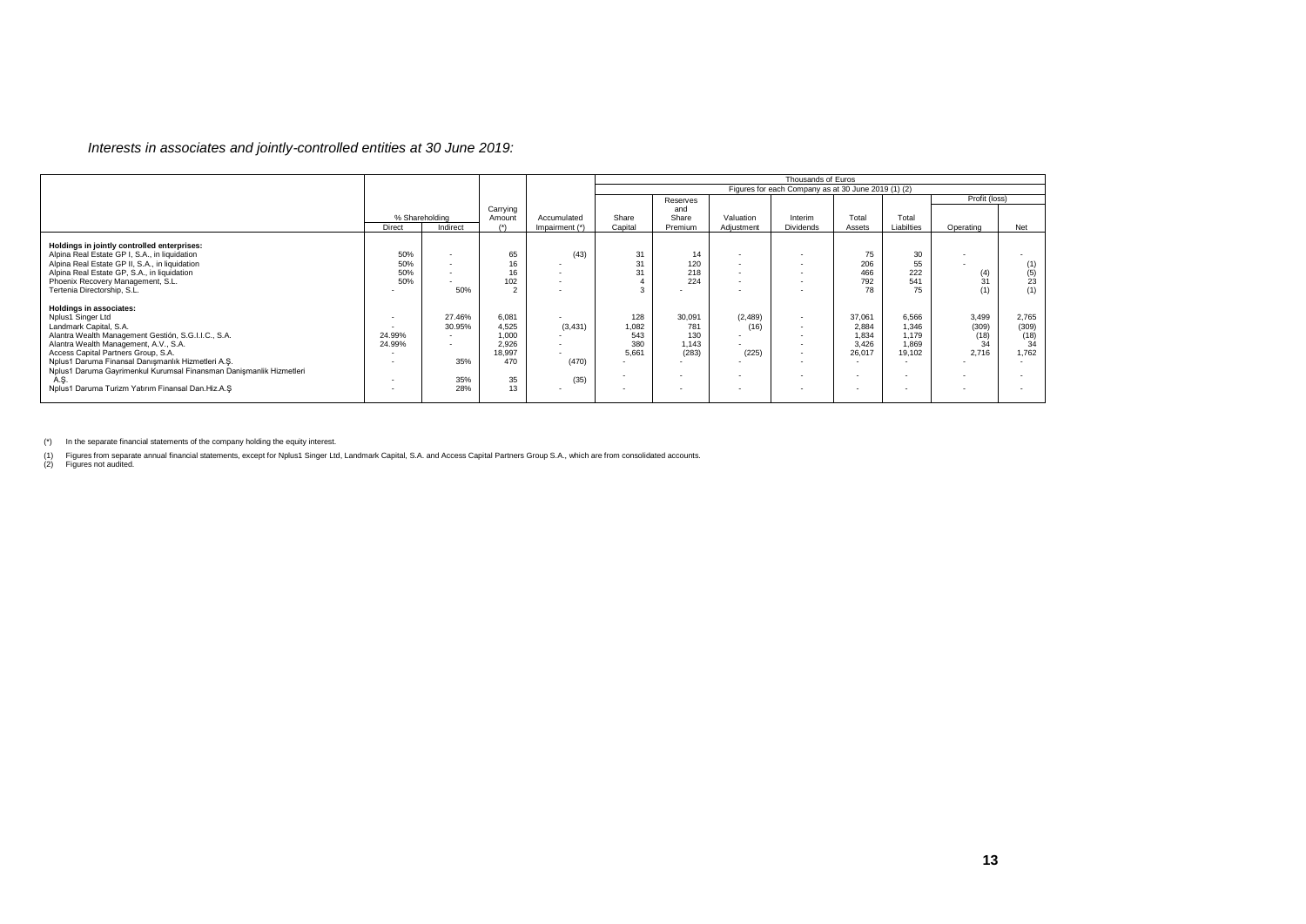*Interests in associates and jointly-controlled entities at 30 June 2019:*

| | % Shareholding | | Carrying Amount (*) | Accumulated Impairment (*) | Thousands of Euros | | | | | | | |
|---|---|---|---|---|---|---|---|---|---|---|---|---|
| | | | | | Figures for each Company as at 30 June 2019 (1) (2) | | | | | | | |
| | | | | | Share Capital | Reserves and Share Premium | Valuation Adjustment | Interim Dividends | Total Assets | Total Liabilities | Profit (loss) | |
| | Direct | Indirect | | | | | | | | | Operating | Net |
| **Holdings in jointly controlled enterprises:** | | | | | | | | | | | | |
| Alpina Real Estate GP I, S.A., in liquidation | 50% | - | 65 | (43) | 31 | 14 | - | - | 75 | 30 | - | - |
| Alpina Real Estate GP II, S.A., in liquidation | 50% | - | 16 | - | 31 | 120 | - | - | 206 | 55 | - | (1) |
| Alpina Real Estate GP, S.A., in liquidation | 50% | - | 16 | - | 31 | 218 | - | - | 466 | 222 | (4) | (5) |
| Phoenix Recovery Management, S.L. | 50% | - | 102 | - | 4 | 224 | - | - | 792 | 541 | 31 | 23 |
| Tertenia Directorship, S.L. | - | 50% | 2 | - | 3 | - | - | - | 78 | 75 | (1) | (1) |
| **Holdings in associates:** | | | | | | | | | | | | |
| Nplus1 Singer Ltd | - | 27.46% | 6,081 | - | 128 | 30,091 | (2,489) | - | 37,061 | 6,566 | 3,499 | 2,765 |
| Landmark Capital, S.A. | - | 30.95% | 4,525 | (3,431) | 1,082 | 781 | (16) | - | 2,884 | 1,346 | (309) | (309) |
| Alantra Wealth Management Gestión, S.G.I.I.C., S.A. | 24.99% | - | 1,000 | - | 543 | 130 | - | - | 1,834 | 1,179 | (18) | (18) |
| Alantra Wealth Management, A.V., S.A. | 24.99% | - | 2,926 | - | 380 | 1,143 | - | - | 3,426 | 1,869 | 34 | 34 |
| Access Capital Partners Group, S.A. | - | - | 18,997 | - | 5,661 | (283) | (225) | - | 26,017 | 19,102 | 2,716 | 1,762 |
| Nplus1 Daruma Finansal Danışmanlık Hizmetleri A.Ş. | - | 35% | 470 | (470) | - | - | - | - | - | - | - | - |
| Nplus1 Daruma Gayrimenkul Kurumsal Finansman Danişmanlik Hizmetleri A.Ş. | - | 35% | 35 | (35) | - | - | - | - | - | - | - | - |
| Nplus1 Daruma Turizm Yatırım Finansal Dan.Hiz.A.Ş | - | 28% | 13 | - | - | - | - | - | - | - | - | - |

(*) In the separate financial statements of the company holding the equity interest.

(1) Figures from separate annual financial statements, except for Nplus1 Singer Ltd, Landmark Capital, S.A. and Access Capital Partners Group S.A., which are from consolidated accounts.
(2) Figures not audited.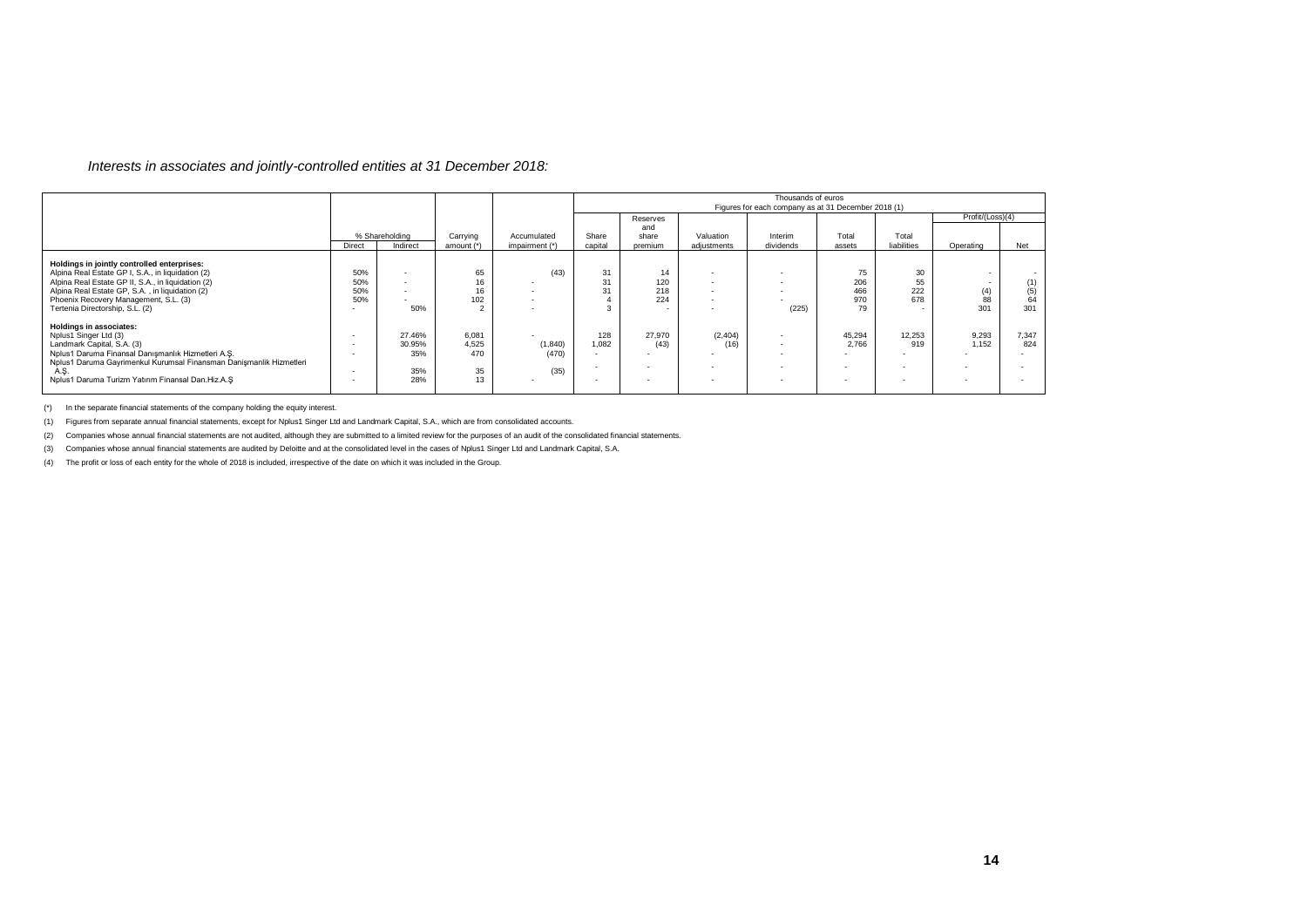*Interests in associates and jointly-controlled entities at 31 December 2018:*

| | % Shareholding | | Carrying | Accumulated | Thousands of euros — Figures for each company as at 31 December 2018 (1) | | | | | | Profit/(Loss)(4) | |
|---|---|---|---|---|---|---|---|---|---|---|---|---|
| | Direct | Indirect | amount (*) | impairment (*) | Share capital | Reserves and share premium | Valuation adjustments | Interim dividends | Total assets | Total liabilities | Operating | Net |
| **Holdings in jointly controlled enterprises:** | | | | | | | | | | | | |
| Alpina Real Estate GP I, S.A., in liquidation (2) | 50% | - | 65 | (43) | 31 | 14 | - | - | 75 | 30 | - | - |
| Alpina Real Estate GP II, S.A., in liquidation (2) | 50% | - | 16 | - | 31 | 120 | - | - | 206 | 55 | - | (1) |
| Alpina Real Estate GP, S.A. , in liquidation (2) | 50% | - | 16 | - | 31 | 218 | - | - | 466 | 222 | (4) | (5) |
| Phoenix Recovery Management, S.L. (3) | 50% | - | 102 | - | 4 | 224 | - | - | 970 | 678 | 88 | 64 |
| Tertenia Directorship, S.L. (2) | - | 50% | 2 | - | 3 | - | - | (225) | 79 | - | 301 | 301 |
| **Holdings in associates:** | | | | | | | | | | | | |
| Nplus1 Singer Ltd (3) | - | 27.46% | 6,081 | - | 128 | 27,970 | (2,404) | - | 45,294 | 12,253 | 9,293 | 7,347 |
| Landmark Capital, S.A. (3) | - | 30.95% | 4,525 | (1,840) | 1,082 | (43) | (16) | - | 2,766 | 919 | 1,152 | 824 |
| Nplus1 Daruma Finansal Danışmanlık Hizmetleri A.Ş. | - | 35% | 470 | (470) | - | - | - | - | - | - | - | - |
| Nplus1 Daruma Gayrimenkul Kurumsal Finansman Danişmanlik Hizmetleri A.Ş. | - | 35% | 35 | (35) | - | - | - | - | - | - | - | - |
| Nplus1 Daruma Turizm Yatırım Finansal Dan.Hiz.A.Ş | - | 28% | 13 | - | - | - | - | - | - | - | - | - |

(*) In the separate financial statements of the company holding the equity interest.

(1) Figures from separate annual financial statements, except for Nplus1 Singer Ltd and Landmark Capital, S.A., which are from consolidated accounts.

(2) Companies whose annual financial statements are not audited, although they are submitted to a limited review for the purposes of an audit of the consolidated financial statements.

(3) Companies whose annual financial statements are audited by Deloitte and at the consolidated level in the cases of Nplus1 Singer Ltd and Landmark Capital, S.A.

(4) The profit or loss of each entity for the whole of 2018 is included, irrespective of the date on which it was included in the Group.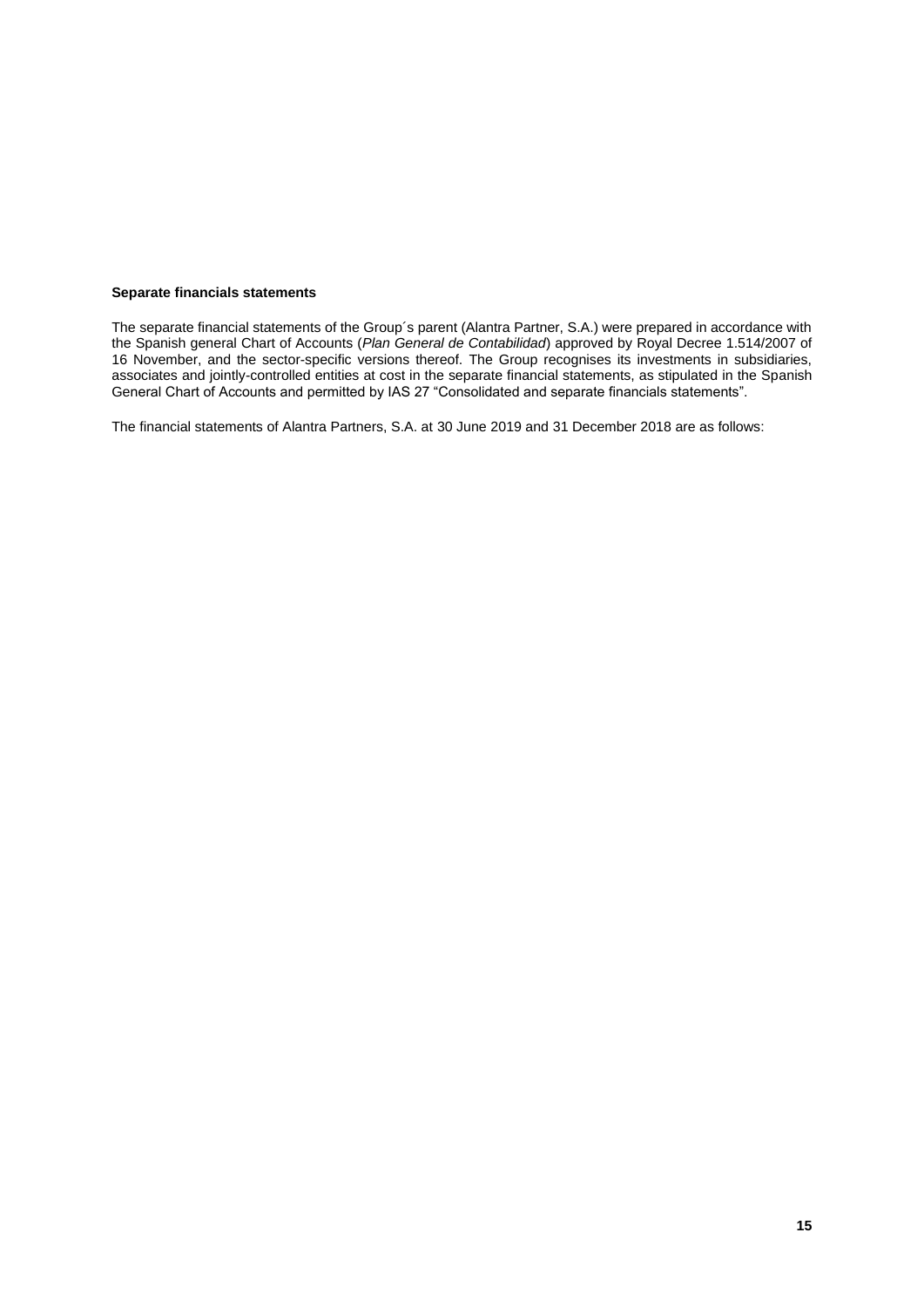**Separate financials statements**

The separate financial statements of the Group´s parent (Alantra Partner, S.A.) were prepared in accordance with the Spanish general Chart of Accounts (*Plan General de Contabilidad*) approved by Royal Decree 1.514/2007 of 16 November, and the sector-specific versions thereof. The Group recognises its investments in subsidiaries, associates and jointly-controlled entities at cost in the separate financial statements, as stipulated in the Spanish General Chart of Accounts and permitted by IAS 27 "Consolidated and separate financials statements".

The financial statements of Alantra Partners, S.A. at 30 June 2019 and 31 December 2018 are as follows: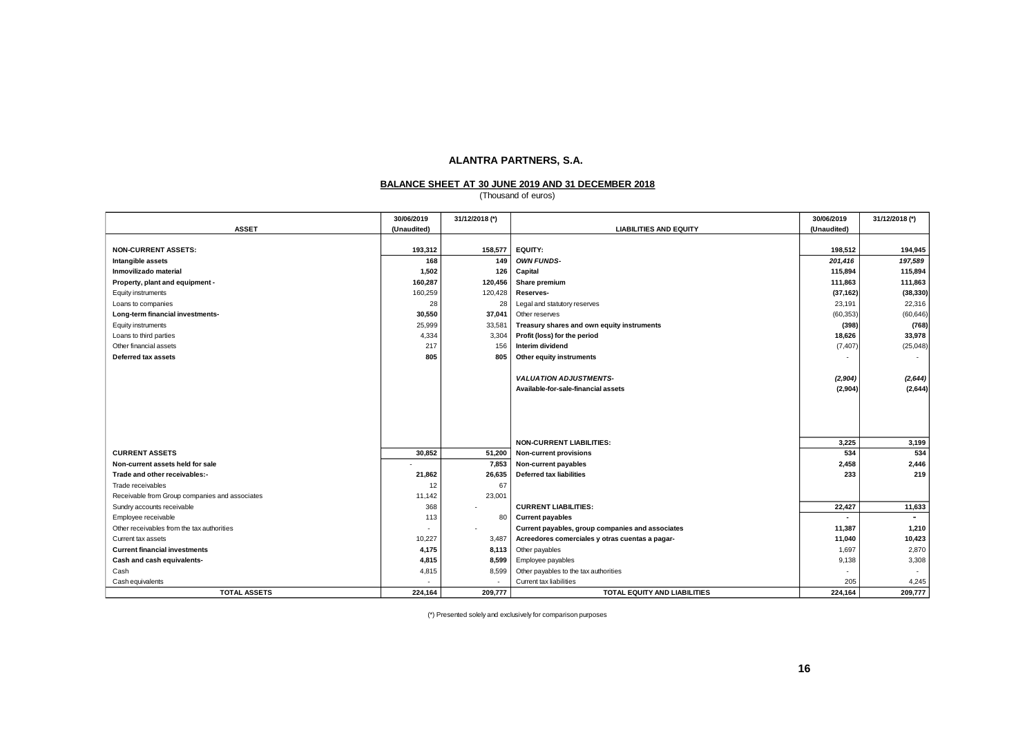# ALANTRA PARTNERS, S.A.

## BALANCE SHEET AT 30 JUNE 2019 AND 31 DECEMBER 2018

(Thousand of euros)

| ASSET | 30/06/2019 (Unaudited) | 31/12/2018 (*) | LIABILITIES AND EQUITY | 30/06/2019 (Unaudited) | 31/12/2018 (*) |
|---|---|---|---|---|---|
| **NON-CURRENT ASSETS:** | **193,312** | **158,577** | **EQUITY:** | **198,512** | **194,945** |
| **Intangible assets** | **168** | **149** | ***OWN FUNDS-*** | ***201,416*** | ***197,589*** |
| **Inmovilizado material** | **1,502** | **126** | **Capital** | **115,894** | **115,894** |
| **Property, plant and equipment -** | **160,287** | **120,456** | **Share premium** | **111,863** | **111,863** |
| Equity instruments | 160,259 | 120,428 | **Reserves-** | **(37,162)** | **(38,330)** |
| Loans to companies | 28 | 28 | Legal and statutory reserves | 23,191 | 22,316 |
| **Long-term financial investments-** | **30,550** | **37,041** | Other reserves | (60,353) | (60,646) |
| Equity instruments | 25,999 | 33,581 | **Treasury shares and own equity instruments** | **(398)** | **(768)** |
| Loans to third parties | 4,334 | 3,304 | **Profit (loss) for the period** | **18,626** | **33,978** |
| Other financial assets | 217 | 156 | **Interim dividend** | (7,407) | (25,048) |
| **Deferred tax assets** | **805** | **805** | **Other equity instruments** | - | - |
| | | | ***VALUATION ADJUSTMENTS-*** | ***(2,904)*** | ***(2,644)*** |
| | | | **Available-for-sale-financial assets** | **(2,904)** | **(2,644)** |
| | | | **NON-CURRENT LIABILITIES:** | **3,225** | **3,199** |
| **CURRENT ASSETS** | **30,852** | **51,200** | **Non-current provisions** | **534** | **534** |
| **Non-current assets held for sale** | - | **7,853** | **Non-current payables** | **2,458** | **2,446** |
| **Trade and other receivables:-** | **21,862** | **26,635** | **Deferred tax liabilities** | **233** | **219** |
| Trade receivables | 12 | 67 | | | |
| Receivable from Group companies and associates | 11,142 | 23,001 | | | |
| Sundry accounts receivable | 368 | - | **CURRENT LIABILITIES:** | **22,427** | **11,633** |
| Employee receivable | 113 | 80 | **Current payables** | **-** | **-** |
| Other receivables from the tax authorities | - | - | **Current payables, group companies and associates** | **11,387** | **1,210** |
| Current tax assets | 10,227 | 3,487 | **Acreedores comerciales y otras cuentas a pagar-** | **11,040** | **10,423** |
| **Current financial investments** | **4,175** | **8,113** | Other payables | 1,697 | 2,870 |
| **Cash and cash equivalents-** | **4,815** | **8,599** | Employee payables | 9,138 | 3,308 |
| Cash | 4,815 | 8,599 | Other payables to the tax authorities | - | - |
| Cash equivalents | - | - | Current tax liabilities | 205 | 4,245 |
| **TOTAL ASSETS** | **224,164** | **209,777** | **TOTAL EQUITY AND LIABILITIES** | **224,164** | **209,777** |

(*) Presented solely and exclusively for comparison purposes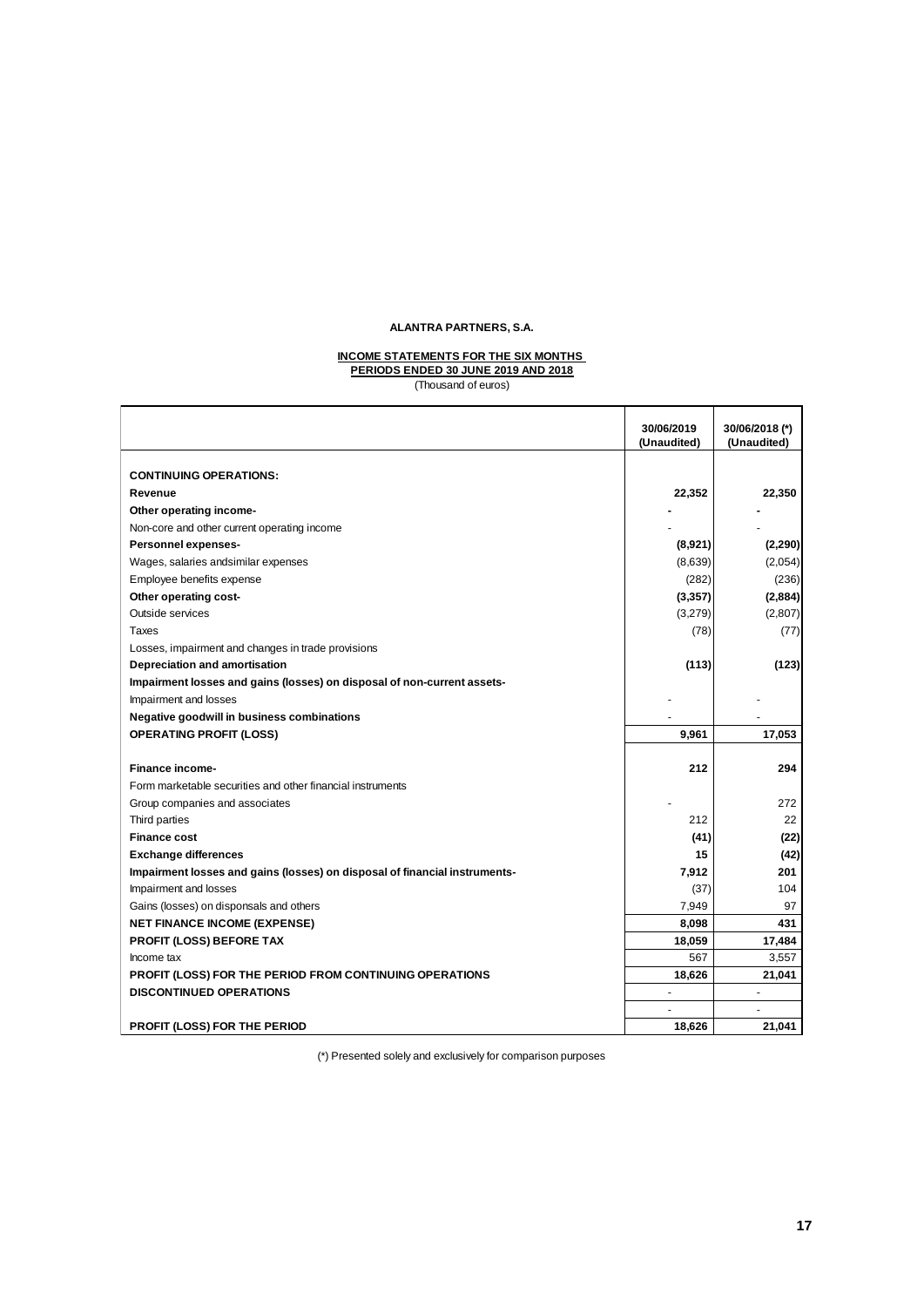**ALANTRA PARTNERS, S.A.**

**INCOME STATEMENTS FOR THE SIX MONTHS PERIODS ENDED 30 JUNE 2019 AND 2018**

(Thousand of euros)

| | 30/06/2019 (Unaudited) | 30/06/2018 (*) (Unaudited) |
|---|---|---|
| **CONTINUING OPERATIONS:** | | |
| **Revenue** | **22,352** | **22,350** |
| **Other operating income-** | **-** | **-** |
| Non-core and other current operating income | - | - |
| **Personnel expenses-** | **(8,921)** | **(2,290)** |
| Wages, salaries andsimilar expenses | (8,639) | (2,054) |
| Employee benefits expense | (282) | (236) |
| **Other operating cost-** | **(3,357)** | **(2,884)** |
| Outside services | (3,279) | (2,807) |
| Taxes | (78) | (77) |
| Losses, impairment and changes in trade provisions | | |
| **Depreciation and amortisation** | **(113)** | **(123)** |
| **Impairment losses and gains (losses) on disposal of non-current assets-** | | |
| Impairment and losses | - | - |
| **Negative goodwill in business combinations** | - | - |
| **OPERATING PROFIT (LOSS)** | **9,961** | **17,053** |
| | | |
| **Finance income-** | **212** | **294** |
| Form marketable securities and other financial instruments | | |
| Group companies and associates | - | 272 |
| Third parties | 212 | 22 |
| **Finance cost** | **(41)** | **(22)** |
| **Exchange differences** | **15** | **(42)** |
| **Impairment losses and gains (losses) on disposal of financial instruments-** | **7,912** | **201** |
| Impairment and losses | (37) | 104 |
| Gains (losses) on disponsals and others | 7,949 | 97 |
| **NET FINANCE INCOME (EXPENSE)** | **8,098** | **431** |
| **PROFIT (LOSS) BEFORE TAX** | **18,059** | **17,484** |
| Income tax | 567 | 3,557 |
| **PROFIT (LOSS) FOR THE PERIOD FROM CONTINUING OPERATIONS** | **18,626** | **21,041** |
| **DISCONTINUED OPERATIONS** | - | - |
| | - | - |
| **PROFIT (LOSS) FOR THE PERIOD** | **18,626** | **21,041** |

(*) Presented solely and exclusively for comparison purposes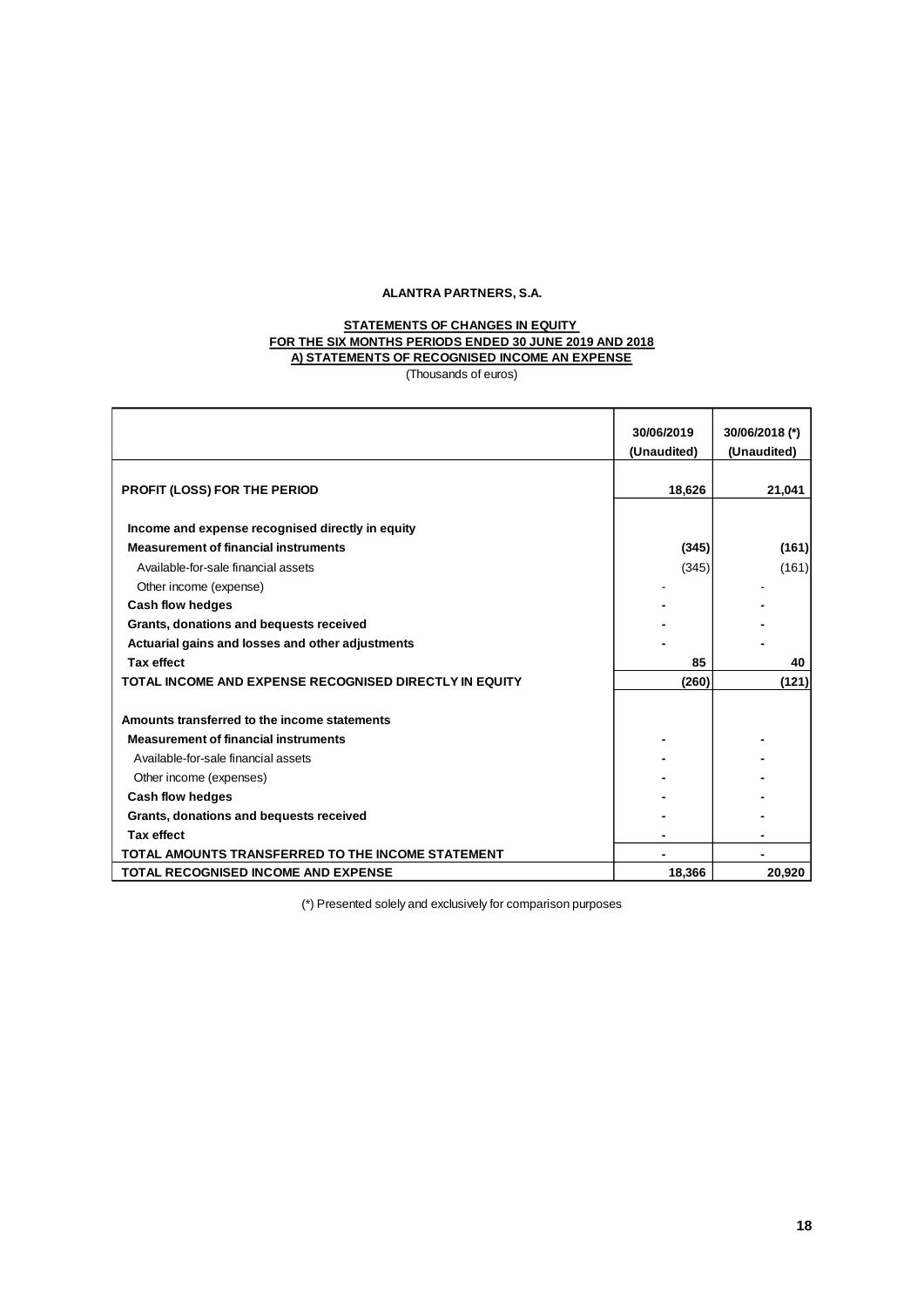**ALANTRA PARTNERS, S.A.**

**STATEMENTS OF CHANGES IN EQUITY**
**FOR THE SIX MONTHS PERIODS ENDED 30 JUNE 2019 AND 2018**
**A) STATEMENTS OF RECOGNISED INCOME AN EXPENSE**
(Thousands of euros)

| | 30/06/2019 (Unaudited) | 30/06/2018 (*) (Unaudited) |
|---|---|---|
| **PROFIT (LOSS) FOR THE PERIOD** | **18,626** | **21,041** |
| **Income and expense recognised directly in equity** | | |
| **Measurement of financial instruments** | **(345)** | **(161)** |
| Available-for-sale financial assets | (345) | (161) |
| Other income (expense) | - | - |
| **Cash flow hedges** | **-** | **-** |
| **Grants, donations and bequests received** | **-** | **-** |
| **Actuarial gains and losses and other adjustments** | **-** | **-** |
| **Tax effect** | **85** | **40** |
| **TOTAL INCOME AND EXPENSE RECOGNISED DIRECTLY IN EQUITY** | **(260)** | **(121)** |
| **Amounts transferred to the income statements** | | |
| **Measurement of financial instruments** | **-** | **-** |
| Available-for-sale financial assets | - | - |
| Other income (expenses) | - | - |
| **Cash flow hedges** | **-** | **-** |
| **Grants, donations and bequests received** | **-** | **-** |
| **Tax effect** | **-** | **-** |
| **TOTAL AMOUNTS TRANSFERRED TO THE INCOME STATEMENT** | **-** | **-** |
| **TOTAL RECOGNISED INCOME AND EXPENSE** | **18,366** | **20,920** |

(*) Presented solely and exclusively for comparison purposes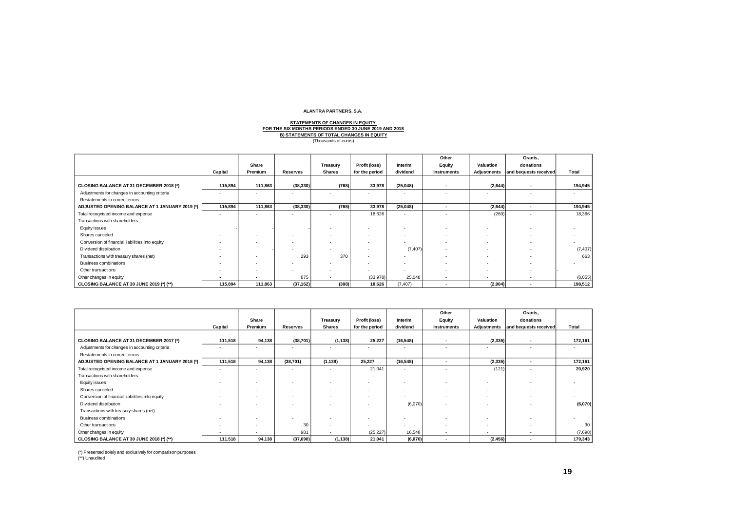**ALANTRA PARTNERS, S.A.**

**STATEMENTS OF CHANGES IN EQUITY**
**FOR THE SIX MONTHS PERIODS ENDED 30 JUNE 2019 AND 2018**
**B) STATEMENTS OF TOTAL CHANGES IN EQUITY**
(Thousands of euros)

| | Capital | Share Premium | Reserves | Treasury Shares | Profit (loss) for the period | Interim dividend | Other Equity Instruments | Valuation Adjustments | Grants, donations and bequests received | Total |
|---|---|---|---|---|---|---|---|---|---|---|
| **CLOSING BALANCE AT 31 DECEMBER 2018 (\*)** | **115,894** | **111,863** | **(38,330)** | **(768)** | **33,978** | **(25,048)** | **-** | **(2,644)** | **-** | **194,945** |
| Adjustments for changes in accounting criteria | - | - | - | - | - | - | - | - | - | - |
| Restatements to correct errors | - | - | - | - | - | - | - | - | - | - |
| **ADJUSTED OPENING BALANCE AT 1 JANUARY 2019 (\*)** | **115,894** | **111,863** | **(38,330)** | **(768)** | **33,978** | **(25,048)** | **-** | **(2,644)** | **-** | **194,945** |
| Total recognised income and expense | - | - | - | - | 18,626 | - | - | (260) | - | 18,366 |
| Transactions with shareholders: | | | | | | | | | | |
| Equity issues | - | - | - | - | - | - | - | - | - | - |
| Shares canceled | - | - | - | - | - | - | - | - | - | - |
| Conversion of financial liabilities into equity | - | - | - | - | - | - | - | - | - | - |
| Dividend distribution | - | - | - | - | - | (7,407) | - | - | - | (7,407) |
| Transactions with treasury shares (net) | - | - | 293 | 370 | - | - | - | - | - | 663 |
| Business combinations | - | - | - | - | - | - | - | - | - | - |
| Other transactions | - | - | - | - | - | - | - | - | - | - |
| Other changes in equity | - | - | 875 | - | (33,978) | 25,048 | - | - | - | (8,055) |
| **CLOSING BALANCE AT 30 JUNE 2019 (\*) (\*\*)** | **115,894** | **111,863** | **(37,162)** | **(398)** | **18,626** | (7,407) | - | **(2,904)** | - | **198,512** |

| | Capital | Share Premium | Reserves | Treasury Shares | Profit (loss) for the period | Interim dividend | Other Equity Instruments | Valuation Adjustments | Grants, donations and bequests received | Total |
|---|---|---|---|---|---|---|---|---|---|---|
| **CLOSING BALANCE AT 31 DECEMBER 2017 (\*)** | **111,518** | **94,138** | **(38,701)** | **(1,138)** | **25,227** | **(16,548)** | **-** | **(2,335)** | **-** | **172,161** |
| Adjustments for changes in accounting criteria | - | - | - | - | - | - | - | - | - | - |
| Restatements to correct errors | - | - | - | - | - | - | - | - | - | - |
| **ADJUSTED OPENING BALANCE AT 1 JANUARY 2018 (\*)** | **111,518** | **94,138** | **(38,701)** | **(1,138)** | **25,227** | **(16,548)** | **-** | **(2,335)** | **-** | **172,161** |
| Total recognised income and expense | - | - | - | - | 21,041 | - | - | (121) | - | **20,920** |
| Transactions with shareholders: | | | | | | | | | | |
| Equity issues | - | - | - | - | - | - | - | - | - | **-** |
| Shares canceled | - | - | - | - | - | - | - | - | - | - |
| Conversion of financial liabilities into equity | - | - | - | - | - | - | - | - | - | - |
| Dividend distribution | - | - | - | - | - | (6,070) | - | - | - | **(6,070)** |
| Transactions with treasury shares (net) | - | - | - | - | - | - | - | - | - | |
| Business combinations | - | - | - | - | - | - | - | - | - | - |
| Other transactions | - | - | 30 | - | - | - | - | - | - | 30 |
| Other changes in equity | - | - | 981 | - | (25,227) | 16,548 | - | - | - | (7,698) |
| **CLOSING BALANCE AT 30 JUNE 2018 (\*) (\*\*)** | **111,518** | **94,138** | **(37,690)** | **(1,138)** | **21,041** | **(6,070)** | - | **(2,456)** | - | **179,343** |

(\*) Presented solely and exclusively for comparison purposes
(\*\*) Unaudited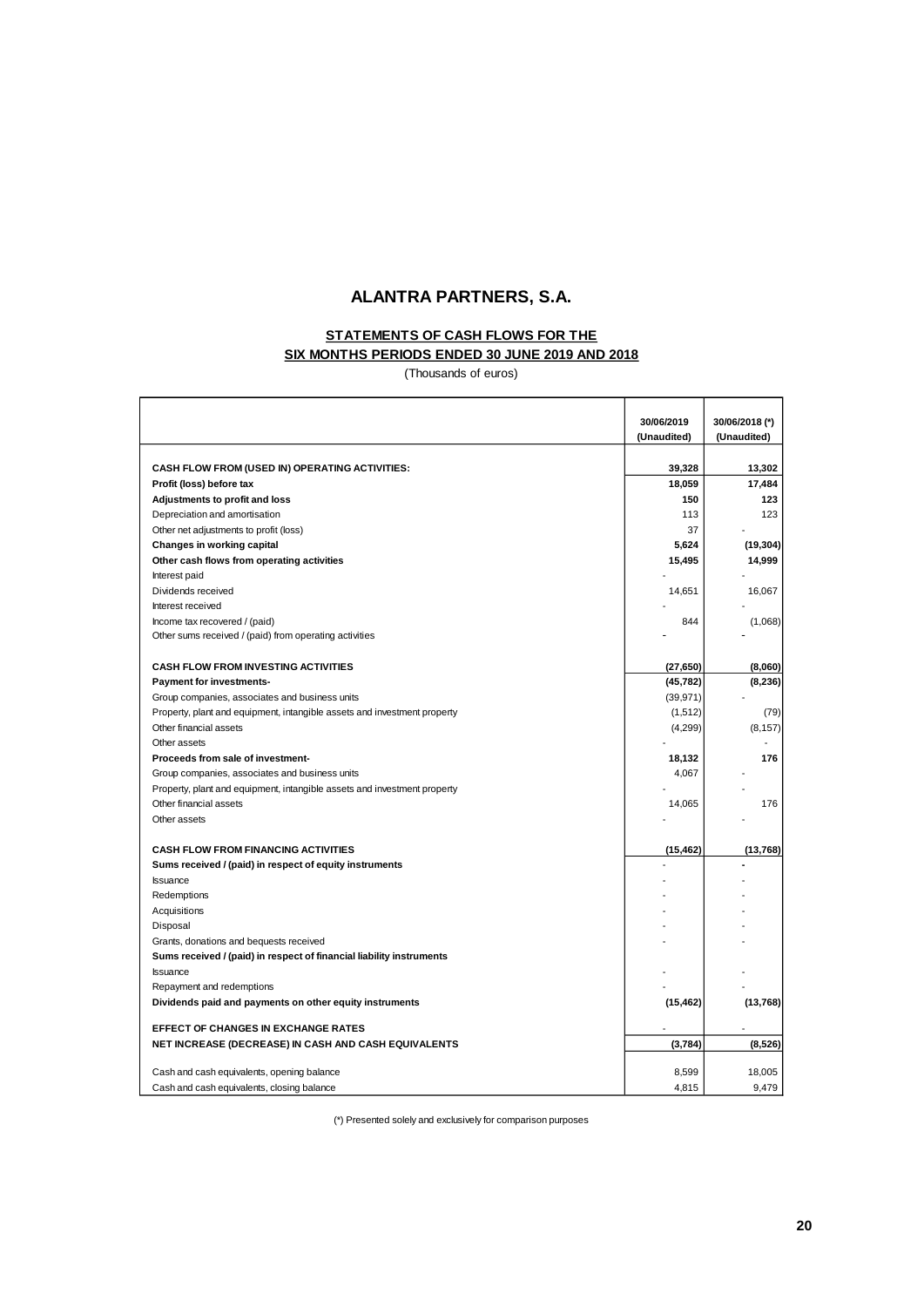# ALANTRA PARTNERS, S.A.

## STATEMENTS OF CASH FLOWS FOR THE SIX MONTHS PERIODS ENDED 30 JUNE 2019 AND 2018

(Thousands of euros)

| | 30/06/2019 (Unaudited) | 30/06/2018 (*) (Unaudited) |
|---|---|---|
| **CASH FLOW FROM (USED IN) OPERATING ACTIVITIES:** | **39,328** | **13,302** |
| **Profit (loss) before tax** | **18,059** | **17,484** |
| **Adjustments to profit and loss** | **150** | **123** |
| Depreciation and amortisation | 113 | 123 |
| Other net adjustments to profit (loss) | 37 | - |
| **Changes in working capital** | **5,624** | **(19,304)** |
| **Other cash flows from operating activities** | **15,495** | **14,999** |
| Interest paid | - | - |
| Dividends received | 14,651 | 16,067 |
| Interest received | - | - |
| Income tax recovered / (paid) | 844 | (1,068) |
| Other sums received / (paid) from operating activities | - | - |
| | | |
| **CASH FLOW FROM INVESTING ACTIVITIES** | **(27,650)** | **(8,060)** |
| **Payment for investments-** | **(45,782)** | **(8,236)** |
| Group companies, associates and business units | (39,971) | - |
| Property, plant and equipment, intangible assets and investment property | (1,512) | (79) |
| Other financial assets | (4,299) | (8,157) |
| Other assets | - | - |
| **Proceeds from sale of investment-** | **18,132** | **176** |
| Group companies, associates and business units | 4,067 | - |
| Property, plant and equipment, intangible assets and investment property | - | - |
| Other financial assets | 14,065 | 176 |
| Other assets | - | - |
| | | |
| **CASH FLOW FROM FINANCING ACTIVITIES** | **(15,462)** | **(13,768)** |
| **Sums received / (paid) in respect of equity instruments** | - | - |
| Issuance | - | - |
| Redemptions | - | - |
| Acquisitions | - | - |
| Disposal | - | - |
| Grants, donations and bequests received | - | - |
| **Sums received / (paid) in respect of financial liability instruments** | | |
| Issuance | - | - |
| Repayment and redemptions | - | - |
| **Dividends paid and payments on other equity instruments** | **(15,462)** | **(13,768)** |
| | | |
| **EFFECT OF CHANGES IN EXCHANGE RATES** | - | - |
| **NET INCREASE (DECREASE) IN CASH AND CASH EQUIVALENTS** | **(3,784)** | **(8,526)** |
| | | |
| Cash and cash equivalents, opening balance | 8,599 | 18,005 |
| Cash and cash equivalents, closing balance | 4,815 | 9,479 |

(*) Presented solely and exclusively for comparison purposes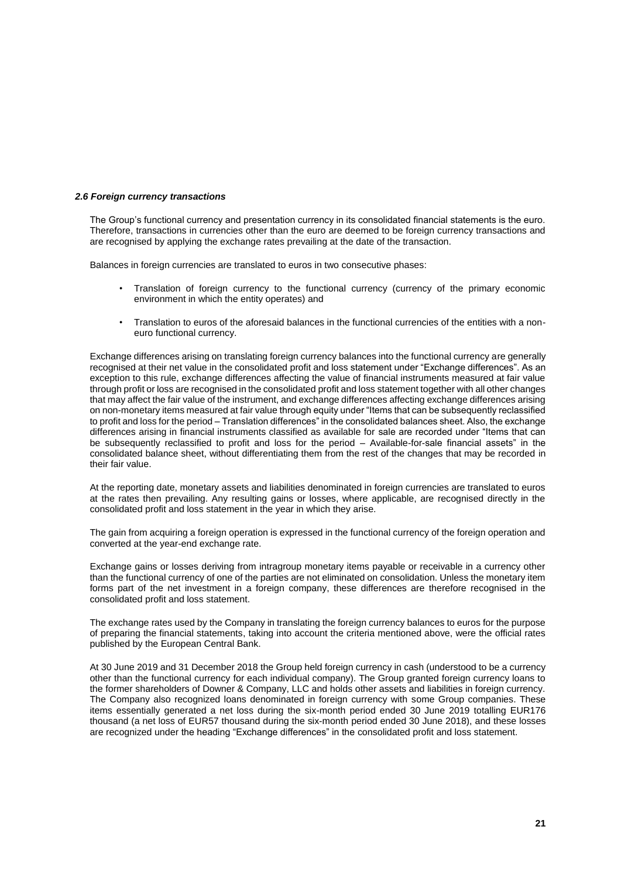### *2.6 Foreign currency transactions*

The Group's functional currency and presentation currency in its consolidated financial statements is the euro. Therefore, transactions in currencies other than the euro are deemed to be foreign currency transactions and are recognised by applying the exchange rates prevailing at the date of the transaction.

Balances in foreign currencies are translated to euros in two consecutive phases:

- Translation of foreign currency to the functional currency (currency of the primary economic environment in which the entity operates) and
- Translation to euros of the aforesaid balances in the functional currencies of the entities with a non-euro functional currency.

Exchange differences arising on translating foreign currency balances into the functional currency are generally recognised at their net value in the consolidated profit and loss statement under "Exchange differences". As an exception to this rule, exchange differences affecting the value of financial instruments measured at fair value through profit or loss are recognised in the consolidated profit and loss statement together with all other changes that may affect the fair value of the instrument, and exchange differences affecting exchange differences arising on non-monetary items measured at fair value through equity under "Items that can be subsequently reclassified to profit and loss for the period – Translation differences" in the consolidated balances sheet. Also, the exchange differences arising in financial instruments classified as available for sale are recorded under "Items that can be subsequently reclassified to profit and loss for the period – Available-for-sale financial assets" in the consolidated balance sheet, without differentiating them from the rest of the changes that may be recorded in their fair value.

At the reporting date, monetary assets and liabilities denominated in foreign currencies are translated to euros at the rates then prevailing. Any resulting gains or losses, where applicable, are recognised directly in the consolidated profit and loss statement in the year in which they arise.

The gain from acquiring a foreign operation is expressed in the functional currency of the foreign operation and converted at the year-end exchange rate.

Exchange gains or losses deriving from intragroup monetary items payable or receivable in a currency other than the functional currency of one of the parties are not eliminated on consolidation. Unless the monetary item forms part of the net investment in a foreign company, these differences are therefore recognised in the consolidated profit and loss statement.

The exchange rates used by the Company in translating the foreign currency balances to euros for the purpose of preparing the financial statements, taking into account the criteria mentioned above, were the official rates published by the European Central Bank.

At 30 June 2019 and 31 December 2018 the Group held foreign currency in cash (understood to be a currency other than the functional currency for each individual company). The Group granted foreign currency loans to the former shareholders of Downer & Company, LLC and holds other assets and liabilities in foreign currency. The Company also recognized loans denominated in foreign currency with some Group companies. These items essentially generated a net loss during the six-month period ended 30 June 2019 totalling EUR176 thousand (a net loss of EUR57 thousand during the six-month period ended 30 June 2018), and these losses are recognized under the heading "Exchange differences" in the consolidated profit and loss statement.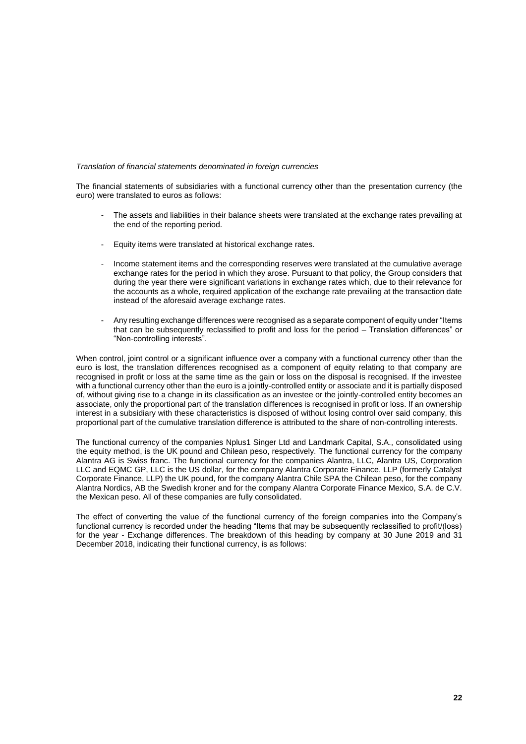*Translation of financial statements denominated in foreign currencies*

The financial statements of subsidiaries with a functional currency other than the presentation currency (the euro) were translated to euros as follows:

- The assets and liabilities in their balance sheets were translated at the exchange rates prevailing at the end of the reporting period.

- Equity items were translated at historical exchange rates.

- Income statement items and the corresponding reserves were translated at the cumulative average exchange rates for the period in which they arose. Pursuant to that policy, the Group considers that during the year there were significant variations in exchange rates which, due to their relevance for the accounts as a whole, required application of the exchange rate prevailing at the transaction date instead of the aforesaid average exchange rates.

- Any resulting exchange differences were recognised as a separate component of equity under "Items that can be subsequently reclassified to profit and loss for the period – Translation differences" or "Non-controlling interests".

When control, joint control or a significant influence over a company with a functional currency other than the euro is lost, the translation differences recognised as a component of equity relating to that company are recognised in profit or loss at the same time as the gain or loss on the disposal is recognised. If the investee with a functional currency other than the euro is a jointly-controlled entity or associate and it is partially disposed of, without giving rise to a change in its classification as an investee or the jointly-controlled entity becomes an associate, only the proportional part of the translation differences is recognised in profit or loss. If an ownership interest in a subsidiary with these characteristics is disposed of without losing control over said company, this proportional part of the cumulative translation difference is attributed to the share of non-controlling interests.

The functional currency of the companies Nplus1 Singer Ltd and Landmark Capital, S.A., consolidated using the equity method, is the UK pound and Chilean peso, respectively. The functional currency for the company Alantra AG is Swiss franc. The functional currency for the companies Alantra, LLC, Alantra US, Corporation LLC and EQMC GP, LLC is the US dollar, for the company Alantra Corporate Finance, LLP (formerly Catalyst Corporate Finance, LLP) the UK pound, for the company Alantra Chile SPA the Chilean peso, for the company Alantra Nordics, AB the Swedish kroner and for the company Alantra Corporate Finance Mexico, S.A. de C.V. the Mexican peso. All of these companies are fully consolidated.

The effect of converting the value of the functional currency of the foreign companies into the Company's functional currency is recorded under the heading "Items that may be subsequently reclassified to profit/(loss) for the year - Exchange differences. The breakdown of this heading by company at 30 June 2019 and 31 December 2018, indicating their functional currency, is as follows: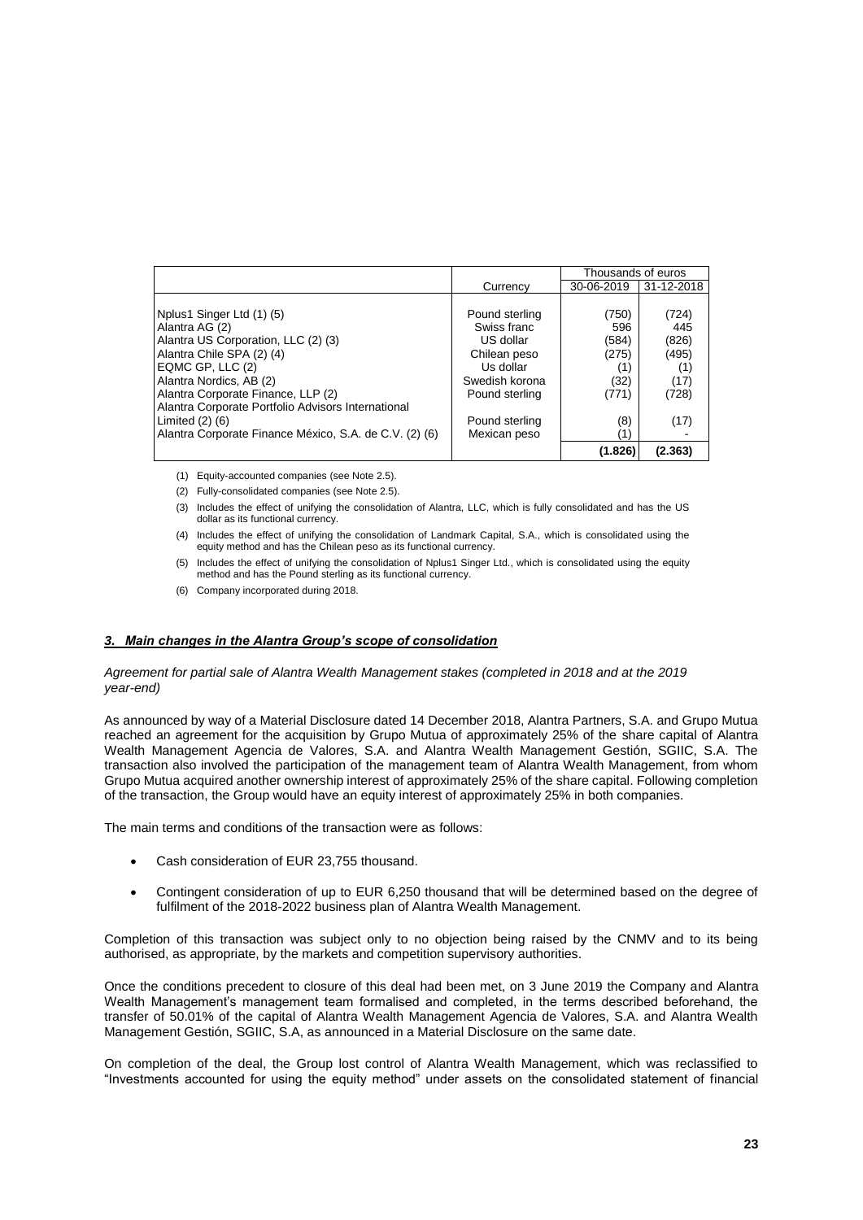| | Currency | Thousands of euros | |
|---|---|---|---|
| | | 30-06-2019 | 31-12-2018 |
| Nplus1 Singer Ltd (1) (5) | Pound sterling | (750) | (724) |
| Alantra AG (2) | Swiss franc | 596 | 445 |
| Alantra US Corporation, LLC (2) (3) | US dollar | (584) | (826) |
| Alantra Chile SPA (2) (4) | Chilean peso | (275) | (495) |
| EQMC GP, LLC (2) | Us dollar | (1) | (1) |
| Alantra Nordics, AB (2) | Swedish korona | (32) | (17) |
| Alantra Corporate Finance, LLP (2) | Pound sterling | (771) | (728) |
| Alantra Corporate Portfolio Advisors International Limited (2) (6) | Pound sterling | (8) | (17) |
| Alantra Corporate Finance México, S.A. de C.V. (2) (6) | Mexican peso | (1) | - |
| | | **(1.826)** | **(2.363)** |

(1) Equity-accounted companies (see Note 2.5).

(2) Fully-consolidated companies (see Note 2.5).

(3) Includes the effect of unifying the consolidation of Alantra, LLC, which is fully consolidated and has the US dollar as its functional currency.

(4) Includes the effect of unifying the consolidation of Landmark Capital, S.A., which is consolidated using the equity method and has the Chilean peso as its functional currency.

(5) Includes the effect of unifying the consolidation of Nplus1 Singer Ltd., which is consolidated using the equity method and has the Pound sterling as its functional currency.

(6) Company incorporated during 2018.

## *3. Main changes in the Alantra Group's scope of consolidation*

*Agreement for partial sale of Alantra Wealth Management stakes (completed in 2018 and at the 2019 year-end)*

As announced by way of a Material Disclosure dated 14 December 2018, Alantra Partners, S.A. and Grupo Mutua reached an agreement for the acquisition by Grupo Mutua of approximately 25% of the share capital of Alantra Wealth Management Agencia de Valores, S.A. and Alantra Wealth Management Gestión, SGIIC, S.A. The transaction also involved the participation of the management team of Alantra Wealth Management, from whom Grupo Mutua acquired another ownership interest of approximately 25% of the share capital. Following completion of the transaction, the Group would have an equity interest of approximately 25% in both companies.

The main terms and conditions of the transaction were as follows:

- Cash consideration of EUR 23,755 thousand.
- Contingent consideration of up to EUR 6,250 thousand that will be determined based on the degree of fulfilment of the 2018-2022 business plan of Alantra Wealth Management.

Completion of this transaction was subject only to no objection being raised by the CNMV and to its being authorised, as appropriate, by the markets and competition supervisory authorities.

Once the conditions precedent to closure of this deal had been met, on 3 June 2019 the Company and Alantra Wealth Management's management team formalised and completed, in the terms described beforehand, the transfer of 50.01% of the capital of Alantra Wealth Management Agencia de Valores, S.A. and Alantra Wealth Management Gestión, SGIIC, S.A, as announced in a Material Disclosure on the same date.

On completion of the deal, the Group lost control of Alantra Wealth Management, which was reclassified to "Investments accounted for using the equity method" under assets on the consolidated statement of financial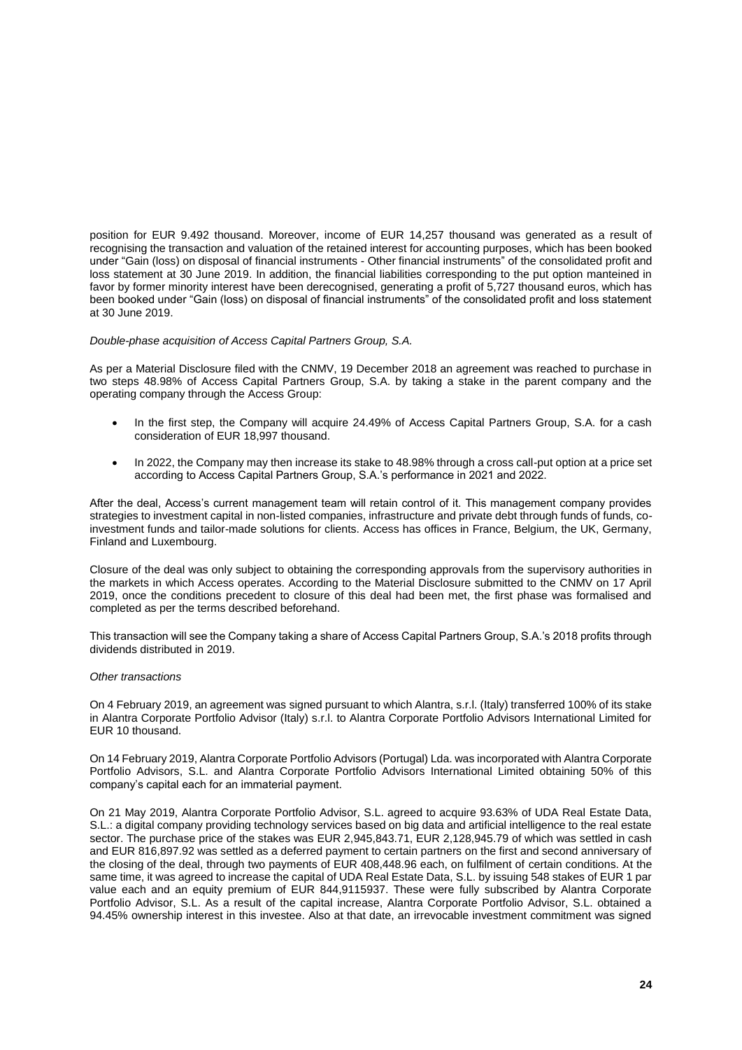position for EUR 9.492 thousand. Moreover, income of EUR 14,257 thousand was generated as a result of recognising the transaction and valuation of the retained interest for accounting purposes, which has been booked under "Gain (loss) on disposal of financial instruments - Other financial instruments" of the consolidated profit and loss statement at 30 June 2019. In addition, the financial liabilities corresponding to the put option manteined in favor by former minority interest have been derecognised, generating a profit of 5,727 thousand euros, which has been booked under "Gain (loss) on disposal of financial instruments" of the consolidated profit and loss statement at 30 June 2019.

*Double-phase acquisition of Access Capital Partners Group, S.A.*

As per a Material Disclosure filed with the CNMV, 19 December 2018 an agreement was reached to purchase in two steps 48.98% of Access Capital Partners Group, S.A. by taking a stake in the parent company and the operating company through the Access Group:

- In the first step, the Company will acquire 24.49% of Access Capital Partners Group, S.A. for a cash consideration of EUR 18,997 thousand.
- In 2022, the Company may then increase its stake to 48.98% through a cross call-put option at a price set according to Access Capital Partners Group, S.A.'s performance in 2021 and 2022.

After the deal, Access's current management team will retain control of it. This management company provides strategies to investment capital in non-listed companies, infrastructure and private debt through funds of funds, co-investment funds and tailor-made solutions for clients. Access has offices in France, Belgium, the UK, Germany, Finland and Luxembourg.

Closure of the deal was only subject to obtaining the corresponding approvals from the supervisory authorities in the markets in which Access operates. According to the Material Disclosure submitted to the CNMV on 17 April 2019, once the conditions precedent to closure of this deal had been met, the first phase was formalised and completed as per the terms described beforehand.

This transaction will see the Company taking a share of Access Capital Partners Group, S.A.'s 2018 profits through dividends distributed in 2019.

*Other transactions*

On 4 February 2019, an agreement was signed pursuant to which Alantra, s.r.l. (Italy) transferred 100% of its stake in Alantra Corporate Portfolio Advisor (Italy) s.r.l. to Alantra Corporate Portfolio Advisors International Limited for EUR 10 thousand.

On 14 February 2019, Alantra Corporate Portfolio Advisors (Portugal) Lda. was incorporated with Alantra Corporate Portfolio Advisors, S.L. and Alantra Corporate Portfolio Advisors International Limited obtaining 50% of this company's capital each for an immaterial payment.

On 21 May 2019, Alantra Corporate Portfolio Advisor, S.L. agreed to acquire 93.63% of UDA Real Estate Data, S.L.: a digital company providing technology services based on big data and artificial intelligence to the real estate sector. The purchase price of the stakes was EUR 2,945,843.71, EUR 2,128,945.79 of which was settled in cash and EUR 816,897.92 was settled as a deferred payment to certain partners on the first and second anniversary of the closing of the deal, through two payments of EUR 408,448.96 each, on fulfilment of certain conditions. At the same time, it was agreed to increase the capital of UDA Real Estate Data, S.L. by issuing 548 stakes of EUR 1 par value each and an equity premium of EUR 844,9115937. These were fully subscribed by Alantra Corporate Portfolio Advisor, S.L. As a result of the capital increase, Alantra Corporate Portfolio Advisor, S.L. obtained a 94.45% ownership interest in this investee. Also at that date, an irrevocable investment commitment was signed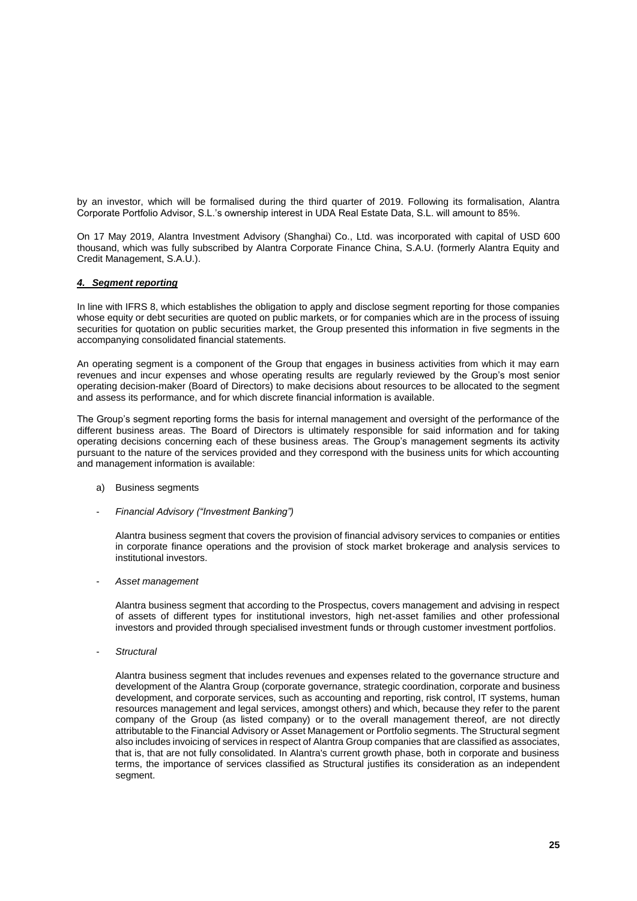by an investor, which will be formalised during the third quarter of 2019. Following its formalisation, Alantra Corporate Portfolio Advisor, S.L.'s ownership interest in UDA Real Estate Data, S.L. will amount to 85%.

On 17 May 2019, Alantra Investment Advisory (Shanghai) Co., Ltd. was incorporated with capital of USD 600 thousand, which was fully subscribed by Alantra Corporate Finance China, S.A.U. (formerly Alantra Equity and Credit Management, S.A.U.).

## *4. Segment reporting*

In line with IFRS 8, which establishes the obligation to apply and disclose segment reporting for those companies whose equity or debt securities are quoted on public markets, or for companies which are in the process of issuing securities for quotation on public securities market, the Group presented this information in five segments in the accompanying consolidated financial statements.

An operating segment is a component of the Group that engages in business activities from which it may earn revenues and incur expenses and whose operating results are regularly reviewed by the Group's most senior operating decision-maker (Board of Directors) to make decisions about resources to be allocated to the segment and assess its performance, and for which discrete financial information is available.

The Group's segment reporting forms the basis for internal management and oversight of the performance of the different business areas. The Board of Directors is ultimately responsible for said information and for taking operating decisions concerning each of these business areas. The Group's management segments its activity pursuant to the nature of the services provided and they correspond with the business units for which accounting and management information is available:

a) Business segments

- *Financial Advisory ("Investment Banking")*

  Alantra business segment that covers the provision of financial advisory services to companies or entities in corporate finance operations and the provision of stock market brokerage and analysis services to institutional investors.

- *Asset management*

  Alantra business segment that according to the Prospectus, covers management and advising in respect of assets of different types for institutional investors, high net-asset families and other professional investors and provided through specialised investment funds or through customer investment portfolios.

- *Structural*

  Alantra business segment that includes revenues and expenses related to the governance structure and development of the Alantra Group (corporate governance, strategic coordination, corporate and business development, and corporate services, such as accounting and reporting, risk control, IT systems, human resources management and legal services, amongst others) and which, because they refer to the parent company of the Group (as listed company) or to the overall management thereof, are not directly attributable to the Financial Advisory or Asset Management or Portfolio segments. The Structural segment also includes invoicing of services in respect of Alantra Group companies that are classified as associates, that is, that are not fully consolidated. In Alantra's current growth phase, both in corporate and business terms, the importance of services classified as Structural justifies its consideration as an independent segment.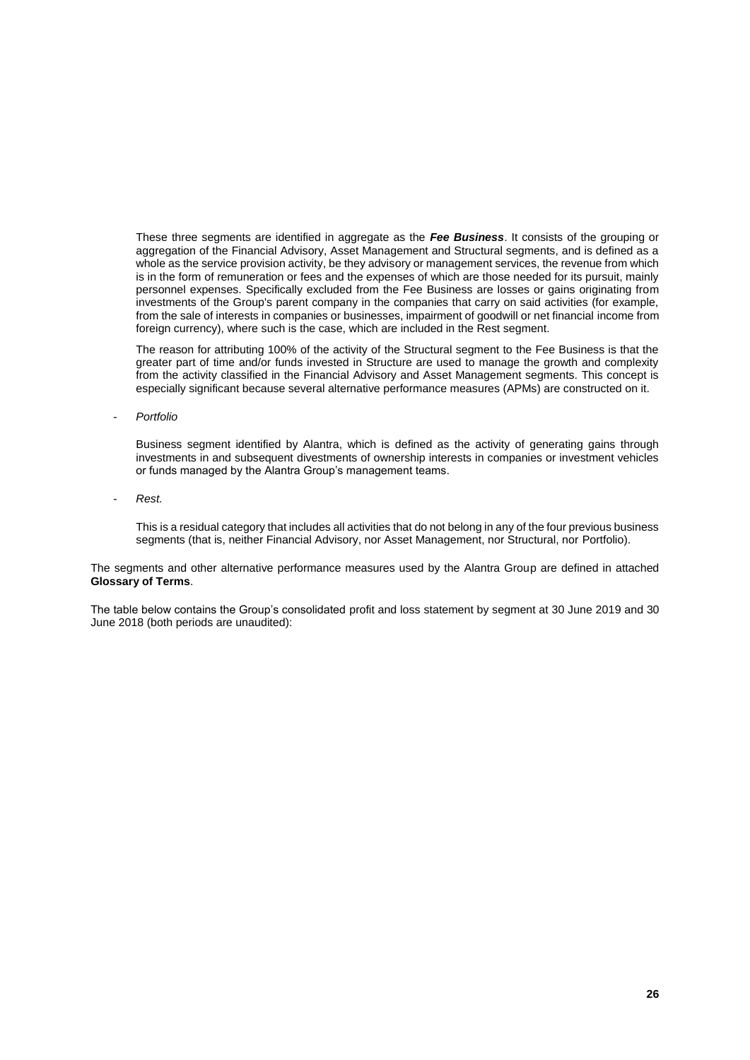These three segments are identified in aggregate as the ***Fee Business***. It consists of the grouping or aggregation of the Financial Advisory, Asset Management and Structural segments, and is defined as a whole as the service provision activity, be they advisory or management services, the revenue from which is in the form of remuneration or fees and the expenses of which are those needed for its pursuit, mainly personnel expenses. Specifically excluded from the Fee Business are losses or gains originating from investments of the Group's parent company in the companies that carry on said activities (for example, from the sale of interests in companies or businesses, impairment of goodwill or net financial income from foreign currency), where such is the case, which are included in the Rest segment.

The reason for attributing 100% of the activity of the Structural segment to the Fee Business is that the greater part of time and/or funds invested in Structure are used to manage the growth and complexity from the activity classified in the Financial Advisory and Asset Management segments. This concept is especially significant because several alternative performance measures (APMs) are constructed on it.

- *Portfolio*

  Business segment identified by Alantra, which is defined as the activity of generating gains through investments in and subsequent divestments of ownership interests in companies or investment vehicles or funds managed by the Alantra Group's management teams.

- *Rest.*

  This is a residual category that includes all activities that do not belong in any of the four previous business segments (that is, neither Financial Advisory, nor Asset Management, nor Structural, nor Portfolio).

The segments and other alternative performance measures used by the Alantra Group are defined in attached **Glossary of Terms**.

The table below contains the Group's consolidated profit and loss statement by segment at 30 June 2019 and 30 June 2018 (both periods are unaudited):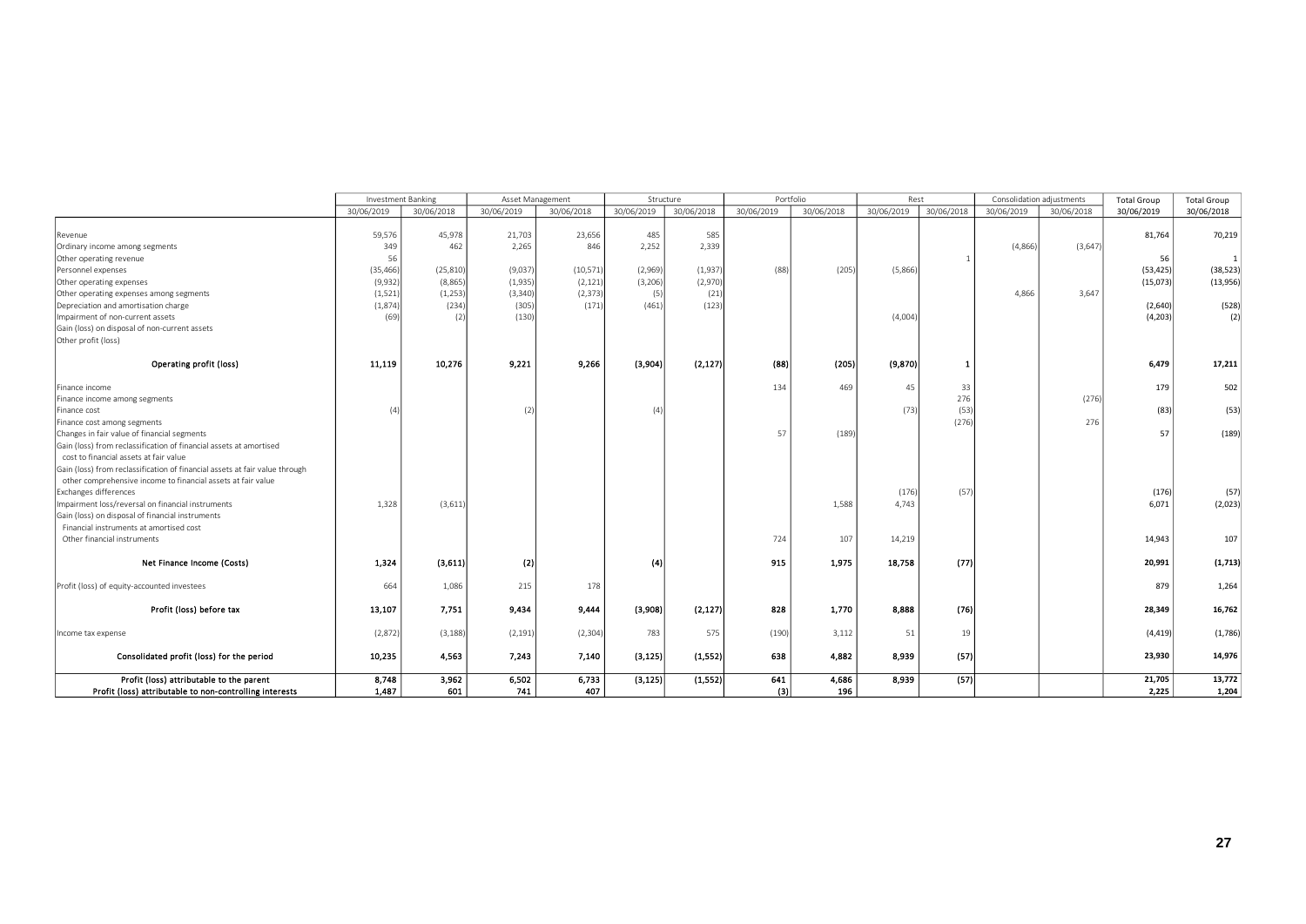| | Investment Banking | | Asset Management | | Structure | | Portfolio | | Rest | | Consolidation adjustments | | Total Group | Total Group |
|---|---|---|---|---|---|---|---|---|---|---|---|---|---|---|
| | 30/06/2019 | 30/06/2018 | 30/06/2019 | 30/06/2018 | 30/06/2019 | 30/06/2018 | 30/06/2019 | 30/06/2018 | 30/06/2019 | 30/06/2018 | 30/06/2019 | 30/06/2018 | 30/06/2019 | 30/06/2018 |
| Revenue | 59,576 | 45,978 | 21,703 | 23,656 | 485 | 585 | | | | | | | 81,764 | 70,219 |
| Ordinary income among segments | 349 | 462 | 2,265 | 846 | 2,252 | 2,339 | | | | | (4,866) | (3,647) | | |
| Other operating revenue | 56 | | | | | | | | | 1 | | | 56 | 1 |
| Personnel expenses | (35,466) | (25,810) | (9,037) | (10,571) | (2,969) | (1,937) | (88) | (205) | (5,866) | | | | (53,425) | (38,523) |
| Other operating expenses | (9,932) | (8,865) | (1,935) | (2,121) | (3,206) | (2,970) | | | | | | | (15,073) | (13,956) |
| Other operating expenses among segments | (1,521) | (1,253) | (3,340) | (2,373) | (5) | (21) | | | | | 4,866 | 3,647 | | |
| Depreciation and amortisation charge | (1,874) | (234) | (305) | (171) | (461) | (123) | | | | | | | (2,640) | (528) |
| Impairment of non-current assets | (69) | (2) | (130) | | | | | | (4,004) | | | | (4,203) | (2) |
| Gain (loss) on disposal of non-current assets | | | | | | | | | | | | | | |
| Other profit (loss) | | | | | | | | | | | | | | |
| **Operating profit (loss)** | **11,119** | **10,276** | **9,221** | **9,266** | **(3,904)** | **(2,127)** | **(88)** | **(205)** | **(9,870)** | **1** | | | **6,479** | **17,211** |
| Finance income | | | | | | | 134 | 469 | 45 | 33 | | | 179 | 502 |
| Finance income among segments | | | | | | | | | | 276 | | (276) | | |
| Finance cost | (4) | | (2) | | (4) | | | | (73) | (53) | | | (83) | (53) |
| Finance cost among segments | | | | | | | | | | (276) | | 276 | | |
| Changes in fair value of financial segments | | | | | | | 57 | (189) | | | | | 57 | (189) |
| Gain (loss) from reclassification of financial assets at amortised cost to financial assets at fair value | | | | | | | | | | | | | | |
| Gain (loss) from reclassification of financial assets at fair value through other comprehensive income to financial assets at fair value | | | | | | | | | | | | | | |
| Exchanges differences | | | | | | | | | (176) | (57) | | | (176) | (57) |
| Impairment loss/reversal on financial instruments | 1,328 | (3,611) | | | | | | 1,588 | 4,743 | | | | 6,071 | (2,023) |
| Gain (loss) on disposal of financial instruments | | | | | | | | | | | | | | |
| Financial instruments at amortised cost | | | | | | | | | | | | | | |
| Other financial instruments | | | | | | | 724 | 107 | 14,219 | | | | 14,943 | 107 |
| **Net Finance Income (Costs)** | **1,324** | **(3,611)** | **(2)** | | **(4)** | | **915** | **1,975** | **18,758** | **(77)** | | | **20,991** | **(1,713)** |
| Profit (loss) of equity-accounted investees | 664 | 1,086 | 215 | 178 | | | | | | | | | 879 | 1,264 |
| **Profit (loss) before tax** | **13,107** | **7,751** | **9,434** | **9,444** | **(3,908)** | **(2,127)** | **828** | **1,770** | **8,888** | **(76)** | | | **28,349** | **16,762** |
| Income tax expense | (2,872) | (3,188) | (2,191) | (2,304) | 783 | 575 | (190) | 3,112 | 51 | 19 | | | (4,419) | (1,786) |
| **Consolidated profit (loss) for the period** | **10,235** | **4,563** | **7,243** | **7,140** | **(3,125)** | **(1,552)** | **638** | **4,882** | **8,939** | **(57)** | | | **23,930** | **14,976** |
| **Profit (loss) attributable to the parent** | **8,748** | **3,962** | **6,502** | **6,733** | **(3,125)** | **(1,552)** | **641** | **4,686** | **8,939** | **(57)** | | | **21,705** | **13,772** |
| **Profit (loss) attributable to non-controlling interests** | **1,487** | **601** | **741** | **407** | | | **(3)** | **196** | | | | | **2,225** | **1,204** |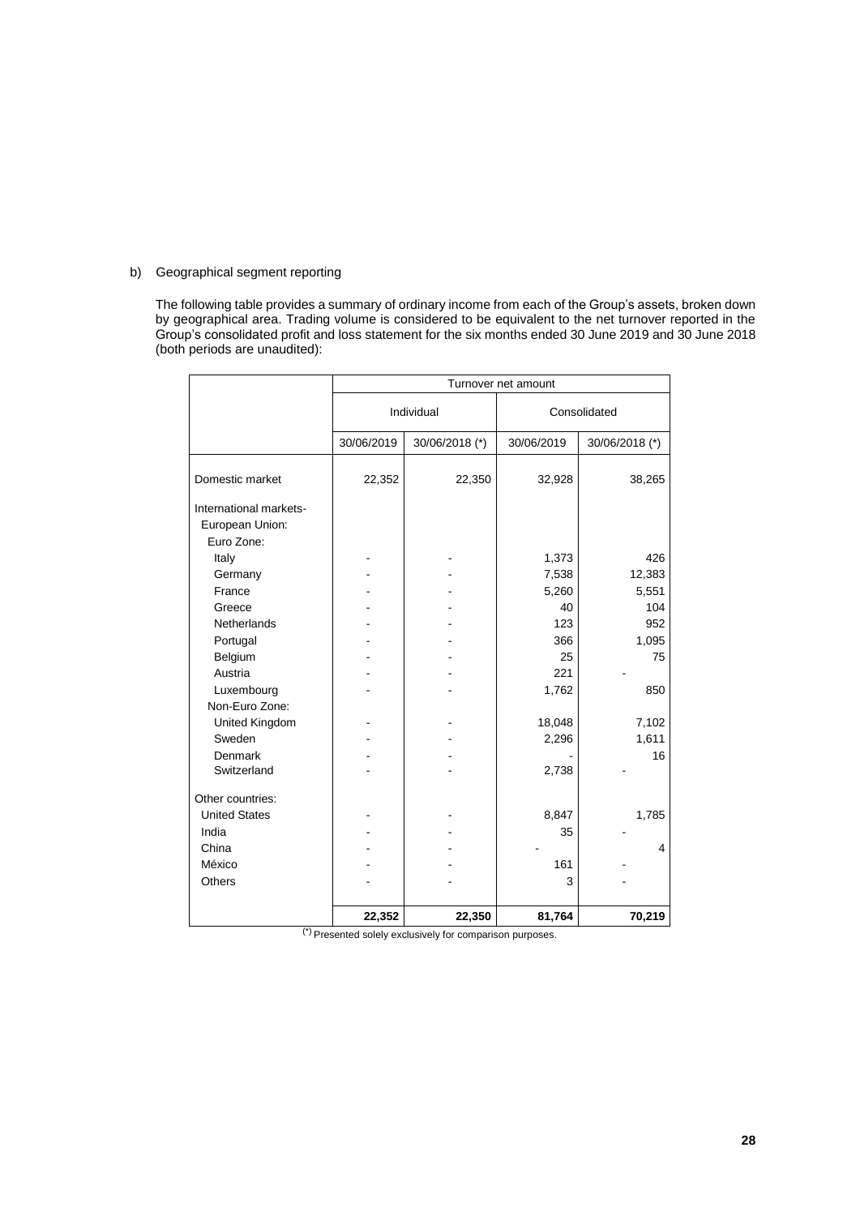b) Geographical segment reporting

The following table provides a summary of ordinary income from each of the Group's assets, broken down by geographical area. Trading volume is considered to be equivalent to the net turnover reported in the Group's consolidated profit and loss statement for the six months ended 30 June 2019 and 30 June 2018 (both periods are unaudited):

| | Turnover net amount | | | |
|---|---|---|---|---|
| | Individual | | Consolidated | |
| | 30/06/2019 | 30/06/2018 (*) | 30/06/2019 | 30/06/2018 (*) |
| Domestic market | 22,352 | 22,350 | 32,928 | 38,265 |
| International markets- | | | | |
| European Union: | | | | |
| Euro Zone: | | | | |
| Italy | - | - | 1,373 | 426 |
| Germany | - | - | 7,538 | 12,383 |
| France | - | - | 5,260 | 5,551 |
| Greece | - | - | 40 | 104 |
| Netherlands | - | - | 123 | 952 |
| Portugal | - | - | 366 | 1,095 |
| Belgium | - | - | 25 | 75 |
| Austria | - | - | 221 | - |
| Luxembourg | - | - | 1,762 | 850 |
| Non-Euro Zone: | | | | |
| United Kingdom | - | - | 18,048 | 7,102 |
| Sweden | - | - | 2,296 | 1,611 |
| Denmark | - | - | - | 16 |
| Switzerland | - | - | 2,738 | - |
| Other countries: | | | | |
| United States | - | - | 8,847 | 1,785 |
| India | - | - | 35 | - |
| China | - | - | - | 4 |
| México | - | - | 161 | - |
| Others | - | - | 3 | - |
| | **22,352** | **22,350** | **81,764** | **70,219** |

(*) Presented solely exclusively for comparison purposes.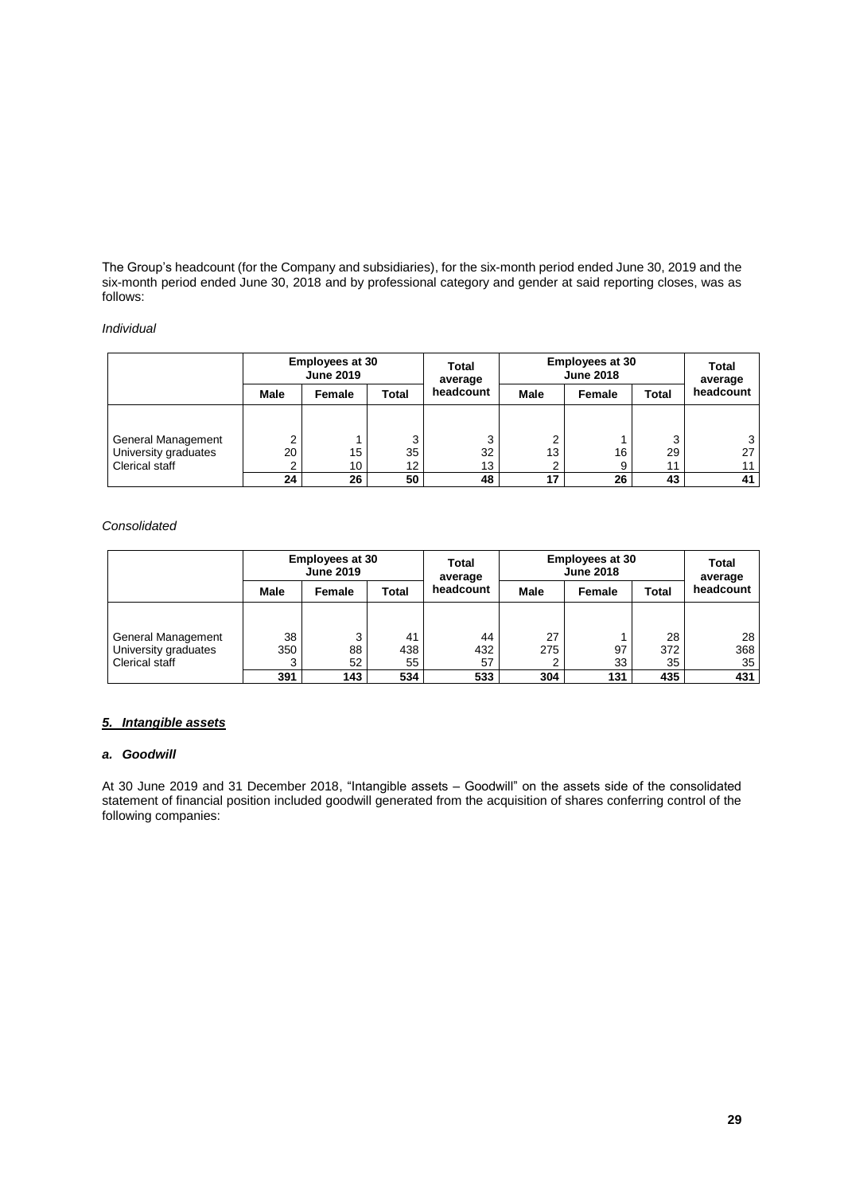The Group's headcount (for the Company and subsidiaries), for the six-month period ended June 30, 2019 and the six-month period ended June 30, 2018 and by professional category and gender at said reporting closes, was as follows:

*Individual*

| | Employees at 30 June 2019 | | | Total average headcount | Employees at 30 June 2018 | | | Total average headcount |
|---|---|---|---|---|---|---|---|---|
| | Male | Female | Total | | Male | Female | Total | |
| General Management | 2 | 1 | 3 | 3 | 2 | 1 | 3 | 3 |
| University graduates | 20 | 15 | 35 | 32 | 13 | 16 | 29 | 27 |
| Clerical staff | 2 | 10 | 12 | 13 | 2 | 9 | 11 | 11 |
| | **24** | **26** | **50** | **48** | **17** | **26** | **43** | **41** |

*Consolidated*

| | Employees at 30 June 2019 | | | Total average headcount | Employees at 30 June 2018 | | | Total average headcount |
|---|---|---|---|---|---|---|---|---|
| | Male | Female | Total | | Male | Female | Total | |
| General Management | 38 | 3 | 41 | 44 | 27 | 1 | 28 | 28 |
| University graduates | 350 | 88 | 438 | 432 | 275 | 97 | 372 | 368 |
| Clerical staff | 3 | 52 | 55 | 57 | 2 | 33 | 35 | 35 |
| | **391** | **143** | **534** | **533** | **304** | **131** | **435** | **431** |

## ***5. Intangible assets***

### ***a. Goodwill***

At 30 June 2019 and 31 December 2018, "Intangible assets – Goodwill" on the assets side of the consolidated statement of financial position included goodwill generated from the acquisition of shares conferring control of the following companies: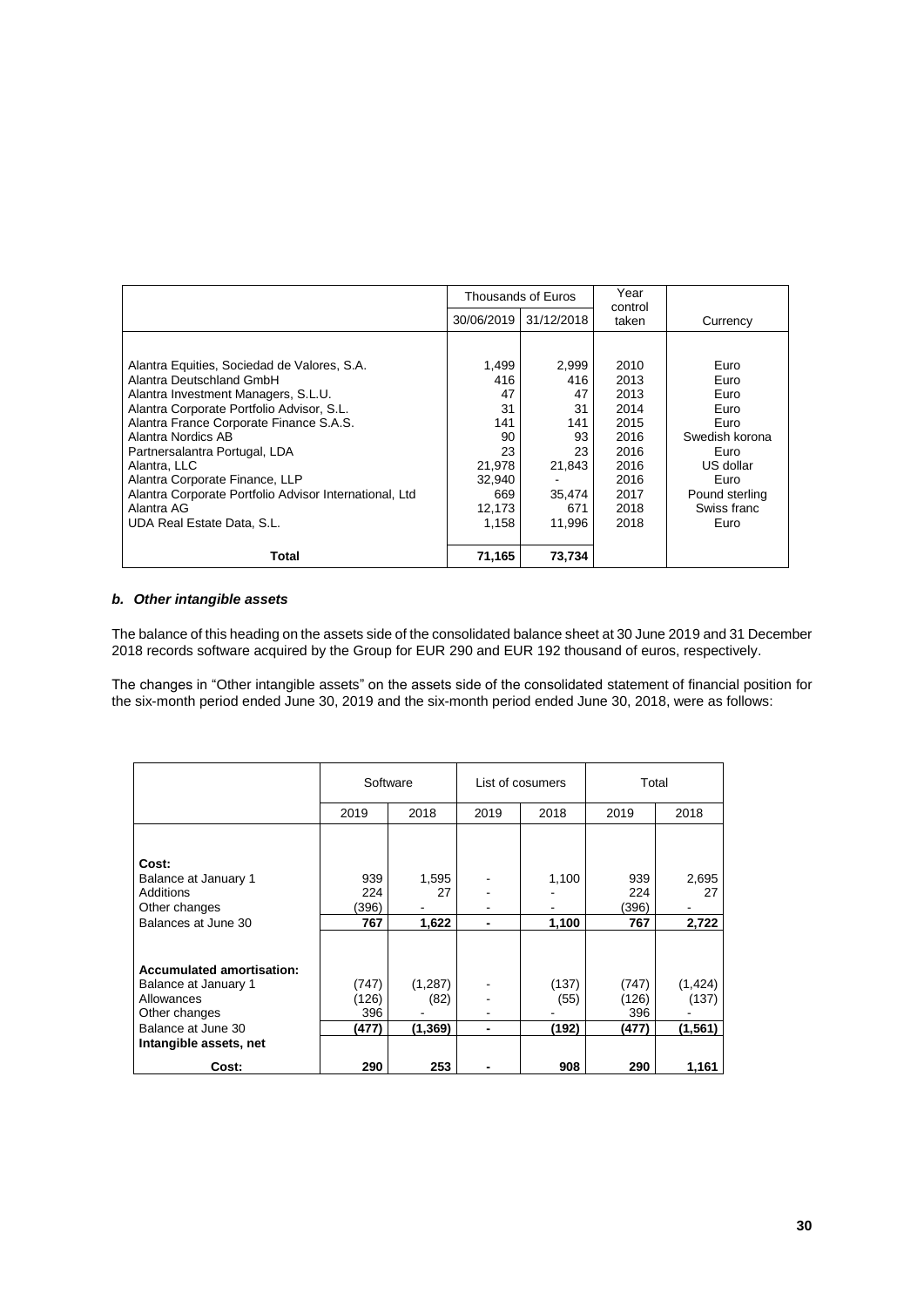| | Thousands of Euros | | Year control taken | Currency |
|---|---|---|---|---|
| | 30/06/2019 | 31/12/2018 | | |
| Alantra Equities, Sociedad de Valores, S.A. | 1,499 | 2,999 | 2010 | Euro |
| Alantra Deutschland GmbH | 416 | 416 | 2013 | Euro |
| Alantra Investment Managers, S.L.U. | 47 | 47 | 2013 | Euro |
| Alantra Corporate Portfolio Advisor, S.L. | 31 | 31 | 2014 | Euro |
| Alantra France Corporate Finance S.A.S. | 141 | 141 | 2015 | Euro |
| Alantra Nordics AB | 90 | 93 | 2016 | Swedish korona |
| Partnersalantra Portugal, LDA | 23 | 23 | 2016 | Euro |
| Alantra, LLC | 21,978 | 21,843 | 2016 | US dollar |
| Alantra Corporate Finance, LLP | 32,940 | - | 2016 | Euro |
| Alantra Corporate Portfolio Advisor International, Ltd | 669 | 35,474 | 2017 | Pound sterling |
| Alantra AG | 12,173 | 671 | 2018 | Swiss franc |
| UDA Real Estate Data, S.L. | 1,158 | 11,996 | 2018 | Euro |
| **Total** | **71,165** | **73,734** | | |

### *b. Other intangible assets*

The balance of this heading on the assets side of the consolidated balance sheet at 30 June 2019 and 31 December 2018 records software acquired by the Group for EUR 290 and EUR 192 thousand of euros, respectively.

The changes in "Other intangible assets" on the assets side of the consolidated statement of financial position for the six-month period ended June 30, 2019 and the six-month period ended June 30, 2018, were as follows:

| | Software | | List of cosumers | | Total | |
|---|---|---|---|---|---|---|
| | 2019 | 2018 | 2019 | 2018 | 2019 | 2018 |
| **Cost:** | | | | | | |
| Balance at January 1 | 939 | 1,595 | - | 1,100 | 939 | 2,695 |
| Additions | 224 | 27 | - | - | 224 | 27 |
| Other changes | (396) | - | - | - | (396) | - |
| Balances at June 30 | **767** | **1,622** | **-** | **1,100** | **767** | **2,722** |
| **Accumulated amortisation:** | | | | | | |
| Balance at January 1 | (747) | (1,287) | - | (137) | (747) | (1,424) |
| Allowances | (126) | (82) | - | (55) | (126) | (137) |
| Other changes | 396 | - | - | - | 396 | - |
| Balance at June 30 | **(477)** | **(1,369)** | **-** | **(192)** | **(477)** | **(1,561)** |
| **Intangible assets, net** | | | | | | |
| **Cost:** | **290** | **253** | **-** | **908** | **290** | **1,161** |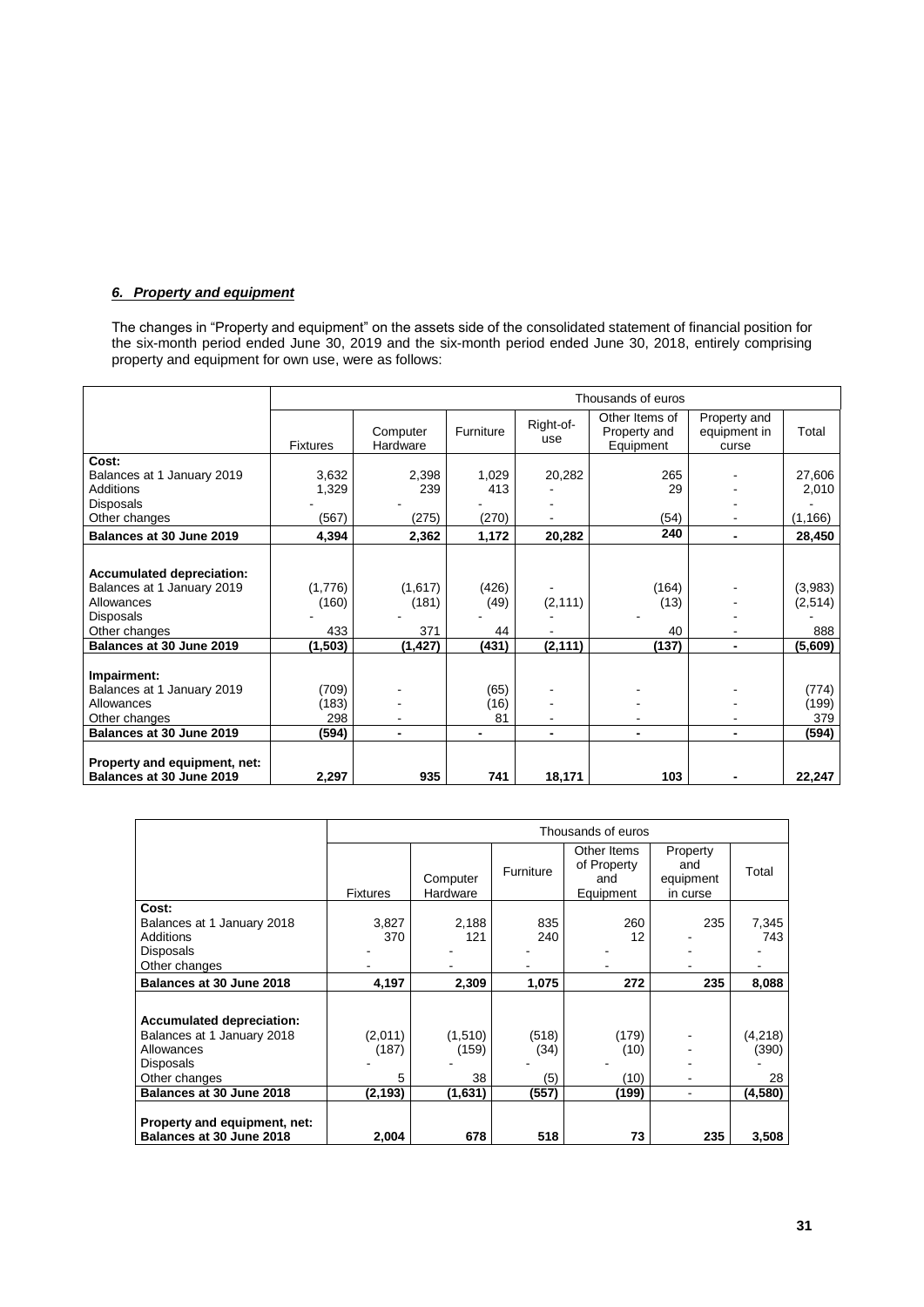### *6. Property and equipment*

The changes in "Property and equipment" on the assets side of the consolidated statement of financial position for the six-month period ended June 30, 2019 and the six-month period ended June 30, 2018, entirely comprising property and equipment for own use, were as follows:

| | Thousands of euros | | | | | | |
|---|---|---|---|---|---|---|---|
| | Fixtures | Computer Hardware | Furniture | Right-of-use | Other Items of Property and Equipment | Property and equipment in curse | Total |
| **Cost:** | | | | | | | |
| Balances at 1 January 2019 | 3,632 | 2,398 | 1,029 | 20,282 | 265 | - | 27,606 |
| Additions | 1,329 | 239 | 413 | - | 29 | - | 2,010 |
| Disposals | - | - | - | - | - | - | - |
| Other changes | (567) | (275) | (270) | - | (54) | - | (1,166) |
| **Balances at 30 June 2019** | **4,394** | **2,362** | **1,172** | **20,282** | **240** | **-** | **28,450** |
| **Accumulated depreciation:** | | | | | | | |
| Balances at 1 January 2019 | (1,776) | (1,617) | (426) | - | (164) | - | (3,983) |
| Allowances | (160) | (181) | (49) | (2,111) | (13) | - | (2,514) |
| Disposals | - | - | - | - | - | - | - |
| Other changes | 433 | 371 | 44 | - | 40 | - | 888 |
| **Balances at 30 June 2019** | **(1,503)** | **(1,427)** | **(431)** | **(2,111)** | **(137)** | **-** | **(5,609)** |
| **Impairment:** | | | | | | | |
| Balances at 1 January 2019 | (709) | - | (65) | - | - | - | (774) |
| Allowances | (183) | - | (16) | - | - | - | (199) |
| Other changes | 298 | - | 81 | - | - | - | 379 |
| **Balances at 30 June 2019** | **(594)** | **-** | **-** | **-** | **-** | **-** | **(594)** |
| **Property and equipment, net: Balances at 30 June 2019** | **2,297** | **935** | **741** | **18,171** | **103** | **-** | **22,247** |

| | Thousands of euros | | | | | |
|---|---|---|---|---|---|---|
| | Fixtures | Computer Hardware | Furniture | Other Items of Property and Equipment | Property and equipment in curse | Total |
| **Cost:** | | | | | | |
| Balances at 1 January 2018 | 3,827 | 2,188 | 835 | 260 | 235 | 7,345 |
| Additions | 370 | 121 | 240 | 12 | - | 743 |
| Disposals | - | - | - | - | - | - |
| Other changes | - | - | - | - | - | - |
| **Balances at 30 June 2018** | **4,197** | **2,309** | **1,075** | **272** | **235** | **8,088** |
| **Accumulated depreciation:** | | | | | | |
| Balances at 1 January 2018 | (2,011) | (1,510) | (518) | (179) | - | (4,218) |
| Allowances | (187) | (159) | (34) | (10) | - | (390) |
| Disposals | - | - | - | - | - | - |
| Other changes | 5 | 38 | (5) | (10) | - | 28 |
| **Balances at 30 June 2018** | **(2,193)** | **(1,631)** | **(557)** | **(199)** | **-** | **(4,580)** |
| **Property and equipment, net: Balances at 30 June 2018** | **2,004** | **678** | **518** | **73** | **235** | **3,508** |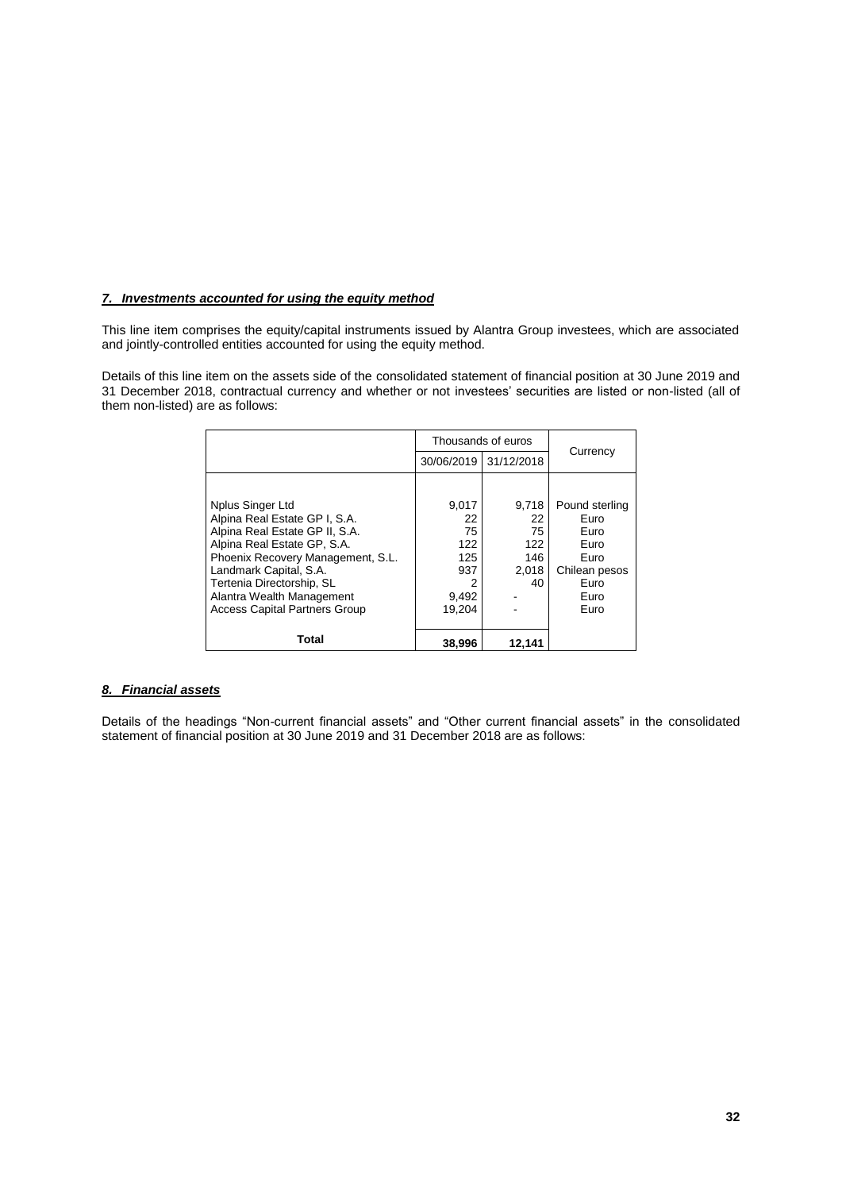## *7. Investments accounted for using the equity method*

This line item comprises the equity/capital instruments issued by Alantra Group investees, which are associated and jointly-controlled entities accounted for using the equity method.

Details of this line item on the assets side of the consolidated statement of financial position at 30 June 2019 and 31 December 2018, contractual currency and whether or not investees' securities are listed or non-listed (all of them non-listed) are as follows:

| | Thousands of euros | | Currency |
|---|---|---|---|
| | 30/06/2019 | 31/12/2018 | |
| Nplus Singer Ltd | 9,017 | 9,718 | Pound sterling |
| Alpina Real Estate GP I, S.A. | 22 | 22 | Euro |
| Alpina Real Estate GP II, S.A. | 75 | 75 | Euro |
| Alpina Real Estate GP, S.A. | 122 | 122 | Euro |
| Phoenix Recovery Management, S.L. | 125 | 146 | Euro |
| Landmark Capital, S.A. | 937 | 2,018 | Chilean pesos |
| Tertenia Directorship, SL | 2 | 40 | Euro |
| Alantra Wealth Management | 9,492 | - | Euro |
| Access Capital Partners Group | 19,204 | - | Euro |
| **Total** | **38,996** | **12,141** | |

## *8. Financial assets*

Details of the headings "Non-current financial assets" and "Other current financial assets" in the consolidated statement of financial position at 30 June 2019 and 31 December 2018 are as follows: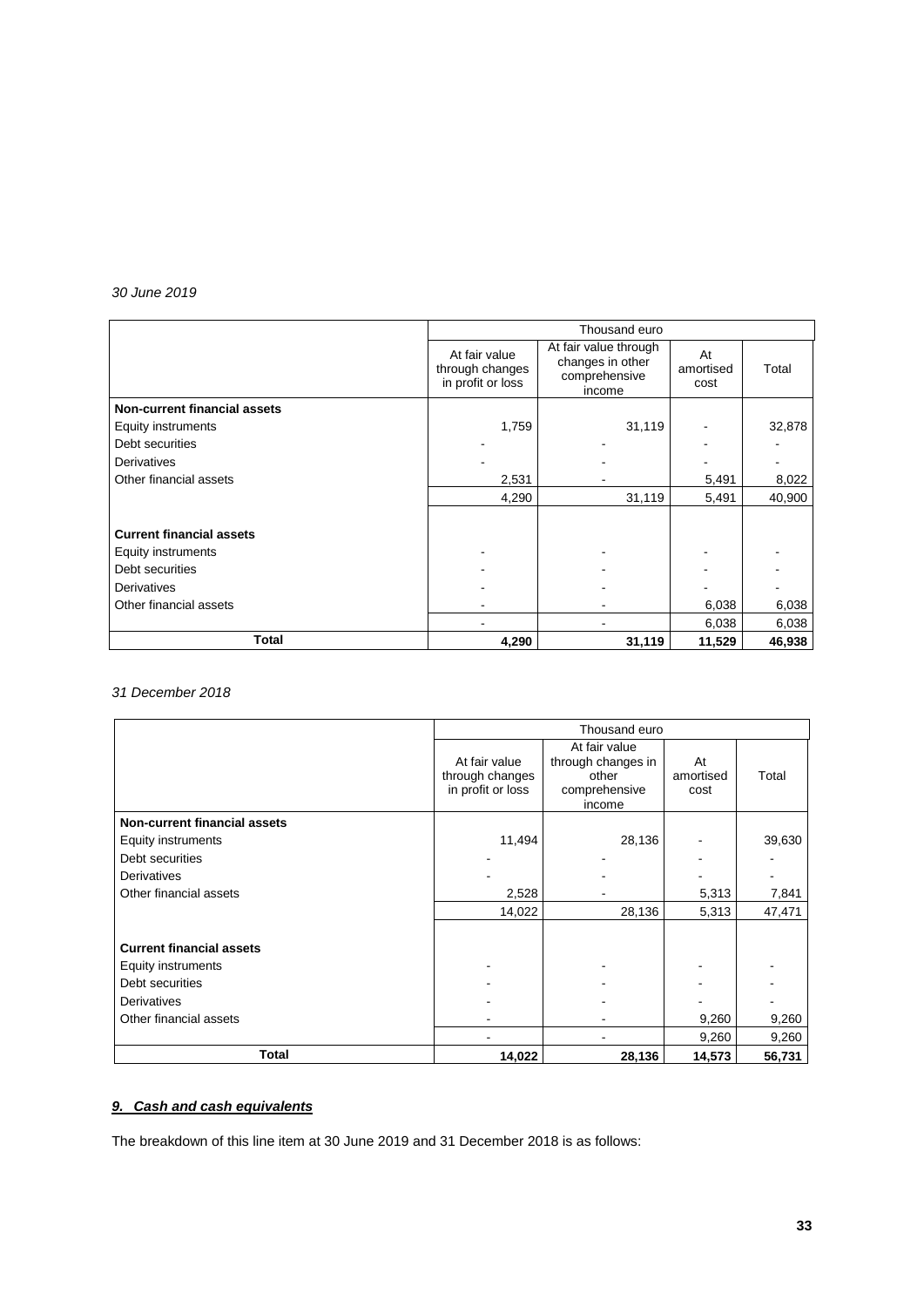*30 June 2019*

| | Thousand euro | | | |
|---|---|---|---|---|
| | At fair value through changes in profit or loss | At fair value through changes in other comprehensive income | At amortised cost | Total |
| **Non-current financial assets** | | | | |
| Equity instruments | 1,759 | 31,119 | - | 32,878 |
| Debt securities | - | - | - | - |
| Derivatives | - | - | - | - |
| Other financial assets | 2,531 | - | 5,491 | 8,022 |
| | 4,290 | 31,119 | 5,491 | 40,900 |
| **Current financial assets** | | | | |
| Equity instruments | - | - | - | - |
| Debt securities | - | - | - | - |
| Derivatives | - | - | - | - |
| Other financial assets | - | - | 6,038 | 6,038 |
| | - | - | 6,038 | 6,038 |
| **Total** | **4,290** | **31,119** | **11,529** | **46,938** |

*31 December 2018*

| | Thousand euro | | | |
|---|---|---|---|---|
| | At fair value through changes in profit or loss | At fair value through changes in other comprehensive income | At amortised cost | Total |
| **Non-current financial assets** | | | | |
| Equity instruments | 11,494 | 28,136 | - | 39,630 |
| Debt securities | - | - | - | - |
| Derivatives | - | - | - | - |
| Other financial assets | 2,528 | - | 5,313 | 7,841 |
| | 14,022 | 28,136 | 5,313 | 47,471 |
| **Current financial assets** | | | | |
| Equity instruments | - | - | - | - |
| Debt securities | - | - | - | - |
| Derivatives | - | - | - | - |
| Other financial assets | - | - | 9,260 | 9,260 |
| | - | - | 9,260 | 9,260 |
| **Total** | **14,022** | **28,136** | **14,573** | **56,731** |

## ***9. Cash and cash equivalents***

The breakdown of this line item at 30 June 2019 and 31 December 2018 is as follows: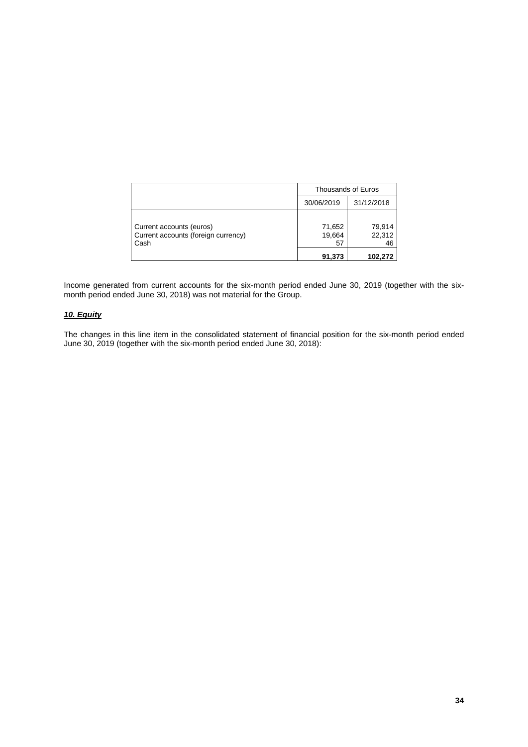| | Thousands of Euros | |
|---|---|---|
| | 30/06/2019 | 31/12/2018 |
| Current accounts (euros) | 71,652 | 79,914 |
| Current accounts (foreign currency) | 19,664 | 22,312 |
| Cash | 57 | 46 |
| | **91,373** | **102,272** |

Income generated from current accounts for the six-month period ended June 30, 2019 (together with the six-month period ended June 30, 2018) was not material for the Group.

***10. Equity***

The changes in this line item in the consolidated statement of financial position for the six-month period ended June 30, 2019 (together with the six-month period ended June 30, 2018):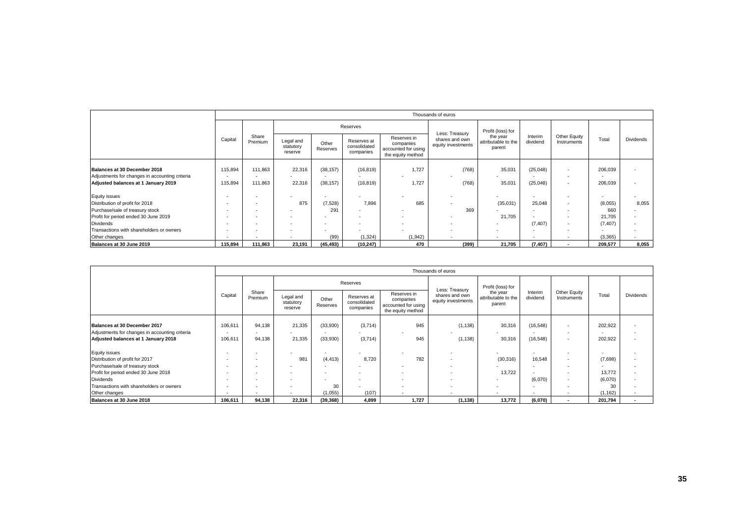| | Thousands of euros | | | | | | | | | | | |
|---|---|---|---|---|---|---|---|---|---|---|---|---|
| | Capital | Share Premium | Reserves | | | | Less: Treasury shares and own equity investments | Profit (loss) for the year attributable to the parent | Interim dividend | Other Equity Instruments | Total | Dividends |
| | | | Legal and statutory reserve | Other Reserves | Reserves at consolidated companies | Reserves in companies accounted for using the equity method | | | | | | |
| **Balances at 30 December 2018** | 115,894 | 111,863 | 22,316 | (38,157) | (16,819) | 1,727 | (768) | 35,031 | (25,048) | - | 206,039 | - |
| Adjustments for changes in accounting criteria | - | - | - | - | - | - | - | - | - | - | - | |
| **Adjusted balances at 1 January 2019** | 115,894 | 111,863 | 22,316 | (38,157) | (16,819) | 1,727 | (768) | 35,031 | (25,048) | - | 206,039 | - |
| Equity issues | - | - | - | - | - | - | - | - | - | - | - | - |
| Distribution of profit for 2018 | - | - | 875 | (7,528) | 7,896 | 685 | - | (35,031) | 25,048 | - | (8,055) | 8,055 |
| Purchase/sale of treasury stock | - | - | - | 291 | - | - | 369 | - | - | - | 660 | - |
| Profit for period ended 30 June 2019 | - | - | - | - | - | - | - | 21,705 | - | - | 21,705 | - |
| Dividends | - | - | - | - | - | - | - | - | (7,407) | - | (7,407) | - |
| Transactions with shareholders or owners | - | - | - | - | - | - | - | - | - | - | - | - |
| Other changes | - | - | - | (99) | (1,324) | (1,942) | - | - | - | - | (3,365) | - |
| **Balances at 30 June 2019** | **115,894** | **111,863** | **23,191** | **(45,493)** | **(10,247)** | **470** | **(399)** | **21,705** | **(7,407)** | **-** | **209,577** | **8,055** |

| | Thousands of euros | | | | | | | | | | | |
|---|---|---|---|---|---|---|---|---|---|---|---|---|
| | Capital | Share Premium | Reserves | | | | Less: Treasury shares and own equity investments | Profit (loss) for the year attributable to the parent | Interim dividend | Other Equity Instruments | Total | Dividends |
| | | | Legal and statutory reserve | Other Reserves | Reserves at consolidated companies | Reserves in companies accounted for using the equity method | | | | | | |
| **Balances at 30 December 2017** | 106,611 | 94,138 | 21,335 | (33,930) | (3,714) | 945 | (1,138) | 30,316 | (16,548) | - | 202,922 | - |
| Adjustments for changes in accounting criteria | - | - | - | - | - | - | - | - | - | - | - | - |
| **Adjusted balances at 1 January 2018** | 106,611 | 94,138 | 21,335 | (33,930) | (3,714) | 945 | (1,138) | 30,316 | (16,548) | - | 202,922 | - |
| Equity issues | - | - | - | - | - | - | - | - | - | - | - | - |
| Distribution of profit for 2017 | - | - | 981 | (4,413) | 8,720 | 782 | - | (30,316) | 16,548 | - | (7,698) | - |
| Purchase/sale of treasury stock | - | - | - | - | - | - | - | - | - | - | - | - |
| Profit for period ended 30 June 2018 | - | - | - | - | - | - | - | 13,722 | - | - | 13,772 | - |
| Dividends | - | - | - | - | - | - | - | - | (6,070) | - | (6,070) | - |
| Transactions with shareholders or owners | - | - | - | 30 | - | - | - | - | - | - | 30 | - |
| Other changes | - | - | - | (1,055) | (107) | - | - | - | - | - | (1,162) | - |
| **Balances at 30 June 2018** | **106,611** | **94,138** | **22,316** | **(39,368)** | **4,899** | **1,727** | **(1,138)** | **13,772** | **(6,070)** | **-** | **201,794** | **-** |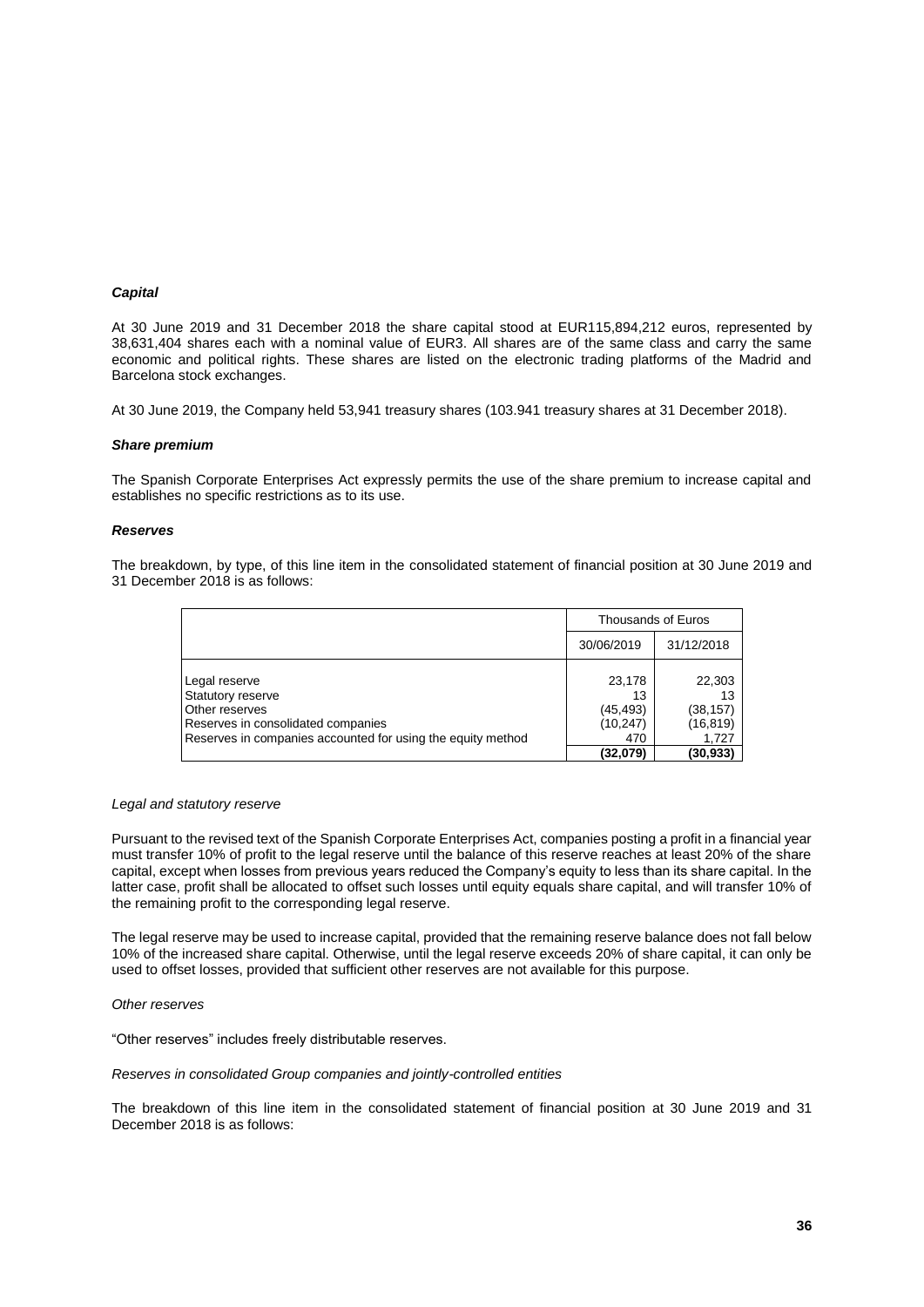***Capital***

At 30 June 2019 and 31 December 2018 the share capital stood at EUR115,894,212 euros, represented by 38,631,404 shares each with a nominal value of EUR3. All shares are of the same class and carry the same economic and political rights. These shares are listed on the electronic trading platforms of the Madrid and Barcelona stock exchanges.

At 30 June 2019, the Company held 53,941 treasury shares (103.941 treasury shares at 31 December 2018).

***Share premium***

The Spanish Corporate Enterprises Act expressly permits the use of the share premium to increase capital and establishes no specific restrictions as to its use.

***Reserves***

The breakdown, by type, of this line item in the consolidated statement of financial position at 30 June 2019 and 31 December 2018 is as follows:

| | Thousands of Euros | |
|---|---|---|
| | 30/06/2019 | 31/12/2018 |
| Legal reserve | 23,178 | 22,303 |
| Statutory reserve | 13 | 13 |
| Other reserves | (45,493) | (38,157) |
| Reserves in consolidated companies | (10,247) | (16,819) |
| Reserves in companies accounted for using the equity method | 470 | 1,727 |
| | **(32,079)** | **(30,933)** |

*Legal and statutory reserve*

Pursuant to the revised text of the Spanish Corporate Enterprises Act, companies posting a profit in a financial year must transfer 10% of profit to the legal reserve until the balance of this reserve reaches at least 20% of the share capital, except when losses from previous years reduced the Company's equity to less than its share capital. In the latter case, profit shall be allocated to offset such losses until equity equals share capital, and will transfer 10% of the remaining profit to the corresponding legal reserve.

The legal reserve may be used to increase capital, provided that the remaining reserve balance does not fall below 10% of the increased share capital. Otherwise, until the legal reserve exceeds 20% of share capital, it can only be used to offset losses, provided that sufficient other reserves are not available for this purpose.

*Other reserves*

"Other reserves" includes freely distributable reserves.

*Reserves in consolidated Group companies and jointly-controlled entities*

The breakdown of this line item in the consolidated statement of financial position at 30 June 2019 and 31 December 2018 is as follows: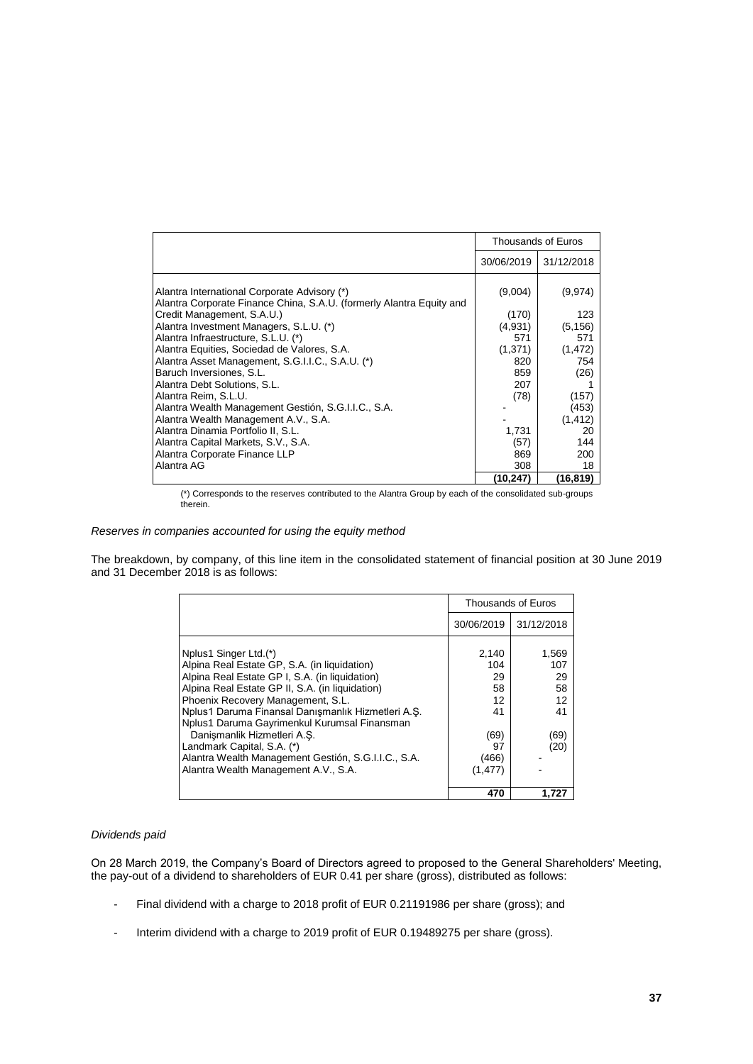| | Thousands of Euros | |
|---|---|---|
| | 30/06/2019 | 31/12/2018 |
| Alantra International Corporate Advisory (*) | (9,004) | (9,974) |
| Alantra Corporate Finance China, S.A.U. (formerly Alantra Equity and Credit Management, S.A.U.) | (170) | 123 |
| Alantra Investment Managers, S.L.U. (*) | (4,931) | (5,156) |
| Alantra Infraestructure, S.L.U. (*) | 571 | 571 |
| Alantra Equities, Sociedad de Valores, S.A. | (1,371) | (1,472) |
| Alantra Asset Management, S.G.I.I.C., S.A.U. (*) | 820 | 754 |
| Baruch Inversiones, S.L. | 859 | (26) |
| Alantra Debt Solutions, S.L. | 207 | 1 |
| Alantra Reim, S.L.U. | (78) | (157) |
| Alantra Wealth Management Gestión, S.G.I.I.C., S.A. | - | (453) |
| Alantra Wealth Management A.V., S.A. | - | (1,412) |
| Alantra Dinamia Portfolio II, S.L. | 1,731 | 20 |
| Alantra Capital Markets, S.V., S.A. | (57) | 144 |
| Alantra Corporate Finance LLP | 869 | 200 |
| Alantra AG | 308 | 18 |
| | **(10,247)** | **(16,819)** |

(*) Corresponds to the reserves contributed to the Alantra Group by each of the consolidated sub-groups therein.

*Reserves in companies accounted for using the equity method*

The breakdown, by company, of this line item in the consolidated statement of financial position at 30 June 2019 and 31 December 2018 is as follows:

| | Thousands of Euros | |
|---|---|---|
| | 30/06/2019 | 31/12/2018 |
| Nplus1 Singer Ltd.(*) | 2,140 | 1,569 |
| Alpina Real Estate GP, S.A. (in liquidation) | 104 | 107 |
| Alpina Real Estate GP I, S.A. (in liquidation) | 29 | 29 |
| Alpina Real Estate GP II, S.A. (in liquidation) | 58 | 58 |
| Phoenix Recovery Management, S.L. | 12 | 12 |
| Nplus1 Daruma Finansal Danışmanlık Hizmetleri A.Ş. | 41 | 41 |
| Nplus1 Daruma Gayrimenkul Kurumsal Finansman Danişmanlik Hizmetleri A.Ş. | (69) | (69) |
| Landmark Capital, S.A. (*) | 97 | (20) |
| Alantra Wealth Management Gestión, S.G.I.I.C., S.A. | (466) | - |
| Alantra Wealth Management A.V., S.A. | (1,477) | - |
| | **470** | **1,727** |

*Dividends paid*

On 28 March 2019, the Company's Board of Directors agreed to proposed to the General Shareholders' Meeting, the pay-out of a dividend to shareholders of EUR 0.41 per share (gross), distributed as follows:

- Final dividend with a charge to 2018 profit of EUR 0.21191986 per share (gross); and

- Interim dividend with a charge to 2019 profit of EUR 0.19489275 per share (gross).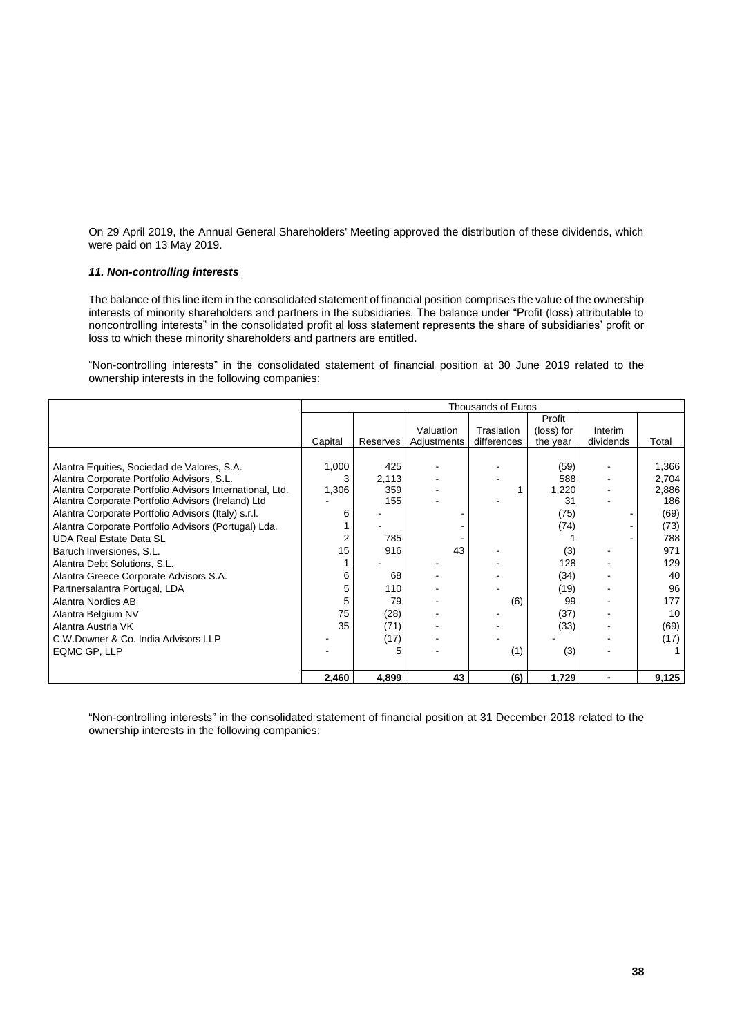On 29 April 2019, the Annual General Shareholders' Meeting approved the distribution of these dividends, which were paid on 13 May 2019.

### ***11. Non-controlling interests***

The balance of this line item in the consolidated statement of financial position comprises the value of the ownership interests of minority shareholders and partners in the subsidiaries. The balance under "Profit (loss) attributable to noncontrolling interests" in the consolidated profit al loss statement represents the share of subsidiaries' profit or loss to which these minority shareholders and partners are entitled.

"Non-controlling interests" in the consolidated statement of financial position at 30 June 2019 related to the ownership interests in the following companies:

| | Thousands of Euros | | | | | | |
|---|---|---|---|---|---|---|---|
| | Capital | Reserves | Valuation Adjustments | Traslation differences | Profit (loss) for the year | Interim dividends | Total |
| Alantra Equities, Sociedad de Valores, S.A. | 1,000 | 425 | - | - | (59) | - | 1,366 |
| Alantra Corporate Portfolio Advisors, S.L. | 3 | 2,113 | - | - | 588 | - | 2,704 |
| Alantra Corporate Portfolio Advisors International, Ltd. | 1,306 | 359 | - | 1 | 1,220 | - | 2,886 |
| Alantra Corporate Portfolio Advisors (Ireland) Ltd | - | 155 | - | - | 31 | - | 186 |
| Alantra Corporate Portfolio Advisors (Italy) s.r.l. | 6 | - | - | | (75) | - | (69) |
| Alantra Corporate Portfolio Advisors (Portugal) Lda. | 1 | - | - | | (74) | - | (73) |
| UDA Real Estate Data SL | 2 | 785 | - | | 1 | - | 788 |
| Baruch Inversiones, S.L. | 15 | 916 | 43 | - | (3) | - | 971 |
| Alantra Debt Solutions, S.L. | 1 | - | - | - | 128 | - | 129 |
| Alantra Greece Corporate Advisors S.A. | 6 | 68 | - | - | (34) | - | 40 |
| Partnersalantra Portugal, LDA | 5 | 110 | - | - | (19) | - | 96 |
| Alantra Nordics AB | 5 | 79 | - | (6) | 99 | - | 177 |
| Alantra Belgium NV | 75 | (28) | - | - | (37) | - | 10 |
| Alantra Austria VK | 35 | (71) | - | - | (33) | - | (69) |
| C.W.Downer & Co. India Advisors LLP | - | (17) | - | - | - | - | (17) |
| EQMC GP, LLP | - | 5 | - | (1) | (3) | - | 1 |
| | **2,460** | **4,899** | **43** | **(6)** | **1,729** | **-** | **9,125** |

"Non-controlling interests" in the consolidated statement of financial position at 31 December 2018 related to the ownership interests in the following companies: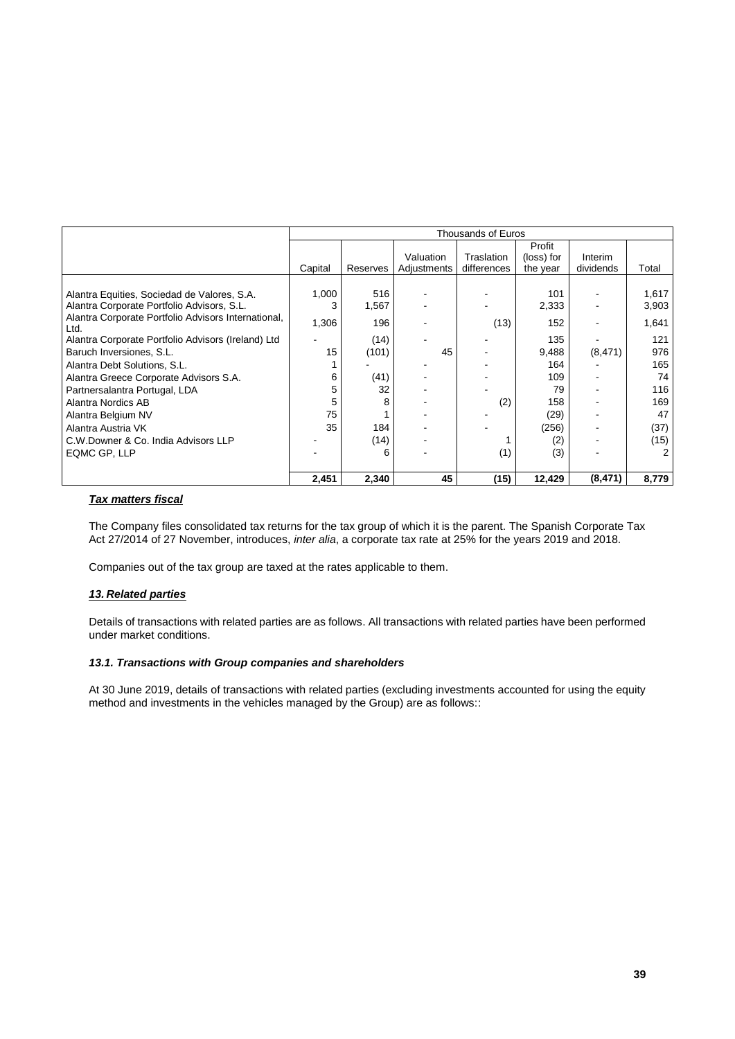| | Thousands of Euros | | | | | | |
|---|---|---|---|---|---|---|---|
| | Capital | Reserves | Valuation Adjustments | Traslation differences | Profit (loss) for the year | Interim dividends | Total |
| Alantra Equities, Sociedad de Valores, S.A. | 1,000 | 516 | - | - | 101 | - | 1,617 |
| Alantra Corporate Portfolio Advisors, S.L. | 3 | 1,567 | - | - | 2,333 | - | 3,903 |
| Alantra Corporate Portfolio Advisors International, Ltd. | 1,306 | 196 | - | (13) | 152 | - | 1,641 |
| Alantra Corporate Portfolio Advisors (Ireland) Ltd | - | (14) | - | - | 135 | - | 121 |
| Baruch Inversiones, S.L. | 15 | (101) | 45 | - | 9,488 | (8,471) | 976 |
| Alantra Debt Solutions, S.L. | 1 | - | - | - | 164 | - | 165 |
| Alantra Greece Corporate Advisors S.A. | 6 | (41) | - | - | 109 | - | 74 |
| Partnersalantra Portugal, LDA | 5 | 32 | - | - | 79 | - | 116 |
| Alantra Nordics AB | 5 | 8 | - | (2) | 158 | - | 169 |
| Alantra Belgium NV | 75 | 1 | - | - | (29) | - | 47 |
| Alantra Austria VK | 35 | 184 | - | - | (256) | - | (37) |
| C.W.Downer & Co. India Advisors LLP | - | (14) | - | 1 | (2) | - | (15) |
| EQMC GP, LLP | - | 6 | - | (1) | (3) | - | 2 |
| | **2,451** | **2,340** | **45** | **(15)** | **12,429** | **(8,471)** | **8,779** |

***Tax matters fiscal***

The Company files consolidated tax returns for the tax group of which it is the parent. The Spanish Corporate Tax Act 27/2014 of 27 November, introduces, *inter alia*, a corporate tax rate at 25% for the years 2019 and 2018.

Companies out of the tax group are taxed at the rates applicable to them.

## ***13. Related parties***

Details of transactions with related parties are as follows. All transactions with related parties have been performed under market conditions.

### ***13.1. Transactions with Group companies and shareholders***

At 30 June 2019, details of transactions with related parties (excluding investments accounted for using the equity method and investments in the vehicles managed by the Group) are as follows::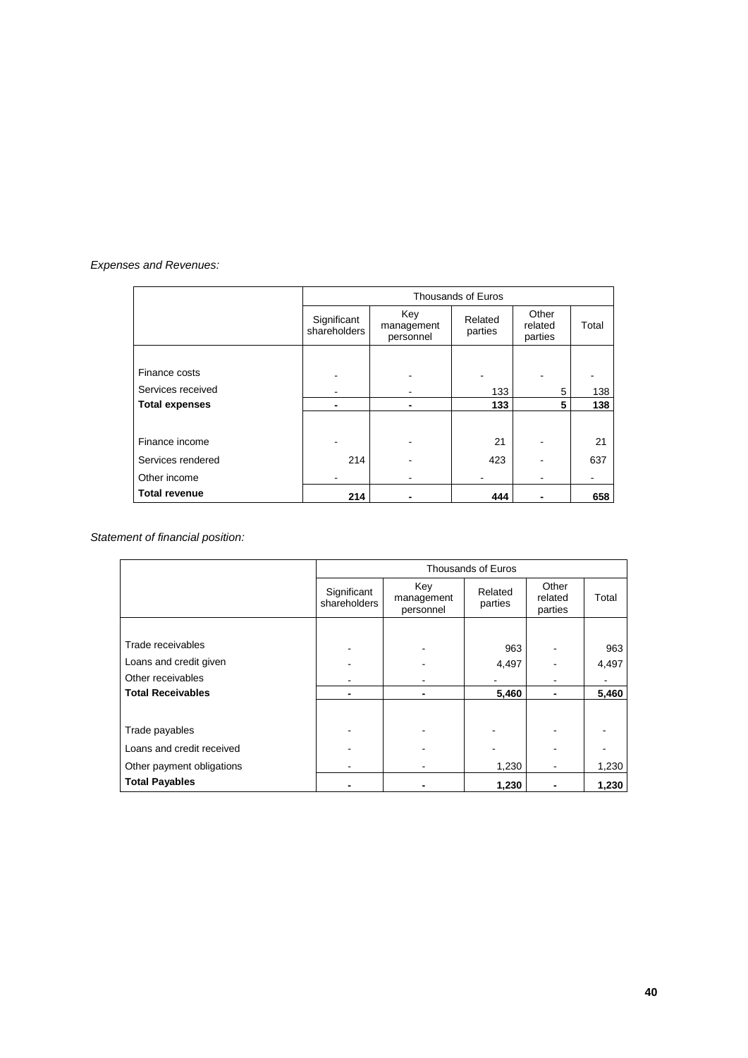*Expenses and Revenues:*

| | Thousands of Euros | | | | |
|---|---|---|---|---|---|
| | Significant shareholders | Key management personnel | Related parties | Other related parties | Total |
| Finance costs | - | - | - | - | - |
| Services received | - | - | 133 | 5 | 138 |
| **Total expenses** | **-** | **-** | **133** | **5** | **138** |
| Finance income | - | - | 21 | - | 21 |
| Services rendered | 214 | - | 423 | - | 637 |
| Other income | - | - | - | - | - |
| **Total revenue** | **214** | **-** | **444** | **-** | **658** |

*Statement of financial position:*

| | Thousands of Euros | | | | |
|---|---|---|---|---|---|
| | Significant shareholders | Key management personnel | Related parties | Other related parties | Total |
| Trade receivables | - | - | 963 | - | 963 |
| Loans and credit given | - | - | 4,497 | - | 4,497 |
| Other receivables | - | - | - | - | - |
| **Total Receivables** | **-** | **-** | **5,460** | **-** | **5,460** |
| Trade payables | - | - | - | - | - |
| Loans and credit received | - | - | - | - | - |
| Other payment obligations | - | - | 1,230 | - | 1,230 |
| **Total Payables** | **-** | **-** | **1,230** | **-** | **1,230** |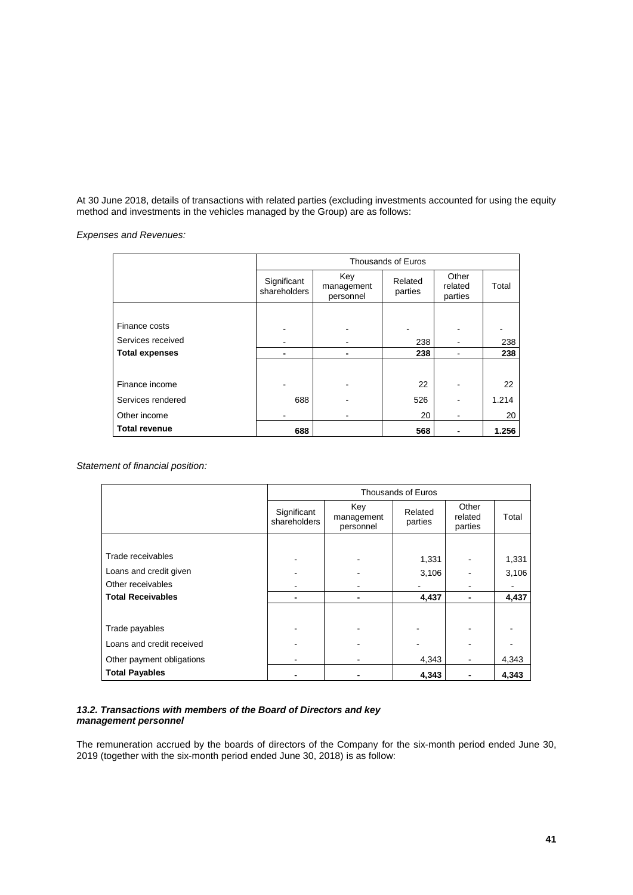At 30 June 2018, details of transactions with related parties (excluding investments accounted for using the equity method and investments in the vehicles managed by the Group) are as follows:

*Expenses and Revenues:*

| | Thousands of Euros | | | | |
|---|---|---|---|---|---|
| | Significant shareholders | Key management personnel | Related parties | Other related parties | Total |
| Finance costs | - | - | - | - | - |
| Services received | - | - | 238 | - | 238 |
| **Total expenses** | **-** | **-** | **238** | - | **238** |
| Finance income | - | - | 22 | - | 22 |
| Services rendered | 688 | - | 526 | - | 1.214 |
| Other income | - | - | 20 | - | 20 |
| **Total revenue** | **688** | | **568** | **-** | **1.256** |

*Statement of financial position:*

| | Thousands of Euros | | | | |
|---|---|---|---|---|---|
| | Significant shareholders | Key management personnel | Related parties | Other related parties | Total |
| Trade receivables | - | - | 1,331 | - | 1,331 |
| Loans and credit given | - | - | 3,106 | - | 3,106 |
| Other receivables | - | - | - | - | - |
| **Total Receivables** | **-** | **-** | **4,437** | **-** | **4,437** |
| Trade payables | - | - | - | - | - |
| Loans and credit received | - | - | - | - | - |
| Other payment obligations | - | - | 4,343 | - | 4,343 |
| **Total Payables** | **-** | **-** | **4,343** | **-** | **4,343** |

***13.2. Transactions with members of the Board of Directors and key management personnel***

The remuneration accrued by the boards of directors of the Company for the six-month period ended June 30, 2019 (together with the six-month period ended June 30, 2018) is as follow: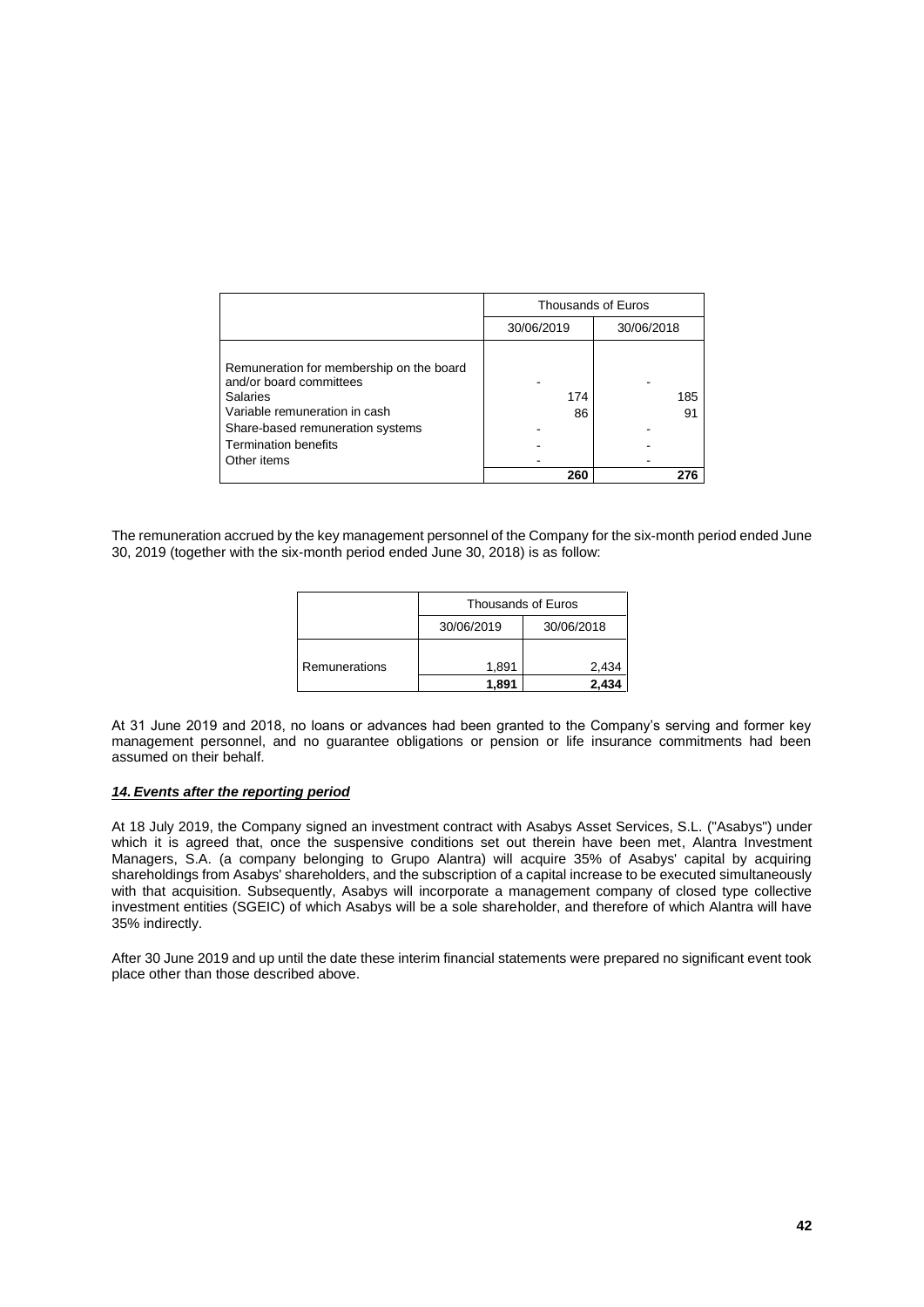| | Thousands of Euros | |
|---|---|---|
| | 30/06/2019 | 30/06/2018 |
| Remuneration for membership on the board and/or board committees | - | - |
| Salaries | 174 | 185 |
| Variable remuneration in cash | 86 | 91 |
| Share-based remuneration systems | - | - |
| Termination benefits | - | - |
| Other items | - | - |
| | **260** | **276** |

The remuneration accrued by the key management personnel of the Company for the six-month period ended June 30, 2019 (together with the six-month period ended June 30, 2018) is as follow:

| | Thousands of Euros | |
|---|---|---|
| | 30/06/2019 | 30/06/2018 |
| Remunerations | 1,891 | 2,434 |
| | **1,891** | **2,434** |

At 31 June 2019 and 2018, no loans or advances had been granted to the Company's serving and former key management personnel, and no guarantee obligations or pension or life insurance commitments had been assumed on their behalf.

### ***14. Events after the reporting period***

At 18 July 2019, the Company signed an investment contract with Asabys Asset Services, S.L. ("Asabys") under which it is agreed that, once the suspensive conditions set out therein have been met, Alantra Investment Managers, S.A. (a company belonging to Grupo Alantra) will acquire 35% of Asabys' capital by acquiring shareholdings from Asabys' shareholders, and the subscription of a capital increase to be executed simultaneously with that acquisition. Subsequently, Asabys will incorporate a management company of closed type collective investment entities (SGEIC) of which Asabys will be a sole shareholder, and therefore of which Alantra will have 35% indirectly.

After 30 June 2019 and up until the date these interim financial statements were prepared no significant event took place other than those described above.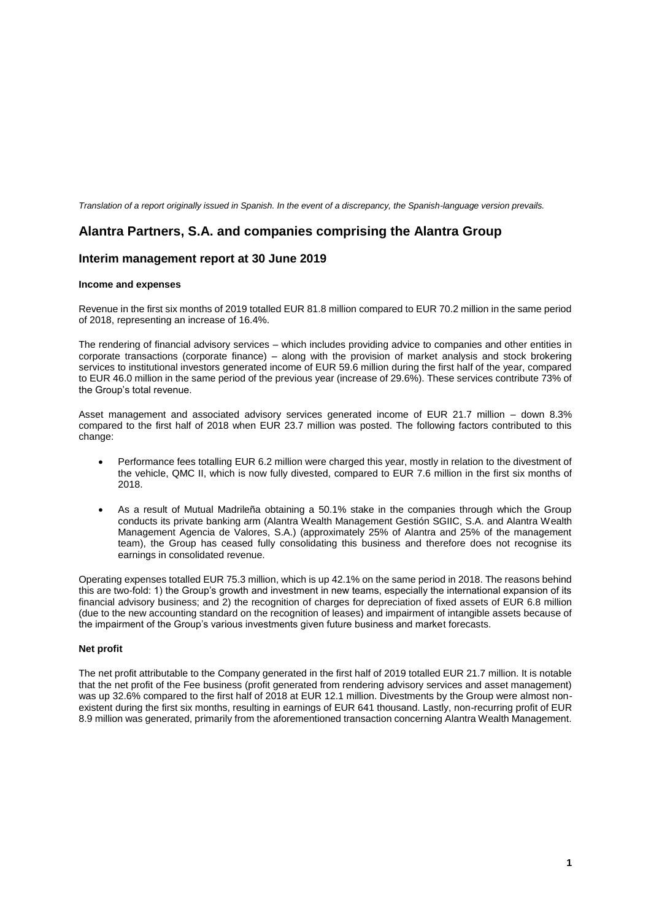*Translation of a report originally issued in Spanish. In the event of a discrepancy, the Spanish-language version prevails.*

# Alantra Partners, S.A. and companies comprising the Alantra Group

## Interim management report at 30 June 2019

### Income and expenses

Revenue in the first six months of 2019 totalled EUR 81.8 million compared to EUR 70.2 million in the same period of 2018, representing an increase of 16.4%.

The rendering of financial advisory services – which includes providing advice to companies and other entities in corporate transactions (corporate finance) – along with the provision of market analysis and stock brokering services to institutional investors generated income of EUR 59.6 million during the first half of the year, compared to EUR 46.0 million in the same period of the previous year (increase of 29.6%). These services contribute 73% of the Group's total revenue.

Asset management and associated advisory services generated income of EUR 21.7 million – down 8.3% compared to the first half of 2018 when EUR 23.7 million was posted. The following factors contributed to this change:

- Performance fees totalling EUR 6.2 million were charged this year, mostly in relation to the divestment of the vehicle, QMC II, which is now fully divested, compared to EUR 7.6 million in the first six months of 2018.
- As a result of Mutual Madrileña obtaining a 50.1% stake in the companies through which the Group conducts its private banking arm (Alantra Wealth Management Gestión SGIIC, S.A. and Alantra Wealth Management Agencia de Valores, S.A.) (approximately 25% of Alantra and 25% of the management team), the Group has ceased fully consolidating this business and therefore does not recognise its earnings in consolidated revenue.

Operating expenses totalled EUR 75.3 million, which is up 42.1% on the same period in 2018. The reasons behind this are two-fold: 1) the Group's growth and investment in new teams, especially the international expansion of its financial advisory business; and 2) the recognition of charges for depreciation of fixed assets of EUR 6.8 million (due to the new accounting standard on the recognition of leases) and impairment of intangible assets because of the impairment of the Group's various investments given future business and market forecasts.

### Net profit

The net profit attributable to the Company generated in the first half of 2019 totalled EUR 21.7 million. It is notable that the net profit of the Fee business (profit generated from rendering advisory services and asset management) was up 32.6% compared to the first half of 2018 at EUR 12.1 million. Divestments by the Group were almost non-existent during the first six months, resulting in earnings of EUR 641 thousand. Lastly, non-recurring profit of EUR 8.9 million was generated, primarily from the aforementioned transaction concerning Alantra Wealth Management.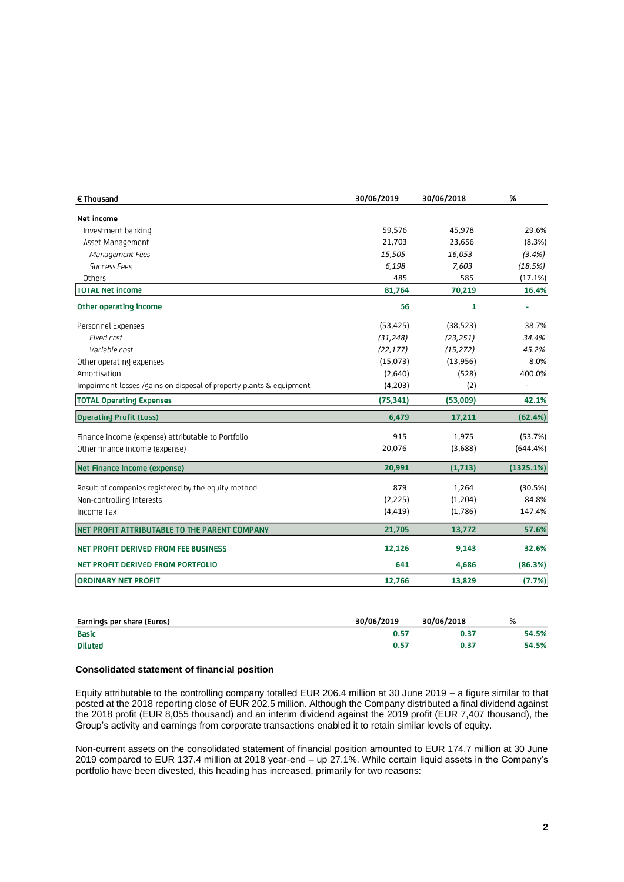| € Thousand | 30/06/2019 | 30/06/2018 | % |
|---|---|---|---|
| **Net income** | | | |
| Investment banking | 59,576 | 45,978 | 29.6% |
| Asset Management | 21,703 | 23,656 | (8.3%) |
| *Management Fees* | *15,505* | *16,053* | *(3.4%)* |
| *Success Fees* | *6,198* | *7,603* | *(18.5%)* |
| Others | 485 | 585 | (17.1%) |
| **TOTAL Net income** | **81,764** | **70,219** | **16.4%** |
| **Other operating income** | **56** | **1** | **-** |
| Personnel Expenses | (53,425) | (38,523) | 38.7% |
| *Fixed cost* | *(31,248)* | *(23,251)* | *34.4%* |
| *Variable cost* | *(22,177)* | *(15,272)* | *45.2%* |
| Other operating expenses | (15,073) | (13,956) | 8.0% |
| Amortisation | (2,640) | (528) | 400.0% |
| Impairment losses /gains on disposal of property plants & equipment | (4,203) | (2) | - |
| **TOTAL Operating Expenses** | **(75,341)** | **(53,009)** | **42.1%** |
| **Operating Profit (Loss)** | **6,479** | **17,211** | **(62.4%)** |
| Finance income (expense) attributable to Portfolio | 915 | 1,975 | (53.7%) |
| Other finance income (expense) | 20,076 | (3,688) | (644.4%) |
| **Net Finance Income (expense)** | **20,991** | **(1,713)** | **(1325.1%)** |
| Result of companies registered by the equity method | 879 | 1,264 | (30.5%) |
| Non-controlling Interests | (2,225) | (1,204) | 84.8% |
| Income Tax | (4,419) | (1,786) | 147.4% |
| **NET PROFIT ATTRIBUTABLE TO THE PARENT COMPANY** | **21,705** | **13,772** | **57.6%** |
| **NET PROFIT DERIVED FROM FEE BUSINESS** | **12,126** | **9,143** | **32.6%** |
| **NET PROFIT DERIVED FROM PORTFOLIO** | **641** | **4,686** | **(86.3%)** |
| **ORDINARY NET PROFIT** | **12,766** | **13,829** | **(7.7%)** |

| Earnings per share (Euros) | 30/06/2019 | 30/06/2018 | % |
|---|---|---|---|
| **Basic** | **0.57** | **0.37** | **54.5%** |
| **Diluted** | **0.57** | **0.37** | **54.5%** |

**Consolidated statement of financial position**

Equity attributable to the controlling company totalled EUR 206.4 million at 30 June 2019 – a figure similar to that posted at the 2018 reporting close of EUR 202.5 million. Although the Company distributed a final dividend against the 2018 profit (EUR 8,055 thousand) and an interim dividend against the 2019 profit (EUR 7,407 thousand), the Group's activity and earnings from corporate transactions enabled it to retain similar levels of equity.

Non-current assets on the consolidated statement of financial position amounted to EUR 174.7 million at 30 June 2019 compared to EUR 137.4 million at 2018 year-end – up 27.1%. While certain liquid assets in the Company's portfolio have been divested, this heading has increased, primarily for two reasons: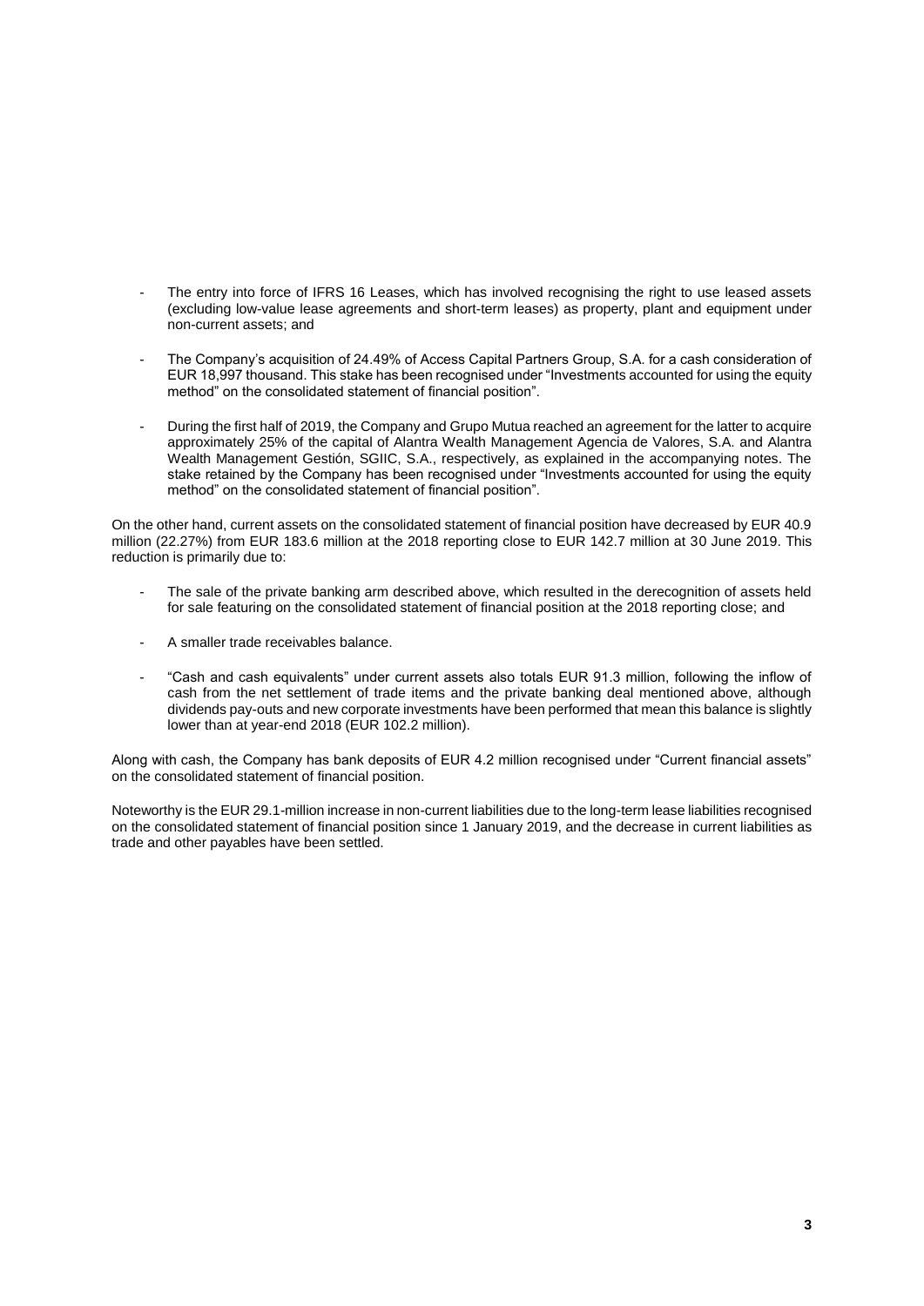- The entry into force of IFRS 16 Leases, which has involved recognising the right to use leased assets (excluding low-value lease agreements and short-term leases) as property, plant and equipment under non-current assets; and

- The Company's acquisition of 24.49% of Access Capital Partners Group, S.A. for a cash consideration of EUR 18,997 thousand. This stake has been recognised under "Investments accounted for using the equity method" on the consolidated statement of financial position".

- During the first half of 2019, the Company and Grupo Mutua reached an agreement for the latter to acquire approximately 25% of the capital of Alantra Wealth Management Agencia de Valores, S.A. and Alantra Wealth Management Gestión, SGIIC, S.A., respectively, as explained in the accompanying notes. The stake retained by the Company has been recognised under "Investments accounted for using the equity method" on the consolidated statement of financial position".

On the other hand, current assets on the consolidated statement of financial position have decreased by EUR 40.9 million (22.27%) from EUR 183.6 million at the 2018 reporting close to EUR 142.7 million at 30 June 2019. This reduction is primarily due to:

- The sale of the private banking arm described above, which resulted in the derecognition of assets held for sale featuring on the consolidated statement of financial position at the 2018 reporting close; and

- A smaller trade receivables balance.

- "Cash and cash equivalents" under current assets also totals EUR 91.3 million, following the inflow of cash from the net settlement of trade items and the private banking deal mentioned above, although dividends pay-outs and new corporate investments have been performed that mean this balance is slightly lower than at year-end 2018 (EUR 102.2 million).

Along with cash, the Company has bank deposits of EUR 4.2 million recognised under "Current financial assets" on the consolidated statement of financial position.

Noteworthy is the EUR 29.1-million increase in non-current liabilities due to the long-term lease liabilities recognised on the consolidated statement of financial position since 1 January 2019, and the decrease in current liabilities as trade and other payables have been settled.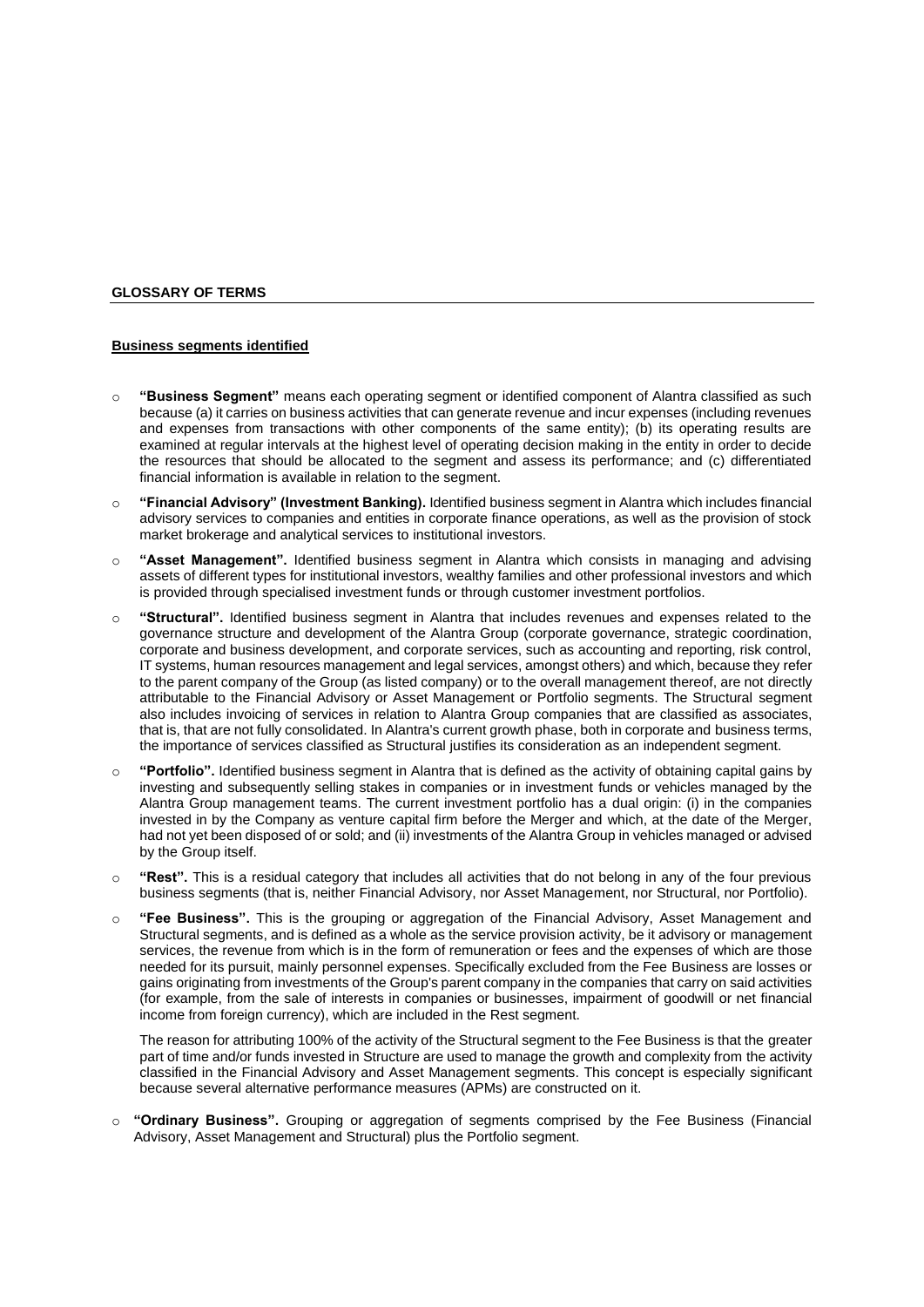## GLOSSARY OF TERMS

### Business segments identified

- **"Business Segment"** means each operating segment or identified component of Alantra classified as such because (a) it carries on business activities that can generate revenue and incur expenses (including revenues and expenses from transactions with other components of the same entity); (b) its operating results are examined at regular intervals at the highest level of operating decision making in the entity in order to decide the resources that should be allocated to the segment and assess its performance; and (c) differentiated financial information is available in relation to the segment.
- **"Financial Advisory" (Investment Banking).** Identified business segment in Alantra which includes financial advisory services to companies and entities in corporate finance operations, as well as the provision of stock market brokerage and analytical services to institutional investors.
- **"Asset Management".** Identified business segment in Alantra which consists in managing and advising assets of different types for institutional investors, wealthy families and other professional investors and which is provided through specialised investment funds or through customer investment portfolios.
- **"Structural".** Identified business segment in Alantra that includes revenues and expenses related to the governance structure and development of the Alantra Group (corporate governance, strategic coordination, corporate and business development, and corporate services, such as accounting and reporting, risk control, IT systems, human resources management and legal services, amongst others) and which, because they refer to the parent company of the Group (as listed company) or to the overall management thereof, are not directly attributable to the Financial Advisory or Asset Management or Portfolio segments. The Structural segment also includes invoicing of services in relation to Alantra Group companies that are classified as associates, that is, that are not fully consolidated. In Alantra's current growth phase, both in corporate and business terms, the importance of services classified as Structural justifies its consideration as an independent segment.
- **"Portfolio".** Identified business segment in Alantra that is defined as the activity of obtaining capital gains by investing and subsequently selling stakes in companies or in investment funds or vehicles managed by the Alantra Group management teams. The current investment portfolio has a dual origin: (i) in the companies invested in by the Company as venture capital firm before the Merger and which, at the date of the Merger, had not yet been disposed of or sold; and (ii) investments of the Alantra Group in vehicles managed or advised by the Group itself.
- **"Rest".** This is a residual category that includes all activities that do not belong in any of the four previous business segments (that is, neither Financial Advisory, nor Asset Management, nor Structural, nor Portfolio).
- **"Fee Business".** This is the grouping or aggregation of the Financial Advisory, Asset Management and Structural segments, and is defined as a whole as the service provision activity, be it advisory or management services, the revenue from which is in the form of remuneration or fees and the expenses of which are those needed for its pursuit, mainly personnel expenses. Specifically excluded from the Fee Business are losses or gains originating from investments of the Group's parent company in the companies that carry on said activities (for example, from the sale of interests in companies or businesses, impairment of goodwill or net financial income from foreign currency), which are included in the Rest segment.

  The reason for attributing 100% of the activity of the Structural segment to the Fee Business is that the greater part of time and/or funds invested in Structure are used to manage the growth and complexity from the activity classified in the Financial Advisory and Asset Management segments. This concept is especially significant because several alternative performance measures (APMs) are constructed on it.
- **"Ordinary Business".** Grouping or aggregation of segments comprised by the Fee Business (Financial Advisory, Asset Management and Structural) plus the Portfolio segment.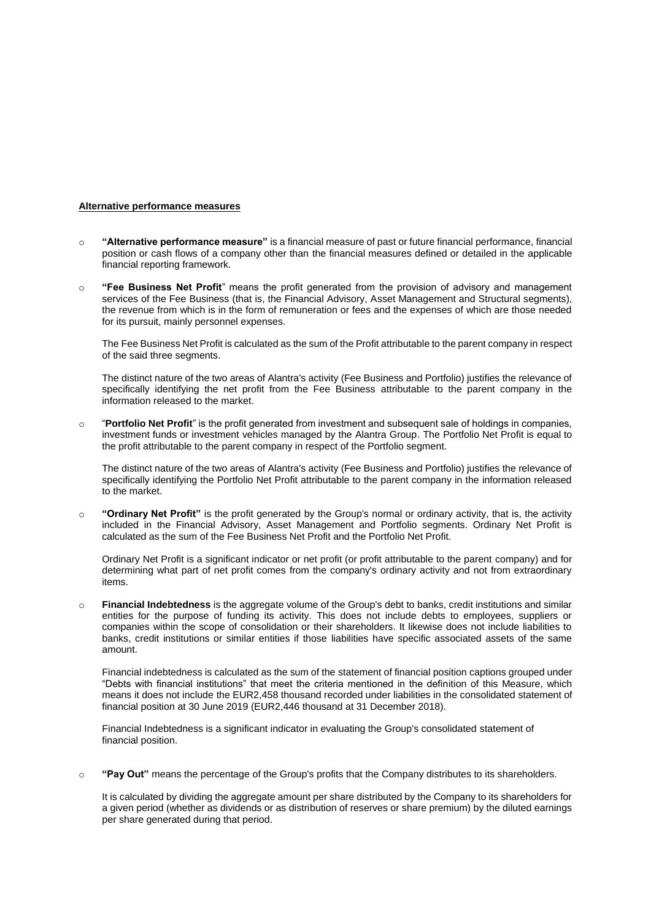**Alternative performance measures**

- **"Alternative performance measure"** is a financial measure of past or future financial performance, financial position or cash flows of a company other than the financial measures defined or detailed in the applicable financial reporting framework.

- **"Fee Business Net Profit**" means the profit generated from the provision of advisory and management services of the Fee Business (that is, the Financial Advisory, Asset Management and Structural segments), the revenue from which is in the form of remuneration or fees and the expenses of which are those needed for its pursuit, mainly personnel expenses.

  The Fee Business Net Profit is calculated as the sum of the Profit attributable to the parent company in respect of the said three segments.

  The distinct nature of the two areas of Alantra's activity (Fee Business and Portfolio) justifies the relevance of specifically identifying the net profit from the Fee Business attributable to the parent company in the information released to the market.

- "**Portfolio Net Profit**" is the profit generated from investment and subsequent sale of holdings in companies, investment funds or investment vehicles managed by the Alantra Group. The Portfolio Net Profit is equal to the profit attributable to the parent company in respect of the Portfolio segment.

  The distinct nature of the two areas of Alantra's activity (Fee Business and Portfolio) justifies the relevance of specifically identifying the Portfolio Net Profit attributable to the parent company in the information released to the market.

- **"Ordinary Net Profit"** is the profit generated by the Group's normal or ordinary activity, that is, the activity included in the Financial Advisory, Asset Management and Portfolio segments. Ordinary Net Profit is calculated as the sum of the Fee Business Net Profit and the Portfolio Net Profit.

  Ordinary Net Profit is a significant indicator or net profit (or profit attributable to the parent company) and for determining what part of net profit comes from the company's ordinary activity and not from extraordinary items.

- **Financial Indebtedness** is the aggregate volume of the Group's debt to banks, credit institutions and similar entities for the purpose of funding its activity. This does not include debts to employees, suppliers or companies within the scope of consolidation or their shareholders. It likewise does not include liabilities to banks, credit institutions or similar entities if those liabilities have specific associated assets of the same amount.

  Financial indebtedness is calculated as the sum of the statement of financial position captions grouped under "Debts with financial institutions" that meet the criteria mentioned in the definition of this Measure, which means it does not include the EUR2,458 thousand recorded under liabilities in the consolidated statement of financial position at 30 June 2019 (EUR2,446 thousand at 31 December 2018).

  Financial Indebtedness is a significant indicator in evaluating the Group's consolidated statement of financial position.

- **"Pay Out"** means the percentage of the Group's profits that the Company distributes to its shareholders.

  It is calculated by dividing the aggregate amount per share distributed by the Company to its shareholders for a given period (whether as dividends or as distribution of reserves or share premium) by the diluted earnings per share generated during that period.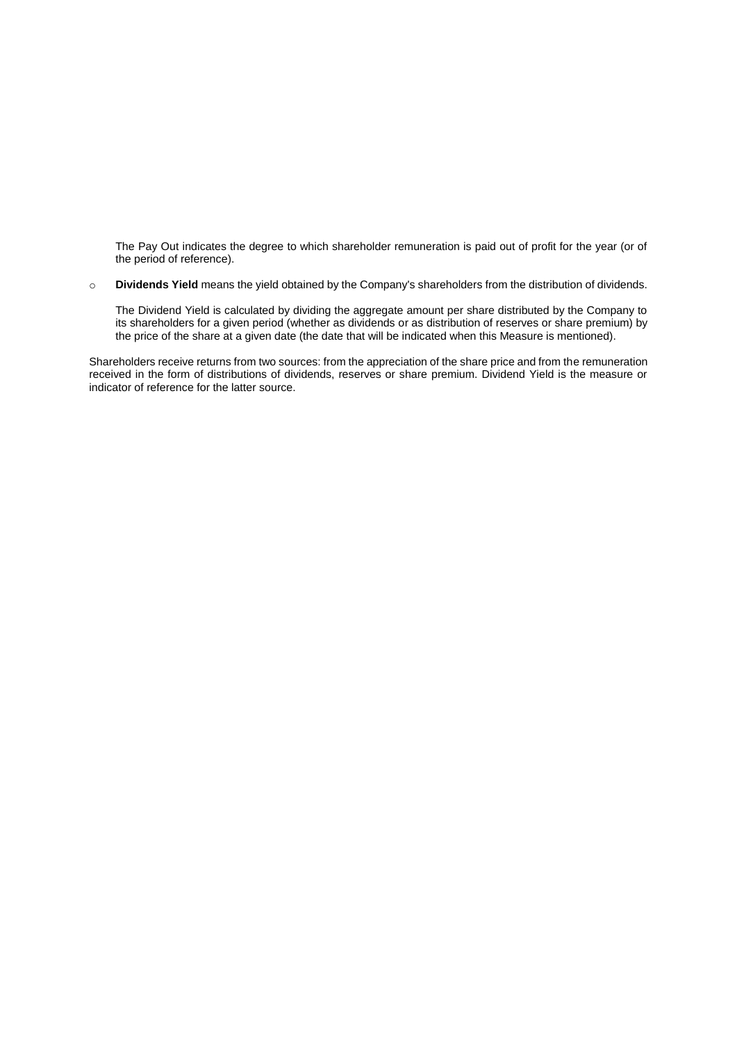The Pay Out indicates the degree to which shareholder remuneration is paid out of profit for the year (or of the period of reference).

- **Dividends Yield** means the yield obtained by the Company's shareholders from the distribution of dividends.

  The Dividend Yield is calculated by dividing the aggregate amount per share distributed by the Company to its shareholders for a given period (whether as dividends or as distribution of reserves or share premium) by the price of the share at a given date (the date that will be indicated when this Measure is mentioned).

Shareholders receive returns from two sources: from the appreciation of the share price and from the remuneration received in the form of distributions of dividends, reserves or share premium. Dividend Yield is the measure or indicator of reference for the latter source.